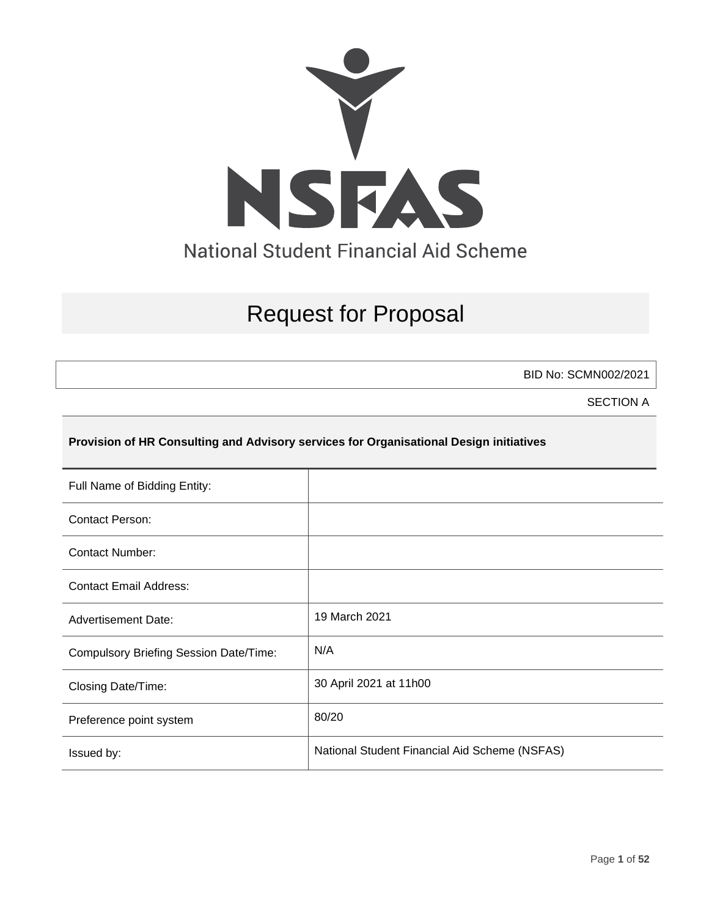# NSFAS

National Student Financial Aid Scheme

# Request for Proposal

BID No: SCMN002/2021

SECTION A

**Provision of HR Consulting and Advisory services for Organisational Design initiatives**

| | |
|---|---|
| Full Name of Bidding Entity: | |
| Contact Person: | |
| Contact Number: | |
| Contact Email Address: | |
| Advertisement Date: | 19 March 2021 |
| Compulsory Briefing Session Date/Time: | N/A |
| Closing Date/Time: | 30 April 2021 at 11h00 |
| Preference point system | 80/20 |
| Issued by: | National Student Financial Aid Scheme (NSFAS) |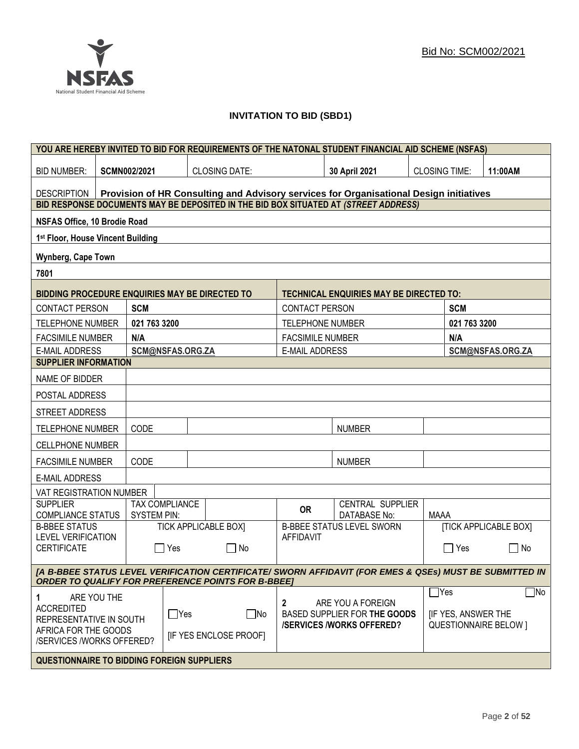Bid No: SCM002/2021

# INVITATION TO BID (SBD1)

| YOU ARE HEREBY INVITED TO BID FOR REQUIREMENTS OF THE NATONAL STUDENT FINANCIAL AID SCHEME (NSFAS) | | | | | |
|---|---|---|---|---|---|
| BID NUMBER: | **SCMN002/2021** | CLOSING DATE: | **30 April 2021** | CLOSING TIME: | **11:00AM** |
| DESCRIPTION | **Provision of HR Consulting and Advisory services for Organisational Design initiatives** | | | | |

**BID RESPONSE DOCUMENTS MAY BE DEPOSITED IN THE BID BOX SITUATED AT *(STREET ADDRESS)***

**NSFAS Office, 10 Brodie Road**

**1st Floor, House Vincent Building**

**Wynberg, Cape Town**

**7801**

| BIDDING PROCEDURE ENQUIRIES MAY BE DIRECTED TO | | TECHNICAL ENQUIRIES MAY BE DIRECTED TO: | |
|---|---|---|---|
| CONTACT PERSON | **SCM** | CONTACT PERSON | **SCM** |
| TELEPHONE NUMBER | **021 763 3200** | TELEPHONE NUMBER | **021 763 3200** |
| FACSIMILE NUMBER | **N/A** | FACSIMILE NUMBER | **N/A** |
| E-MAIL ADDRESS | **SCM@NSFAS.ORG.ZA** | E-MAIL ADDRESS | **SCM@NSFAS.ORG.ZA** |

**SUPPLIER INFORMATION**

| | | | | |
|---|---|---|---|---|
| NAME OF BIDDER | | | | |
| POSTAL ADDRESS | | | | |
| STREET ADDRESS | | | | |
| TELEPHONE NUMBER | CODE | | NUMBER | |
| CELLPHONE NUMBER | | | | |
| FACSIMILE NUMBER | CODE | | NUMBER | |
| E-MAIL ADDRESS | | | | |
| VAT REGISTRATION NUMBER | | | | |
| SUPPLIER COMPLIANCE STATUS | TAX COMPLIANCE SYSTEM PIN: | | **OR** CENTRAL SUPPLIER DATABASE No: | MAAA |
| B-BBEE STATUS LEVEL VERIFICATION CERTIFICATE | TICK APPLICABLE BOX] ☐ Yes ☐ No | | B-BBEE STATUS LEVEL SWORN AFFIDAVIT | [TICK APPLICABLE BOX] ☐ Yes ☐ No |

***[A B-BBEE STATUS LEVEL VERIFICATION CERTIFICATE/ SWORN AFFIDAVIT (FOR EMES & QSEs) MUST BE SUBMITTED IN ORDER TO QUALIFY FOR PREFERENCE POINTS FOR B-BBEE]***

| | | | |
|---|---|---|---|
| **1** ARE YOU THE ACCREDITED REPRESENTATIVE IN SOUTH AFRICA FOR THE GOODS /SERVICES /WORKS OFFERED? | ☐Yes ☐No [IF YES ENCLOSE PROOF] | **2** ARE YOU A FOREIGN BASED SUPPLIER FOR **THE GOODS /SERVICES /WORKS OFFERED?** | ☐Yes ☐No [IF YES, ANSWER THE QUESTIONNAIRE BELOW ] |

**QUESTIONNAIRE TO BIDDING FOREIGN SUPPLIERS**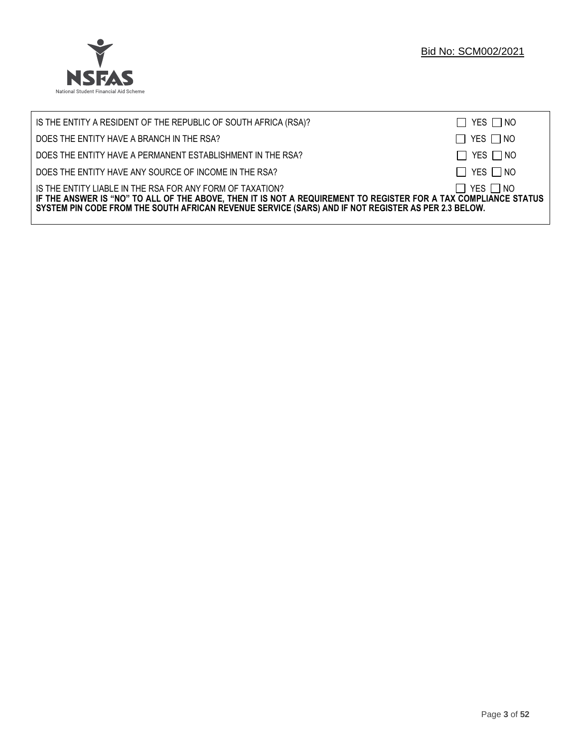| | |
|---|---|
| IS THE ENTITY A RESIDENT OF THE REPUBLIC OF SOUTH AFRICA (RSA)? | ☐ YES ☐ NO |
| DOES THE ENTITY HAVE A BRANCH IN THE RSA? | ☐ YES ☐ NO |
| DOES THE ENTITY HAVE A PERMANENT ESTABLISHMENT IN THE RSA? | ☐ YES ☐ NO |
| DOES THE ENTITY HAVE ANY SOURCE OF INCOME IN THE RSA? | ☐ YES ☐ NO |
| IS THE ENTITY LIABLE IN THE RSA FOR ANY FORM OF TAXATION? | ☐ YES ☐ NO |

**IF THE ANSWER IS "NO" TO ALL OF THE ABOVE, THEN IT IS NOT A REQUIREMENT TO REGISTER FOR A TAX COMPLIANCE STATUS SYSTEM PIN CODE FROM THE SOUTH AFRICAN REVENUE SERVICE (SARS) AND IF NOT REGISTER AS PER 2.3 BELOW.**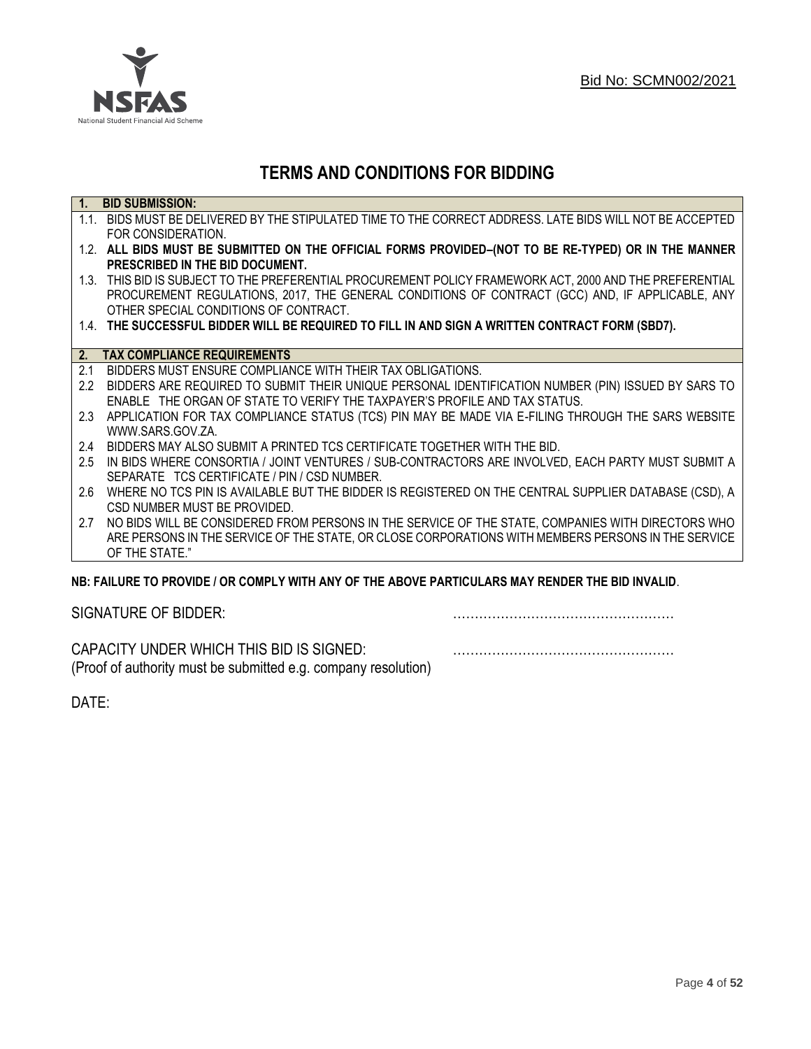Bid No: SCMN002/2021

# TERMS AND CONDITIONS FOR BIDDING

**1. BID SUBMISSION:**

1.1. BIDS MUST BE DELIVERED BY THE STIPULATED TIME TO THE CORRECT ADDRESS. LATE BIDS WILL NOT BE ACCEPTED FOR CONSIDERATION.

1.2. **ALL BIDS MUST BE SUBMITTED ON THE OFFICIAL FORMS PROVIDED–(NOT TO BE RE-TYPED) OR IN THE MANNER PRESCRIBED IN THE BID DOCUMENT.**

1.3. THIS BID IS SUBJECT TO THE PREFERENTIAL PROCUREMENT POLICY FRAMEWORK ACT, 2000 AND THE PREFERENTIAL PROCUREMENT REGULATIONS, 2017, THE GENERAL CONDITIONS OF CONTRACT (GCC) AND, IF APPLICABLE, ANY OTHER SPECIAL CONDITIONS OF CONTRACT.

1.4. **THE SUCCESSFUL BIDDER WILL BE REQUIRED TO FILL IN AND SIGN A WRITTEN CONTRACT FORM (SBD7).**

**2. TAX COMPLIANCE REQUIREMENTS**

2.1 BIDDERS MUST ENSURE COMPLIANCE WITH THEIR TAX OBLIGATIONS.

2.2 BIDDERS ARE REQUIRED TO SUBMIT THEIR UNIQUE PERSONAL IDENTIFICATION NUMBER (PIN) ISSUED BY SARS TO ENABLE THE ORGAN OF STATE TO VERIFY THE TAXPAYER'S PROFILE AND TAX STATUS.

2.3 APPLICATION FOR TAX COMPLIANCE STATUS (TCS) PIN MAY BE MADE VIA E-FILING THROUGH THE SARS WEBSITE WWW.SARS.GOV.ZA.

2.4 BIDDERS MAY ALSO SUBMIT A PRINTED TCS CERTIFICATE TOGETHER WITH THE BID.

2.5 IN BIDS WHERE CONSORTIA / JOINT VENTURES / SUB-CONTRACTORS ARE INVOLVED, EACH PARTY MUST SUBMIT A SEPARATE TCS CERTIFICATE / PIN / CSD NUMBER.

2.6 WHERE NO TCS PIN IS AVAILABLE BUT THE BIDDER IS REGISTERED ON THE CENTRAL SUPPLIER DATABASE (CSD), A CSD NUMBER MUST BE PROVIDED.

2.7 NO BIDS WILL BE CONSIDERED FROM PERSONS IN THE SERVICE OF THE STATE, COMPANIES WITH DIRECTORS WHO ARE PERSONS IN THE SERVICE OF THE STATE, OR CLOSE CORPORATIONS WITH MEMBERS PERSONS IN THE SERVICE OF THE STATE."

**NB: FAILURE TO PROVIDE / OR COMPLY WITH ANY OF THE ABOVE PARTICULARS MAY RENDER THE BID INVALID**.

SIGNATURE OF BIDDER: ……………………………………………

CAPACITY UNDER WHICH THIS BID IS SIGNED: ……………………………………………
(Proof of authority must be submitted e.g. company resolution)

DATE: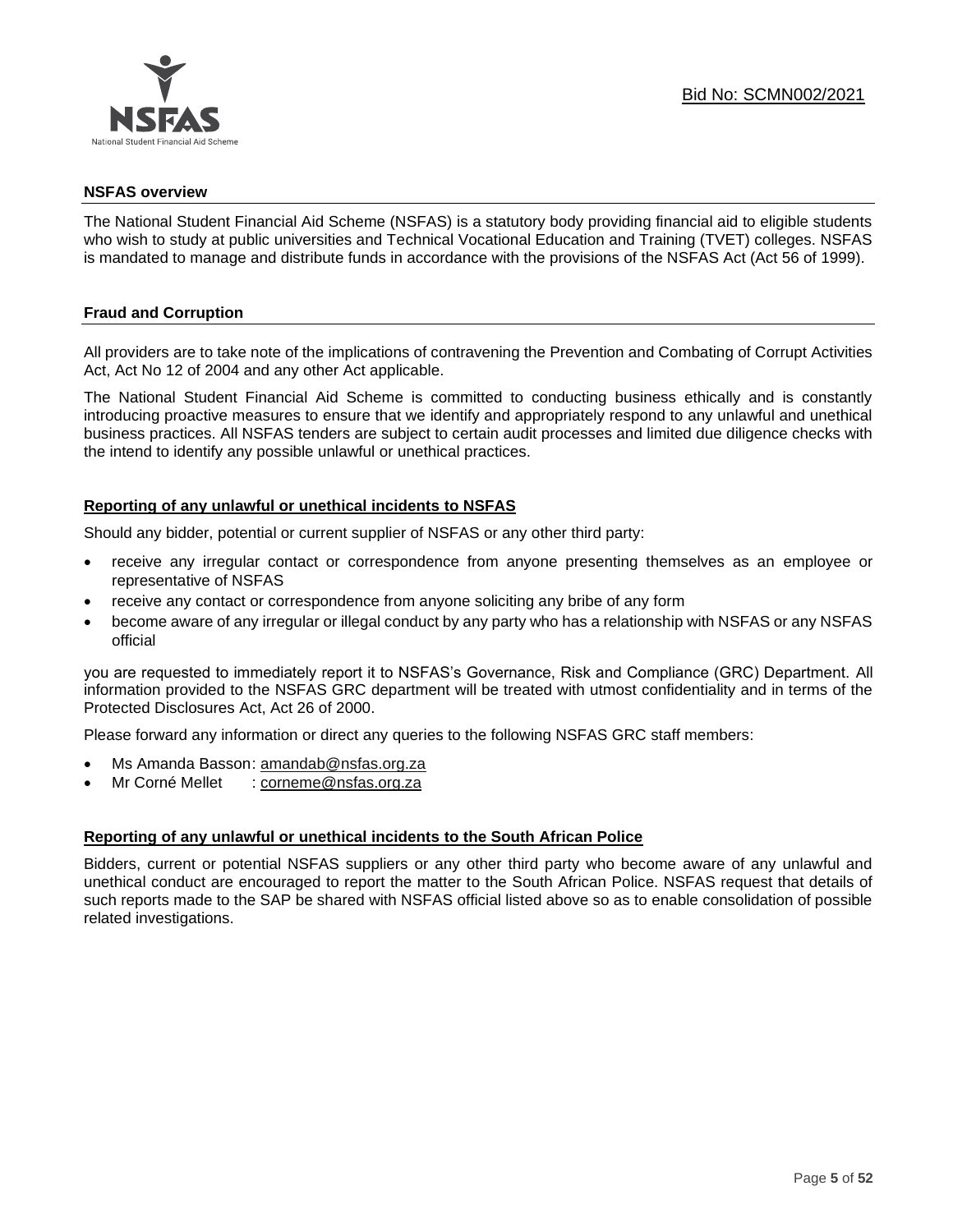Bid No: SCMN002/2021

## NSFAS overview

The National Student Financial Aid Scheme (NSFAS) is a statutory body providing financial aid to eligible students who wish to study at public universities and Technical Vocational Education and Training (TVET) colleges. NSFAS is mandated to manage and distribute funds in accordance with the provisions of the NSFAS Act (Act 56 of 1999).

## Fraud and Corruption

All providers are to take note of the implications of contravening the Prevention and Combating of Corrupt Activities Act, Act No 12 of 2004 and any other Act applicable.

The National Student Financial Aid Scheme is committed to conducting business ethically and is constantly introducing proactive measures to ensure that we identify and appropriately respond to any unlawful and unethical business practices. All NSFAS tenders are subject to certain audit processes and limited due diligence checks with the intend to identify any possible unlawful or unethical practices.

### Reporting of any unlawful or unethical incidents to NSFAS

Should any bidder, potential or current supplier of NSFAS or any other third party:

- receive any irregular contact or correspondence from anyone presenting themselves as an employee or representative of NSFAS
- receive any contact or correspondence from anyone soliciting any bribe of any form
- become aware of any irregular or illegal conduct by any party who has a relationship with NSFAS or any NSFAS official

you are requested to immediately report it to NSFAS's Governance, Risk and Compliance (GRC) Department. All information provided to the NSFAS GRC department will be treated with utmost confidentiality and in terms of the Protected Disclosures Act, Act 26 of 2000.

Please forward any information or direct any queries to the following NSFAS GRC staff members:

- Ms Amanda Basson: amandab@nsfas.org.za
- Mr Corné Mellet : corneme@nsfas.org.za

### Reporting of any unlawful or unethical incidents to the South African Police

Bidders, current or potential NSFAS suppliers or any other third party who become aware of any unlawful and unethical conduct are encouraged to report the matter to the South African Police. NSFAS request that details of such reports made to the SAP be shared with NSFAS official listed above so as to enable consolidation of possible related investigations.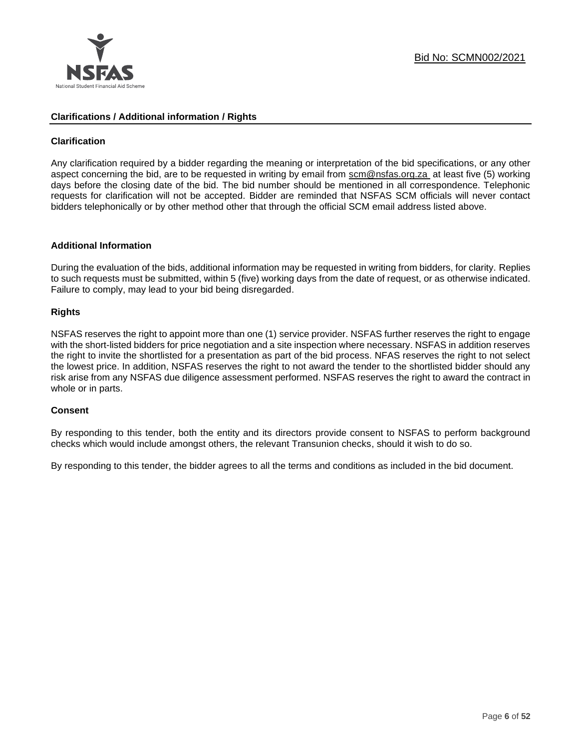## Clarifications / Additional information / Rights

### Clarification

Any clarification required by a bidder regarding the meaning or interpretation of the bid specifications, or any other aspect concerning the bid, are to be requested in writing by email from scm@nsfas.org.za at least five (5) working days before the closing date of the bid. The bid number should be mentioned in all correspondence. Telephonic requests for clarification will not be accepted. Bidder are reminded that NSFAS SCM officials will never contact bidders telephonically or by other method other that through the official SCM email address listed above.

### Additional Information

During the evaluation of the bids, additional information may be requested in writing from bidders, for clarity. Replies to such requests must be submitted, within 5 (five) working days from the date of request, or as otherwise indicated. Failure to comply, may lead to your bid being disregarded.

### Rights

NSFAS reserves the right to appoint more than one (1) service provider. NSFAS further reserves the right to engage with the short-listed bidders for price negotiation and a site inspection where necessary. NSFAS in addition reserves the right to invite the shortlisted for a presentation as part of the bid process. NFAS reserves the right to not select the lowest price. In addition, NSFAS reserves the right to not award the tender to the shortlisted bidder should any risk arise from any NSFAS due diligence assessment performed. NSFAS reserves the right to award the contract in whole or in parts.

### Consent

By responding to this tender, both the entity and its directors provide consent to NSFAS to perform background checks which would include amongst others, the relevant Transunion checks, should it wish to do so.

By responding to this tender, the bidder agrees to all the terms and conditions as included in the bid document.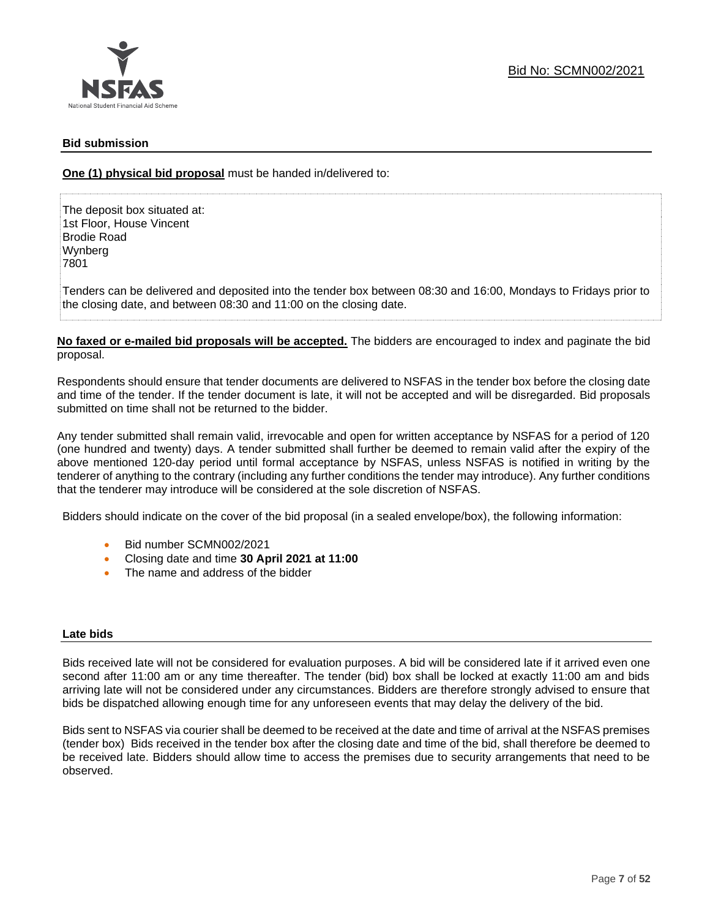## Bid submission

**One (1) physical bid proposal** must be handed in/delivered to:

The deposit box situated at:
1st Floor, House Vincent
Brodie Road
Wynberg
7801

Tenders can be delivered and deposited into the tender box between 08:30 and 16:00, Mondays to Fridays prior to the closing date, and between 08:30 and 11:00 on the closing date.

**No faxed or e-mailed bid proposals will be accepted.** The bidders are encouraged to index and paginate the bid proposal.

Respondents should ensure that tender documents are delivered to NSFAS in the tender box before the closing date and time of the tender. If the tender document is late, it will not be accepted and will be disregarded. Bid proposals submitted on time shall not be returned to the bidder.

Any tender submitted shall remain valid, irrevocable and open for written acceptance by NSFAS for a period of 120 (one hundred and twenty) days. A tender submitted shall further be deemed to remain valid after the expiry of the above mentioned 120-day period until formal acceptance by NSFAS, unless NSFAS is notified in writing by the tenderer of anything to the contrary (including any further conditions the tender may introduce). Any further conditions that the tenderer may introduce will be considered at the sole discretion of NSFAS.

Bidders should indicate on the cover of the bid proposal (in a sealed envelope/box), the following information:

- Bid number SCMN002/2021
- Closing date and time **30 April 2021 at 11:00**
- The name and address of the bidder

## Late bids

Bids received late will not be considered for evaluation purposes. A bid will be considered late if it arrived even one second after 11:00 am or any time thereafter. The tender (bid) box shall be locked at exactly 11:00 am and bids arriving late will not be considered under any circumstances. Bidders are therefore strongly advised to ensure that bids be dispatched allowing enough time for any unforeseen events that may delay the delivery of the bid.

Bids sent to NSFAS via courier shall be deemed to be received at the date and time of arrival at the NSFAS premises (tender box) Bids received in the tender box after the closing date and time of the bid, shall therefore be deemed to be received late. Bidders should allow time to access the premises due to security arrangements that need to be observed.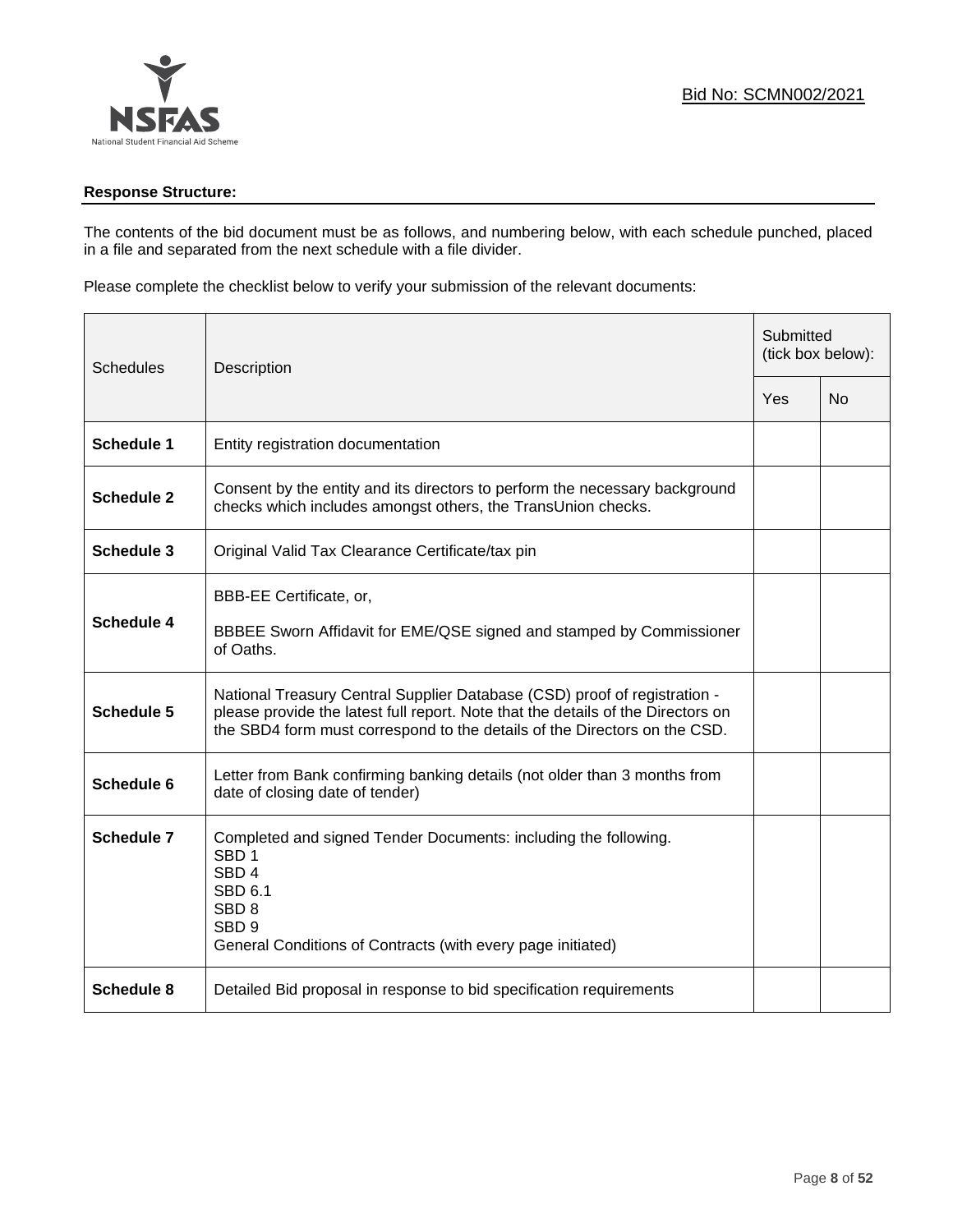**Response Structure:**

The contents of the bid document must be as follows, and numbering below, with each schedule punched, placed in a file and separated from the next schedule with a file divider.

Please complete the checklist below to verify your submission of the relevant documents:

| Schedules | Description | Submitted (tick box below): | |
|---|---|---|---|
| | | Yes | No |
| **Schedule 1** | Entity registration documentation | | |
| **Schedule 2** | Consent by the entity and its directors to perform the necessary background checks which includes amongst others, the TransUnion checks. | | |
| **Schedule 3** | Original Valid Tax Clearance Certificate/tax pin | | |
| **Schedule 4** | BBB-EE Certificate, or,<br><br>BBBEE Sworn Affidavit for EME/QSE signed and stamped by Commissioner of Oaths. | | |
| **Schedule 5** | National Treasury Central Supplier Database (CSD) proof of registration - please provide the latest full report. Note that the details of the Directors on the SBD4 form must correspond to the details of the Directors on the CSD. | | |
| **Schedule 6** | Letter from Bank confirming banking details (not older than 3 months from date of closing date of tender) | | |
| **Schedule 7** | Completed and signed Tender Documents: including the following.<br>SBD 1<br>SBD 4<br>SBD 6.1<br>SBD 8<br>SBD 9<br>General Conditions of Contracts (with every page initiated) | | |
| **Schedule 8** | Detailed Bid proposal in response to bid specification requirements | | |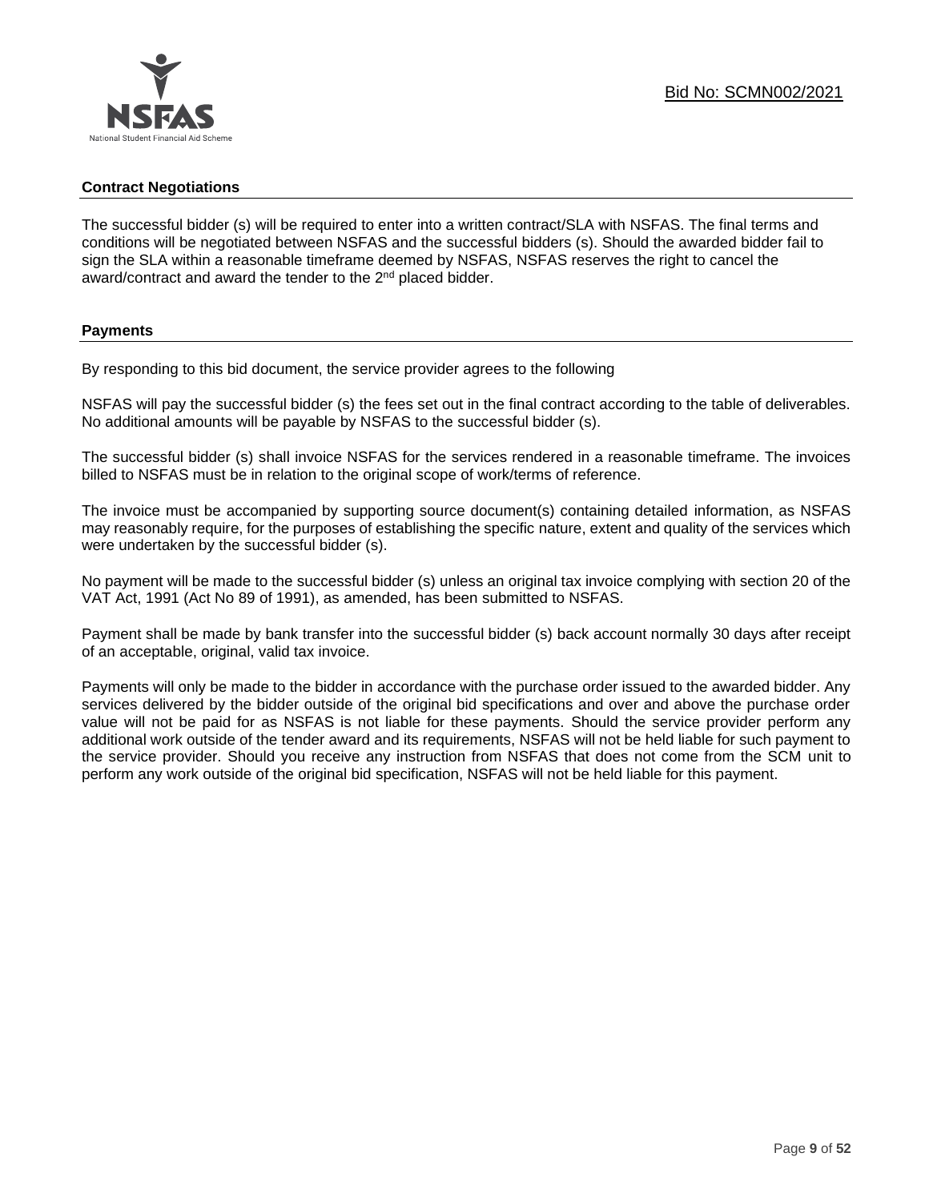## Contract Negotiations

The successful bidder (s) will be required to enter into a written contract/SLA with NSFAS. The final terms and conditions will be negotiated between NSFAS and the successful bidders (s). Should the awarded bidder fail to sign the SLA within a reasonable timeframe deemed by NSFAS, NSFAS reserves the right to cancel the award/contract and award the tender to the 2nd placed bidder.

## Payments

By responding to this bid document, the service provider agrees to the following

NSFAS will pay the successful bidder (s) the fees set out in the final contract according to the table of deliverables. No additional amounts will be payable by NSFAS to the successful bidder (s).

The successful bidder (s) shall invoice NSFAS for the services rendered in a reasonable timeframe. The invoices billed to NSFAS must be in relation to the original scope of work/terms of reference.

The invoice must be accompanied by supporting source document(s) containing detailed information, as NSFAS may reasonably require, for the purposes of establishing the specific nature, extent and quality of the services which were undertaken by the successful bidder (s).

No payment will be made to the successful bidder (s) unless an original tax invoice complying with section 20 of the VAT Act, 1991 (Act No 89 of 1991), as amended, has been submitted to NSFAS.

Payment shall be made by bank transfer into the successful bidder (s) back account normally 30 days after receipt of an acceptable, original, valid tax invoice.

Payments will only be made to the bidder in accordance with the purchase order issued to the awarded bidder. Any services delivered by the bidder outside of the original bid specifications and over and above the purchase order value will not be paid for as NSFAS is not liable for these payments. Should the service provider perform any additional work outside of the tender award and its requirements, NSFAS will not be held liable for such payment to the service provider. Should you receive any instruction from NSFAS that does not come from the SCM unit to perform any work outside of the original bid specification, NSFAS will not be held liable for this payment.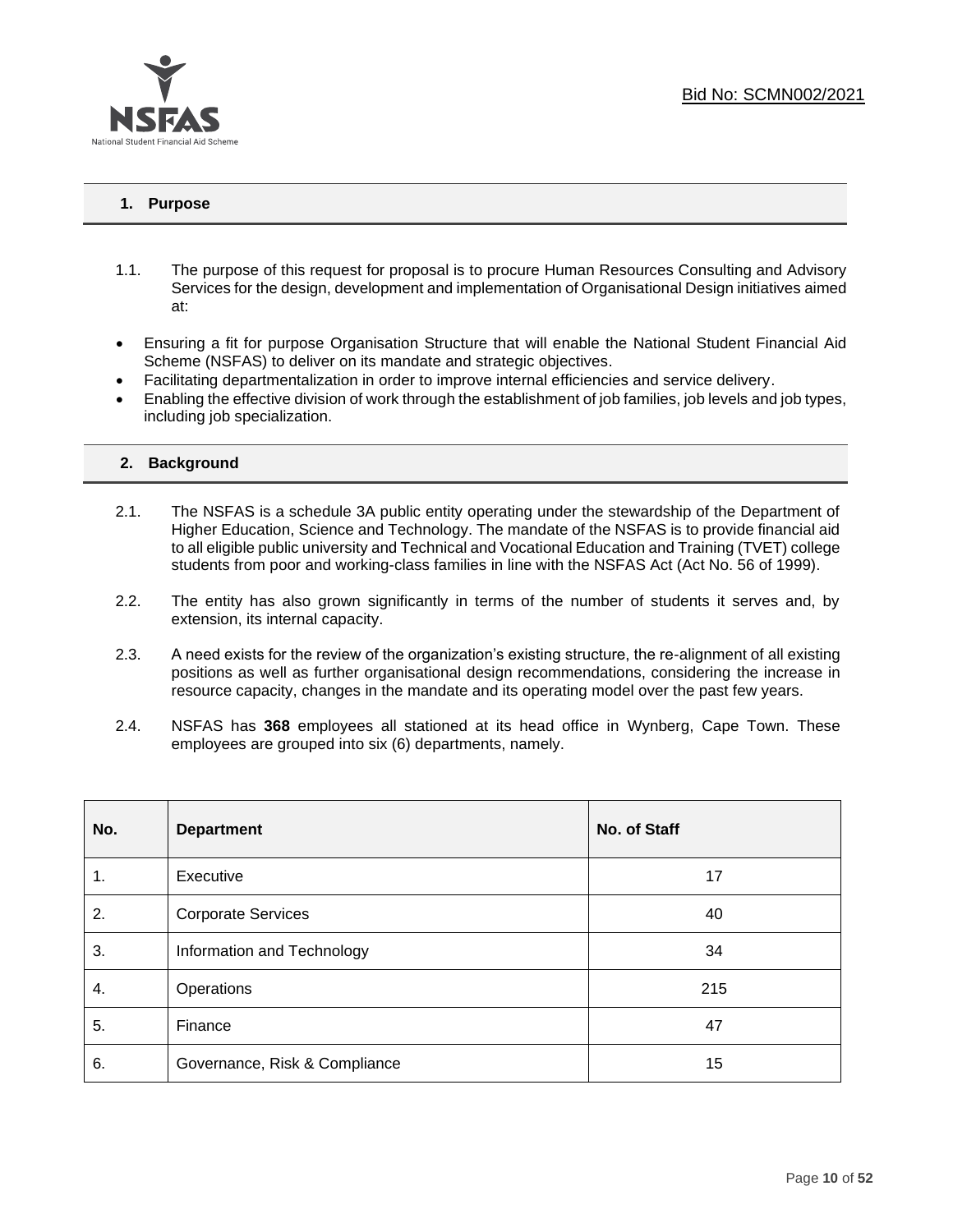## 1. Purpose

1.1. The purpose of this request for proposal is to procure Human Resources Consulting and Advisory Services for the design, development and implementation of Organisational Design initiatives aimed at:

- Ensuring a fit for purpose Organisation Structure that will enable the National Student Financial Aid Scheme (NSFAS) to deliver on its mandate and strategic objectives.
- Facilitating departmentalization in order to improve internal efficiencies and service delivery.
- Enabling the effective division of work through the establishment of job families, job levels and job types, including job specialization.

## 2. Background

2.1. The NSFAS is a schedule 3A public entity operating under the stewardship of the Department of Higher Education, Science and Technology. The mandate of the NSFAS is to provide financial aid to all eligible public university and Technical and Vocational Education and Training (TVET) college students from poor and working-class families in line with the NSFAS Act (Act No. 56 of 1999).

2.2. The entity has also grown significantly in terms of the number of students it serves and, by extension, its internal capacity.

2.3. A need exists for the review of the organization's existing structure, the re-alignment of all existing positions as well as further organisational design recommendations, considering the increase in resource capacity, changes in the mandate and its operating model over the past few years.

2.4. NSFAS has **368** employees all stationed at its head office in Wynberg, Cape Town. These employees are grouped into six (6) departments, namely.

| No. | Department | No. of Staff |
|---|---|---|
| 1. | Executive | 17 |
| 2. | Corporate Services | 40 |
| 3. | Information and Technology | 34 |
| 4. | Operations | 215 |
| 5. | Finance | 47 |
| 6. | Governance, Risk & Compliance | 15 |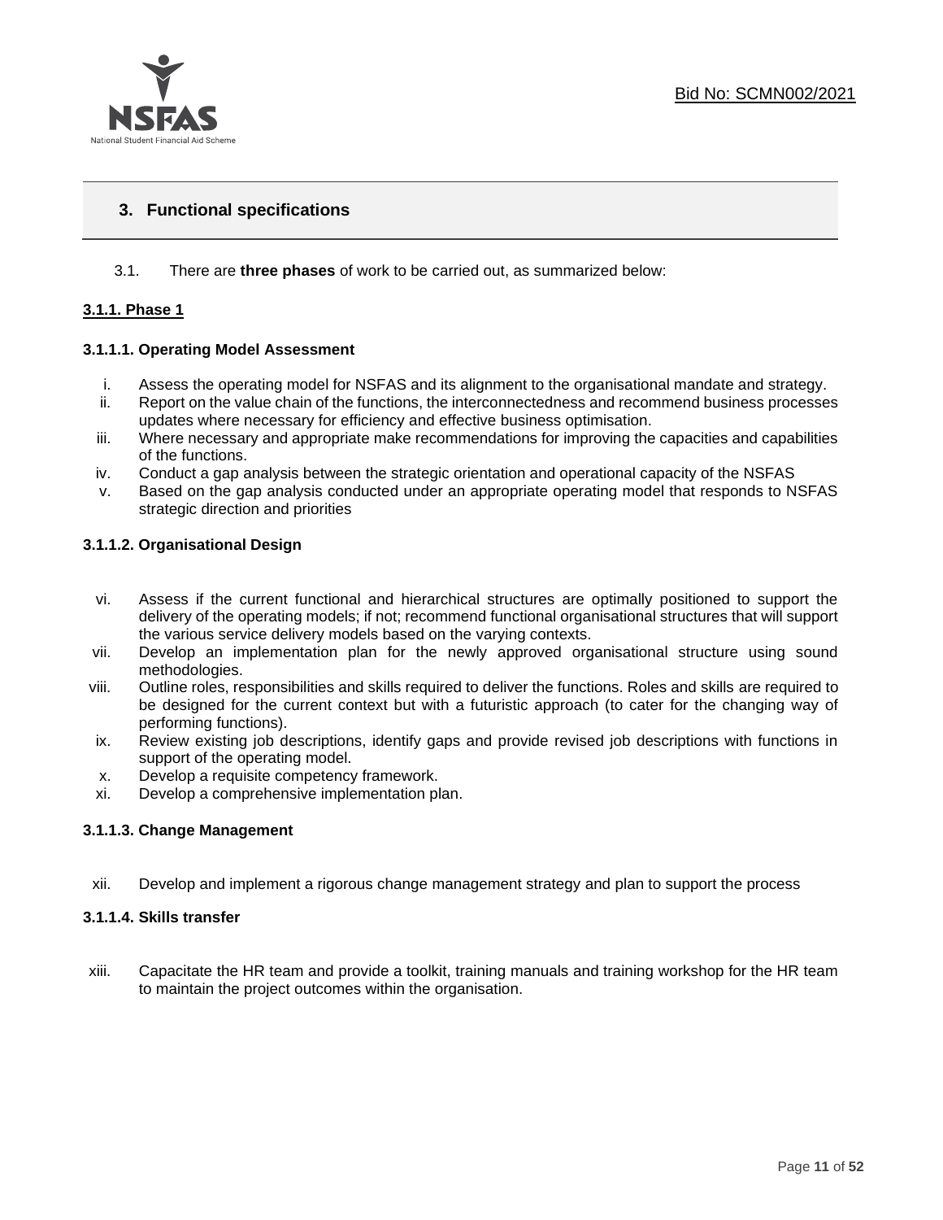## 3. Functional specifications

3.1. There are **three phases** of work to be carried out, as summarized below:

### 3.1.1. Phase 1

#### 3.1.1.1. Operating Model Assessment

i. Assess the operating model for NSFAS and its alignment to the organisational mandate and strategy.
ii. Report on the value chain of the functions, the interconnectedness and recommend business processes updates where necessary for efficiency and effective business optimisation.
iii. Where necessary and appropriate make recommendations for improving the capacities and capabilities of the functions.
iv. Conduct a gap analysis between the strategic orientation and operational capacity of the NSFAS
v. Based on the gap analysis conducted under an appropriate operating model that responds to NSFAS strategic direction and priorities

#### 3.1.1.2. Organisational Design

vi. Assess if the current functional and hierarchical structures are optimally positioned to support the delivery of the operating models; if not; recommend functional organisational structures that will support the various service delivery models based on the varying contexts.
vii. Develop an implementation plan for the newly approved organisational structure using sound methodologies.
viii. Outline roles, responsibilities and skills required to deliver the functions. Roles and skills are required to be designed for the current context but with a futuristic approach (to cater for the changing way of performing functions).
ix. Review existing job descriptions, identify gaps and provide revised job descriptions with functions in support of the operating model.
x. Develop a requisite competency framework.
xi. Develop a comprehensive implementation plan.

#### 3.1.1.3. Change Management

xii. Develop and implement a rigorous change management strategy and plan to support the process

#### 3.1.1.4. Skills transfer

xiii. Capacitate the HR team and provide a toolkit, training manuals and training workshop for the HR team to maintain the project outcomes within the organisation.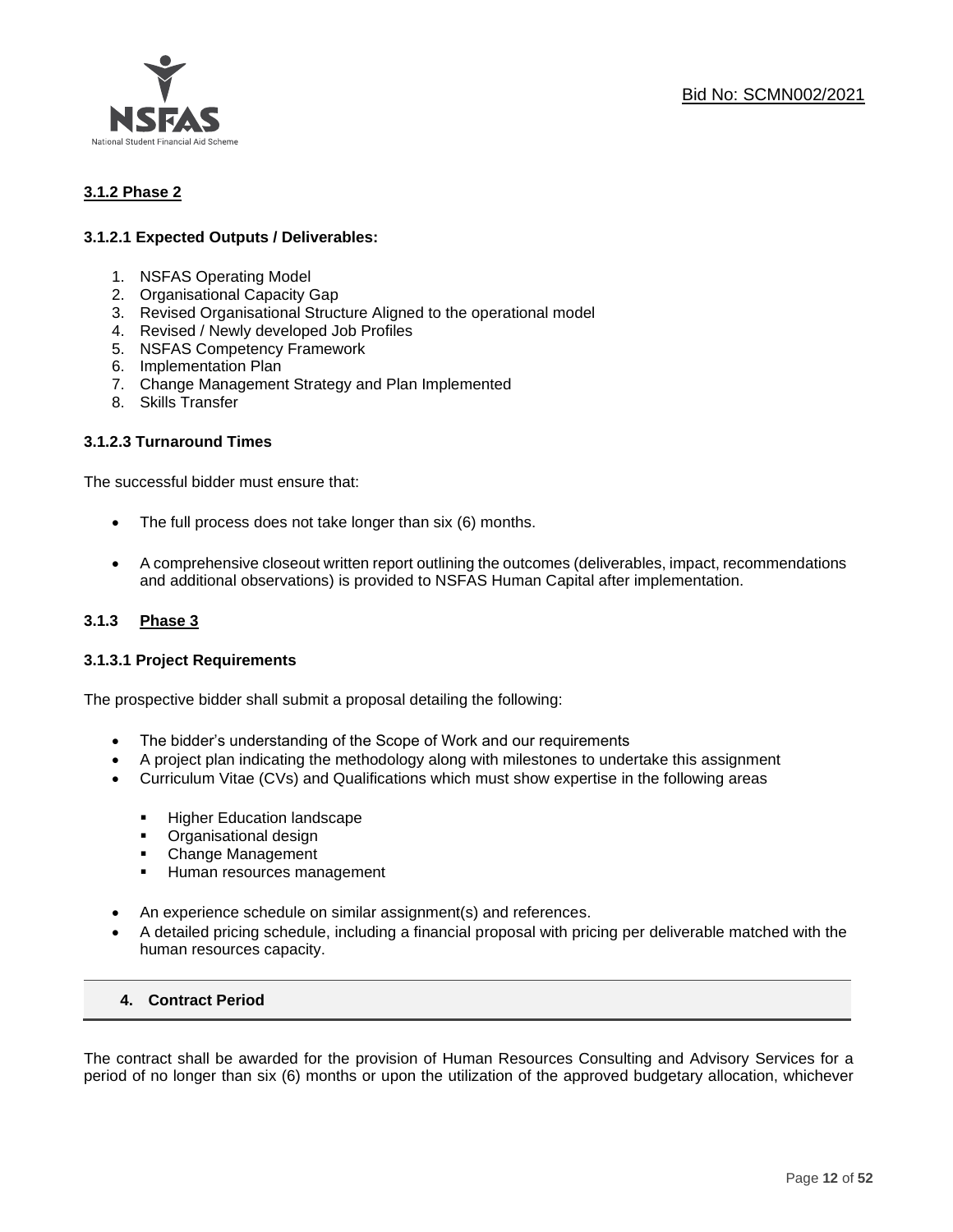**3.1.2 Phase 2**

**3.1.2.1 Expected Outputs / Deliverables:**

1. NSFAS Operating Model
2. Organisational Capacity Gap
3. Revised Organisational Structure Aligned to the operational model
4. Revised / Newly developed Job Profiles
5. NSFAS Competency Framework
6. Implementation Plan
7. Change Management Strategy and Plan Implemented
8. Skills Transfer

**3.1.2.3 Turnaround Times**

The successful bidder must ensure that:

- The full process does not take longer than six (6) months.
- A comprehensive closeout written report outlining the outcomes (deliverables, impact, recommendations and additional observations) is provided to NSFAS Human Capital after implementation.

**3.1.3 Phase 3**

**3.1.3.1 Project Requirements**

The prospective bidder shall submit a proposal detailing the following:

- The bidder's understanding of the Scope of Work and our requirements
- A project plan indicating the methodology along with milestones to undertake this assignment
- Curriculum Vitae (CVs) and Qualifications which must show expertise in the following areas
  - Higher Education landscape
  - Organisational design
  - Change Management
  - Human resources management
- An experience schedule on similar assignment(s) and references.
- A detailed pricing schedule, including a financial proposal with pricing per deliverable matched with the human resources capacity.

**4. Contract Period**

The contract shall be awarded for the provision of Human Resources Consulting and Advisory Services for a period of no longer than six (6) months or upon the utilization of the approved budgetary allocation, whichever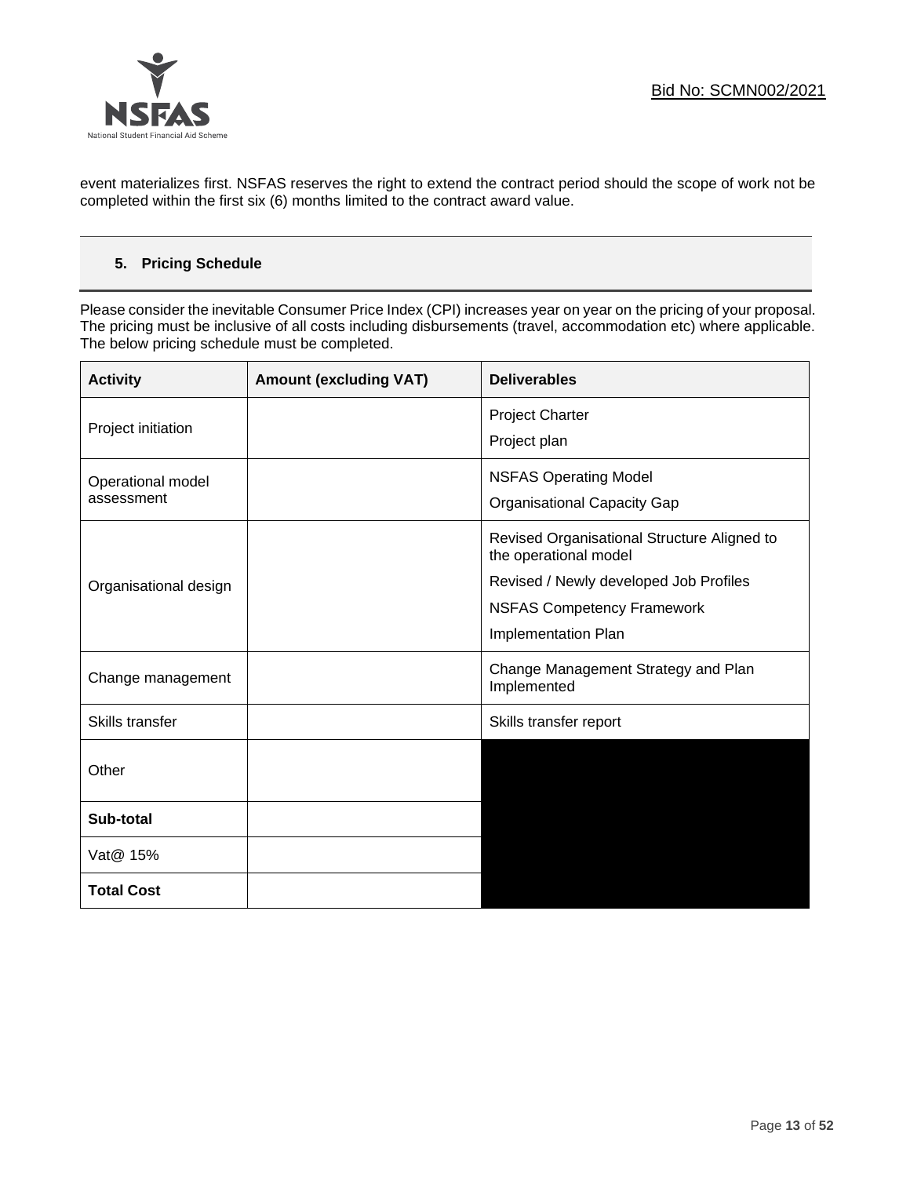event materializes first. NSFAS reserves the right to extend the contract period should the scope of work not be completed within the first six (6) months limited to the contract award value.

## 5. Pricing Schedule

Please consider the inevitable Consumer Price Index (CPI) increases year on year on the pricing of your proposal. The pricing must be inclusive of all costs including disbursements (travel, accommodation etc) where applicable. The below pricing schedule must be completed.

| Activity | Amount (excluding VAT) | Deliverables |
|---|---|---|
| Project initiation | | Project Charter<br>Project plan |
| Operational model assessment | | NSFAS Operating Model<br>Organisational Capacity Gap |
| Organisational design | | Revised Organisational Structure Aligned to the operational model<br>Revised / Newly developed Job Profiles<br>NSFAS Competency Framework<br>Implementation Plan |
| Change management | | Change Management Strategy and Plan Implemented |
| Skills transfer | | Skills transfer report |
| Other | | |
| **Sub-total** | | |
| Vat@ 15% | | |
| **Total Cost** | | |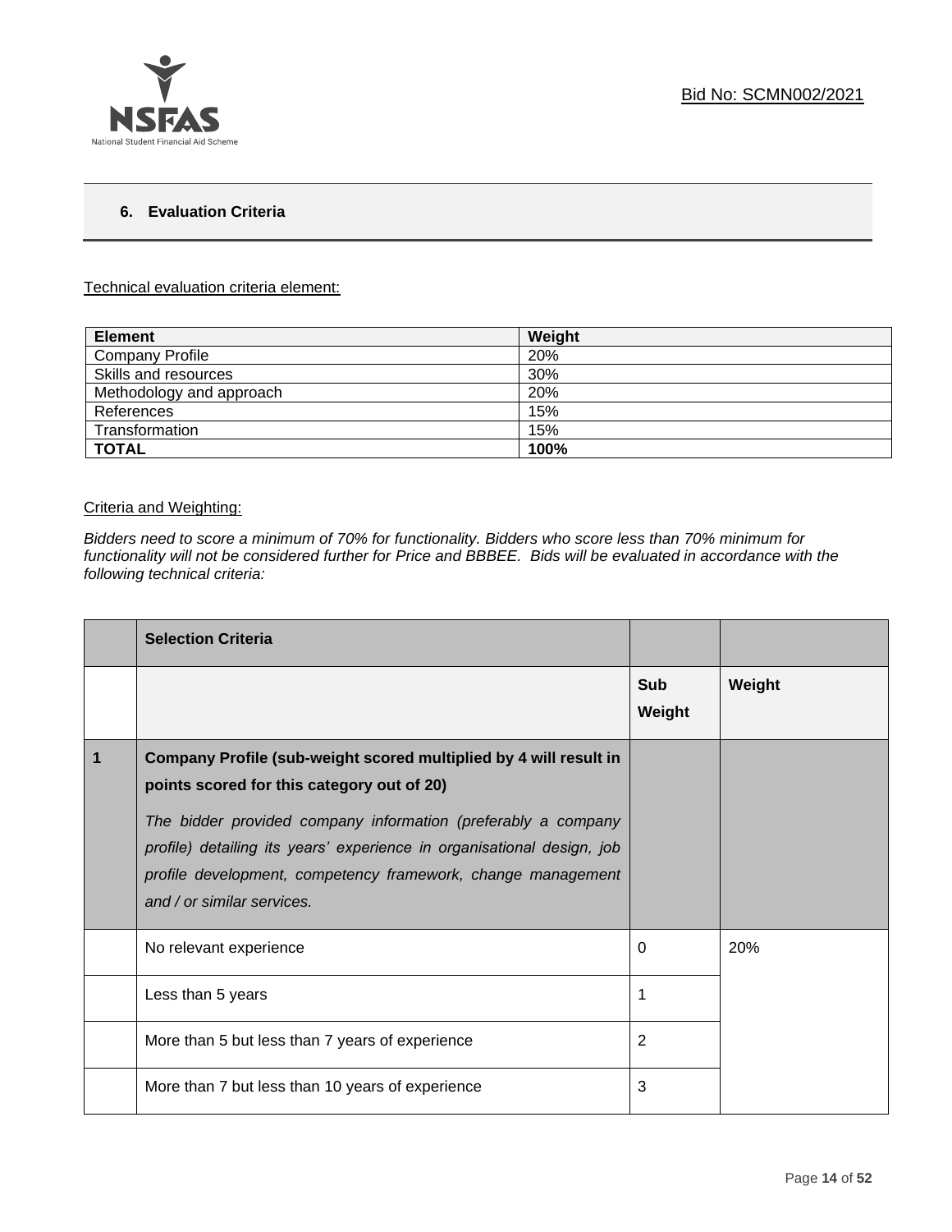## 6. Evaluation Criteria

Technical evaluation criteria element:

| Element | Weight |
|---|---|
| Company Profile | 20% |
| Skills and resources | 30% |
| Methodology and approach | 20% |
| References | 15% |
| Transformation | 15% |
| **TOTAL** | **100%** |

Criteria and Weighting:

*Bidders need to score a minimum of 70% for functionality. Bidders who score less than 70% minimum for functionality will not be considered further for Price and BBBEE. Bids will be evaluated in accordance with the following technical criteria:*

| | **Selection Criteria** | | |
|---|---|---|---|
| | | **Sub Weight** | **Weight** |
| **1** | **Company Profile (sub-weight scored multiplied by 4 will result in points scored for this category out of 20)**<br>*The bidder provided company information (preferably a company profile) detailing its years' experience in organisational design, job profile development, competency framework, change management and / or similar services.* | | |
| | No relevant experience | 0 | 20% |
| | Less than 5 years | 1 | |
| | More than 5 but less than 7 years of experience | 2 | |
| | More than 7 but less than 10 years of experience | 3 | |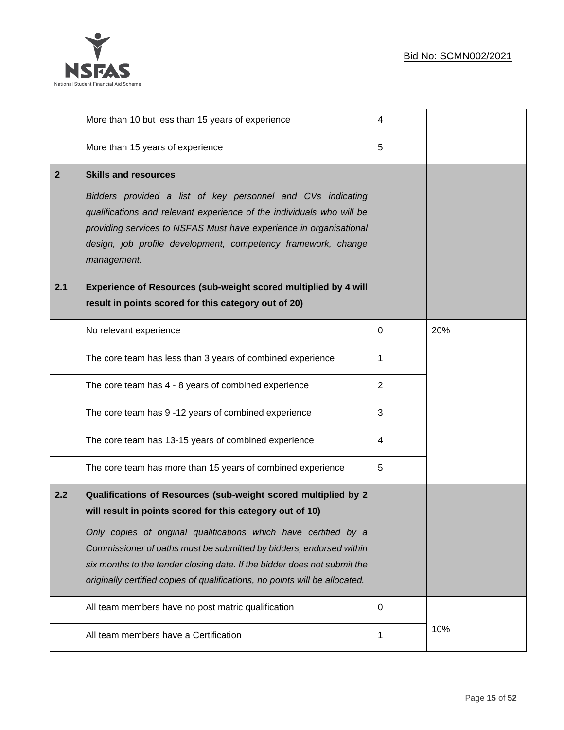|  |  |  |  |
|---|---|---|---|
|  | More than 10 but less than 15 years of experience | 4 |  |
|  | More than 15 years of experience | 5 |  |
| **2** | **Skills and resources**<br><br>*Bidders provided a list of key personnel and CVs indicating qualifications and relevant experience of the individuals who will be providing services to NSFAS Must have experience in organisational design, job profile development, competency framework, change management.* |  |  |
| **2.1** | **Experience of Resources (sub-weight scored multiplied by 4 will result in points scored for this category out of 20)** |  |  |
|  | No relevant experience | 0 | 20% |
|  | The core team has less than 3 years of combined experience | 1 |  |
|  | The core team has 4 - 8 years of combined experience | 2 |  |
|  | The core team has 9 -12 years of combined experience | 3 |  |
|  | The core team has 13-15 years of combined experience | 4 |  |
|  | The core team has more than 15 years of combined experience | 5 |  |
| **2.2** | **Qualifications of Resources (sub-weight scored multiplied by 2 will result in points scored for this category out of 10)**<br><br>*Only copies of original qualifications which have certified by a Commissioner of oaths must be submitted by bidders, endorsed within six months to the tender closing date. If the bidder does not submit the originally certified copies of qualifications, no points will be allocated.* |  |  |
|  | All team members have no post matric qualification | 0 | 10% |
|  | All team members have a Certification | 1 |  |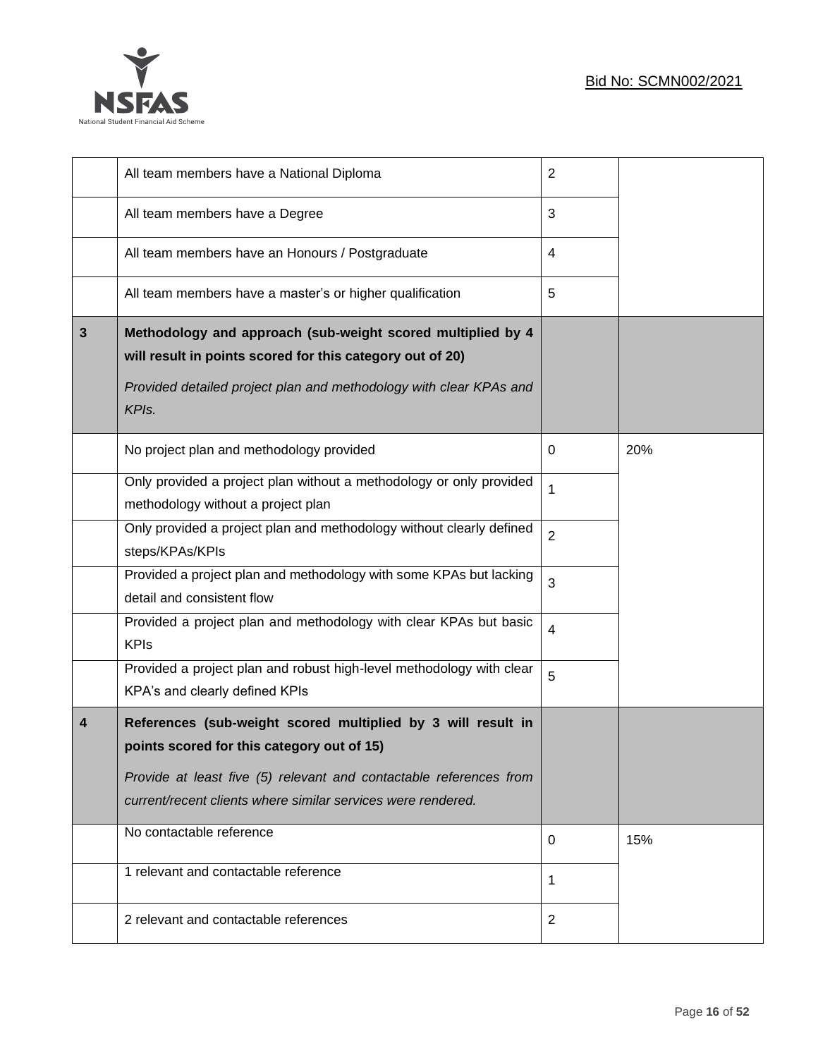| | | | |
|---|---|---|---|
| | All team members have a National Diploma | 2 | |
| | All team members have a Degree | 3 | |
| | All team members have an Honours / Postgraduate | 4 | |
| | All team members have a master's or higher qualification | 5 | |
| **3** | **Methodology and approach (sub-weight scored multiplied by 4 will result in points scored for this category out of 20)**<br><br>*Provided detailed project plan and methodology with clear KPAs and KPIs.* | | |
| | No project plan and methodology provided | 0 | 20% |
| | Only provided a project plan without a methodology or only provided methodology without a project plan | 1 | |
| | Only provided a project plan and methodology without clearly defined steps/KPAs/KPIs | 2 | |
| | Provided a project plan and methodology with some KPAs but lacking detail and consistent flow | 3 | |
| | Provided a project plan and methodology with clear KPAs but basic KPIs | 4 | |
| | Provided a project plan and robust high-level methodology with clear KPA's and clearly defined KPIs | 5 | |
| **4** | **References (sub-weight scored multiplied by 3 will result in points scored for this category out of 15)**<br><br>*Provide at least five (5) relevant and contactable references from current/recent clients where similar services were rendered.* | | |
| | No contactable reference | 0 | 15% |
| | 1 relevant and contactable reference | 1 | |
| | 2 relevant and contactable references | 2 | |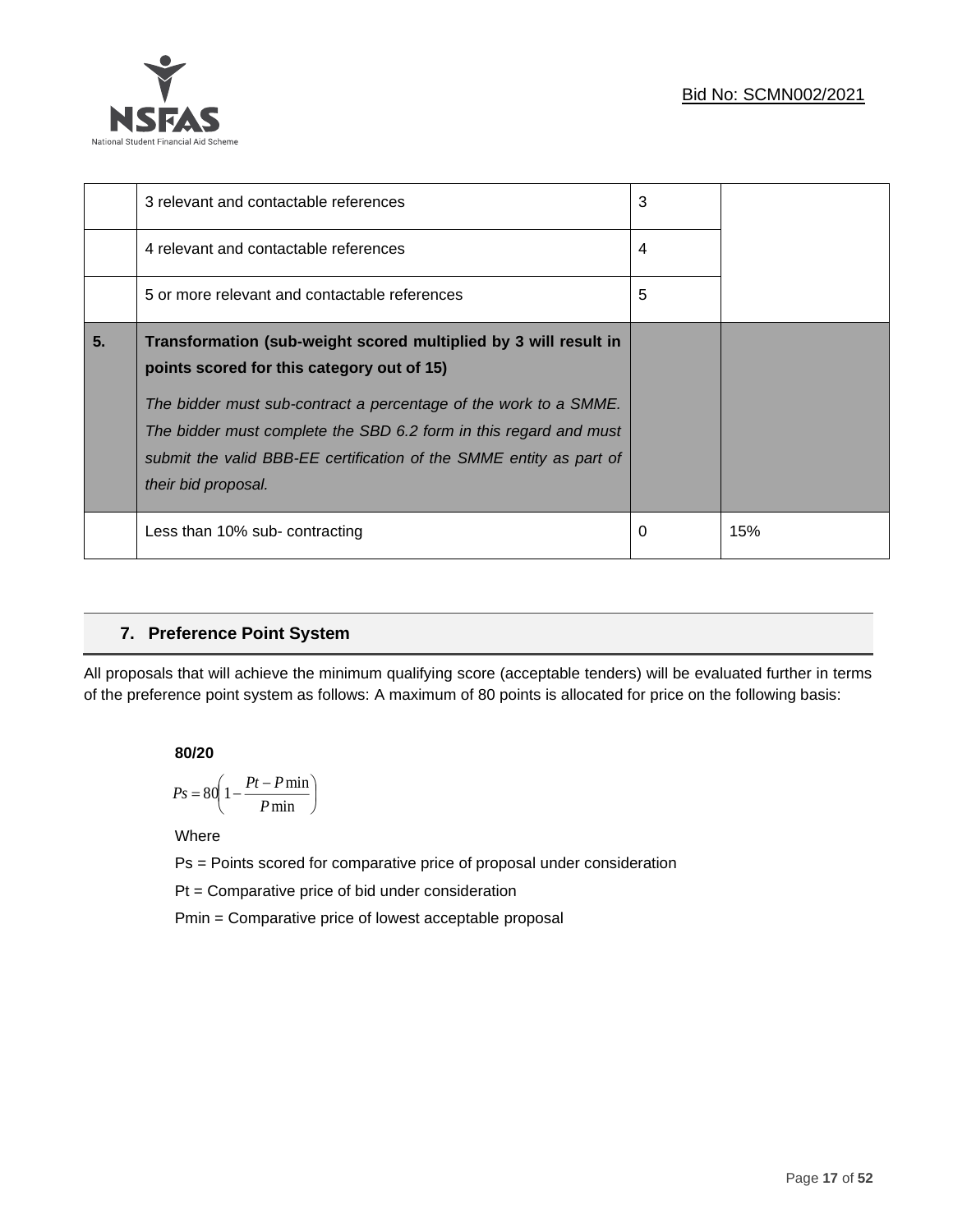| | | | |
|---|---|---|---|
| | 3 relevant and contactable references | 3 | |
| | 4 relevant and contactable references | 4 | |
| | 5 or more relevant and contactable references | 5 | |
| **5.** | **Transformation (sub-weight scored multiplied by 3 will result in points scored for this category out of 15)**<br><br>*The bidder must sub-contract a percentage of the work to a SMME. The bidder must complete the SBD 6.2 form in this regard and must submit the valid BBB-EE certification of the SMME entity as part of their bid proposal.* | | |
| | Less than 10% sub- contracting | 0 | 15% |

## 7. Preference Point System

All proposals that will achieve the minimum qualifying score (acceptable tenders) will be evaluated further in terms of the preference point system as follows: A maximum of 80 points is allocated for price on the following basis:

**80/20**

$$Ps = 80\left(1 - \frac{Pt - P\min}{P\min}\right)$$

Where

Ps = Points scored for comparative price of proposal under consideration

Pt = Comparative price of bid under consideration

Pmin = Comparative price of lowest acceptable proposal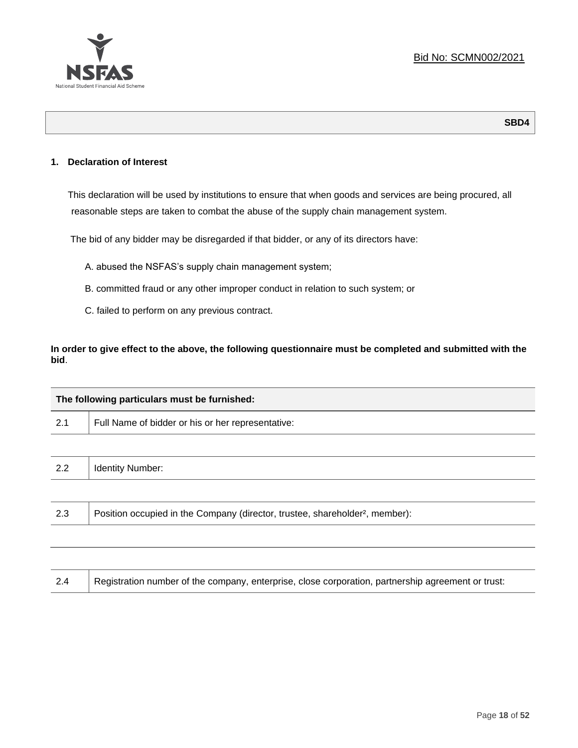Bid No: SCMN002/2021

**SBD4**

## 1. Declaration of Interest

This declaration will be used by institutions to ensure that when goods and services are being procured, all reasonable steps are taken to combat the abuse of the supply chain management system.

The bid of any bidder may be disregarded if that bidder, or any of its directors have:

A. abused the NSFAS's supply chain management system;

B. committed fraud or any other improper conduct in relation to such system; or

C. failed to perform on any previous contract.

**In order to give effect to the above, the following questionnaire must be completed and submitted with the bid**.

| The following particulars must be furnished: | |
|---|---|
| 2.1 | Full Name of bidder or his or her representative: |
| | |
| 2.2 | Identity Number: |
| | |
| 2.3 | Position occupied in the Company (director, trustee, shareholder[2], member): |
| | |
| | |
| 2.4 | Registration number of the company, enterprise, close corporation, partnership agreement or trust: |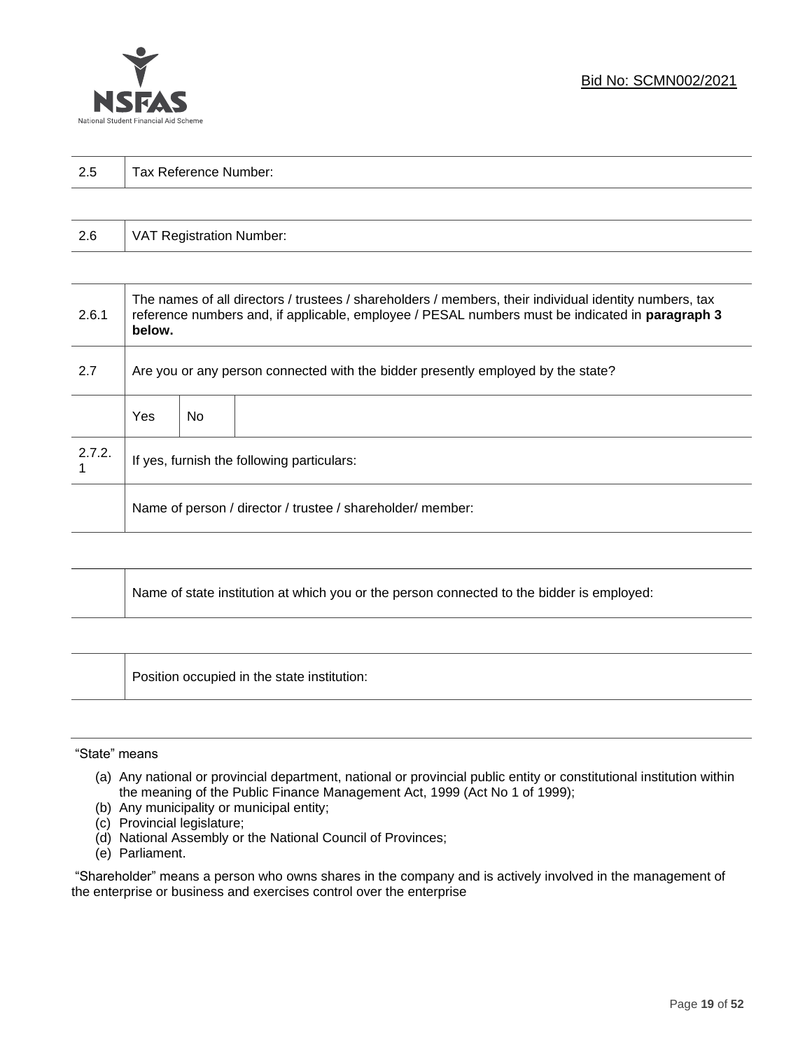| 2.5 | Tax Reference Number: |
|---|---|

| 2.6 | VAT Registration Number: |
|---|---|

| 2.6.1 | The names of all directors / trustees / shareholders / members, their individual identity numbers, tax reference numbers and, if applicable, employee / PESAL numbers must be indicated in **paragraph 3 below.** | | |
|---|---|---|---|
| 2.7 | Are you or any person connected with the bidder presently employed by the state? | | |
| | Yes | No | |
| 2.7.2.1 | If yes, furnish the following particulars: | | |
| | Name of person / director / trustee / shareholder/ member: | | |

| | Name of state institution at which you or the person connected to the bidder is employed: |
|---|---|

| | Position occupied in the state institution: |
|---|---|

"State" means

(a) Any national or provincial department, national or provincial public entity or constitutional institution within the meaning of the Public Finance Management Act, 1999 (Act No 1 of 1999);
(b) Any municipality or municipal entity;
(c) Provincial legislature;
(d) National Assembly or the National Council of Provinces;
(e) Parliament.

"Shareholder" means a person who owns shares in the company and is actively involved in the management of the enterprise or business and exercises control over the enterprise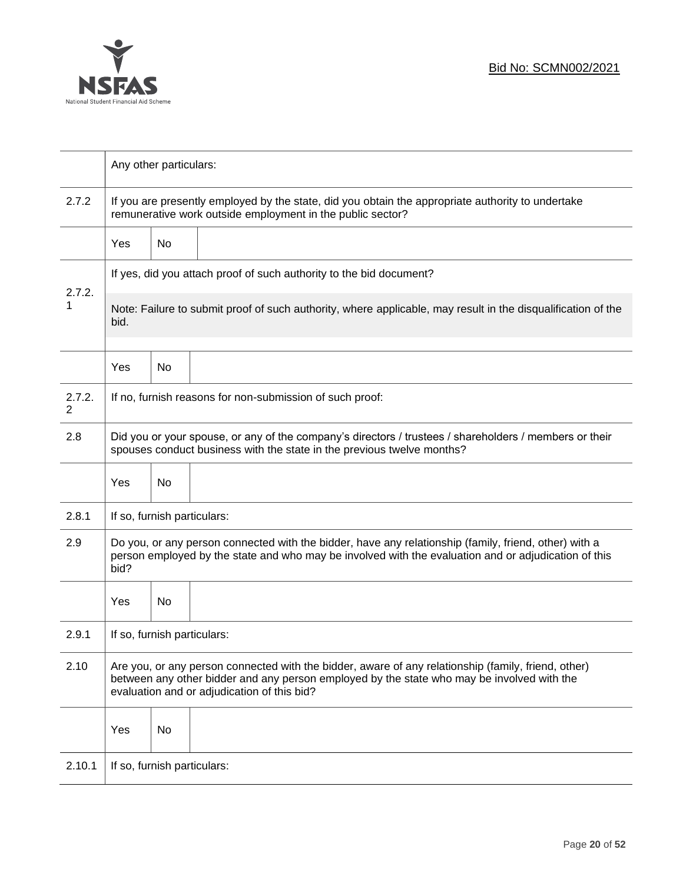|  | Any other particulars: | | |
|---|---|---|---|
| 2.7.2 | If you are presently employed by the state, did you obtain the appropriate authority to undertake remunerative work outside employment in the public sector? | | |
|  | Yes | No | |
| 2.7.2.1 | If yes, did you attach proof of such authority to the bid document?<br><br>Note: Failure to submit proof of such authority, where applicable, may result in the disqualification of the bid. | | |
|  | Yes | No | |
| 2.7.2.2 | If no, furnish reasons for non-submission of such proof: | | |
| 2.8 | Did you or your spouse, or any of the company's directors / trustees / shareholders / members or their spouses conduct business with the state in the previous twelve months? | | |
|  | Yes | No | |
| 2.8.1 | If so, furnish particulars: | | |
| 2.9 | Do you, or any person connected with the bidder, have any relationship (family, friend, other) with a person employed by the state and who may be involved with the evaluation and or adjudication of this bid? | | |
|  | Yes | No | |
| 2.9.1 | If so, furnish particulars: | | |
| 2.10 | Are you, or any person connected with the bidder, aware of any relationship (family, friend, other) between any other bidder and any person employed by the state who may be involved with the evaluation and or adjudication of this bid? | | |
|  | Yes | No | |
| 2.10.1 | If so, furnish particulars: | | |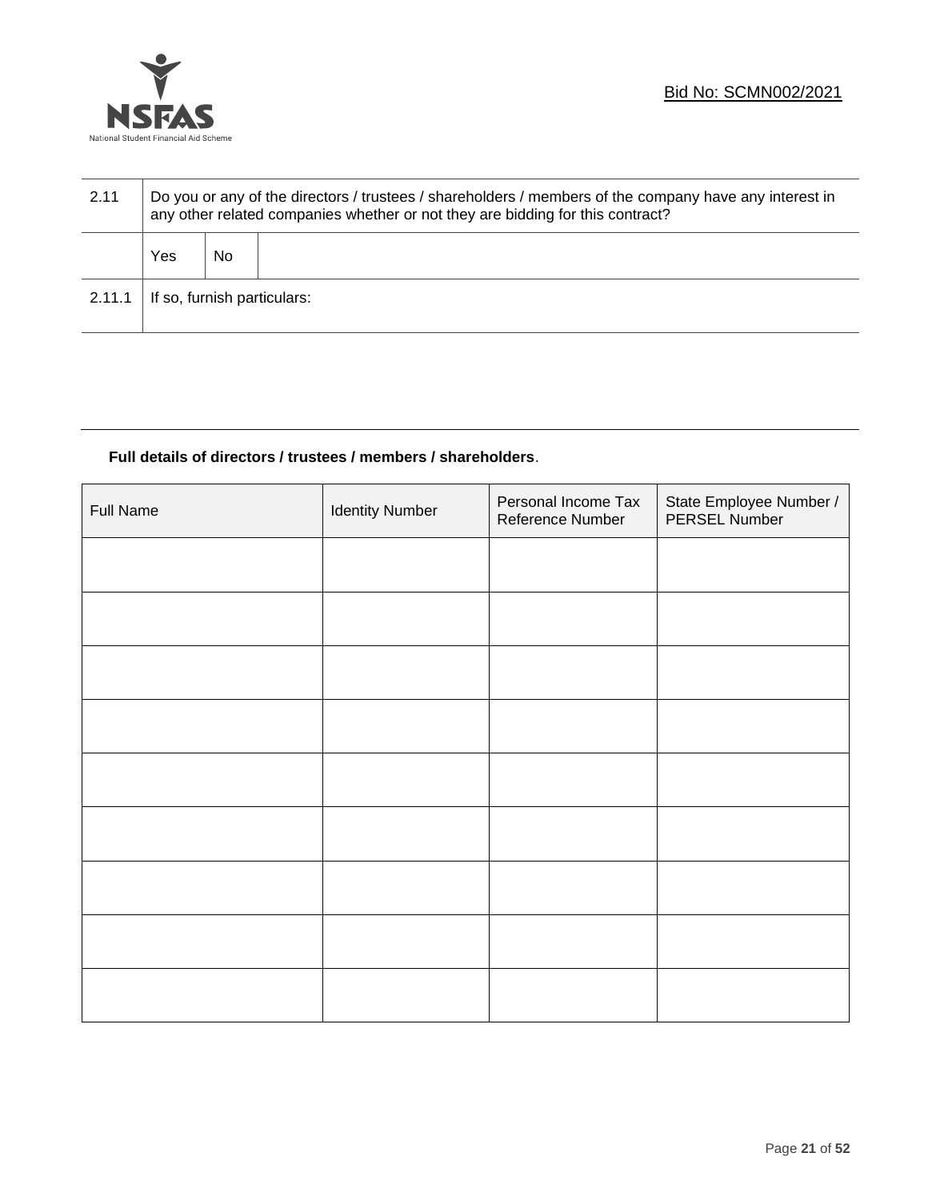| 2.11 | Do you or any of the directors / trustees / shareholders / members of the company have any interest in any other related companies whether or not they are bidding for this contract? | | |
|---|---|---|---|
| | Yes | No | |
| 2.11.1 | If so, furnish particulars: | | |

**Full details of directors / trustees / members / shareholders**.

| Full Name | Identity Number | Personal Income Tax Reference Number | State Employee Number / PERSEL Number |
|---|---|---|---|
| | | | |
| | | | |
| | | | |
| | | | |
| | | | |
| | | | |
| | | | |
| | | | |
| | | | |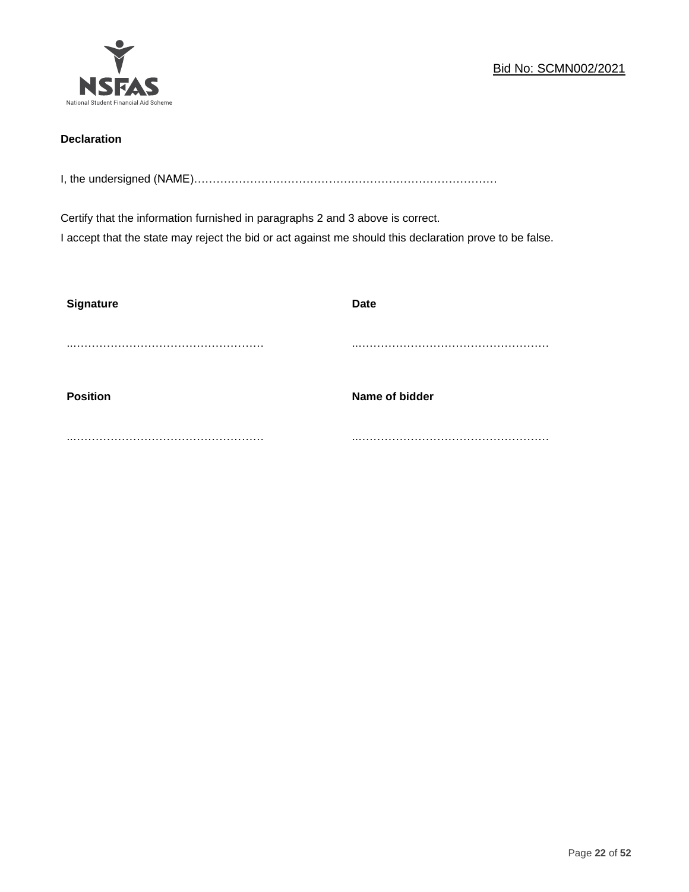**Declaration**

I, the undersigned (NAME)………………………………………………………………………

Certify that the information furnished in paragraphs 2 and 3 above is correct.
I accept that the state may reject the bid or act against me should this declaration prove to be false.

| **Signature** | **Date** |
|---|---|
| ………………………………………… | ………………………………………… |
| **Position** | **Name of bidder** |
| ………………………………………… | ………………………………………… |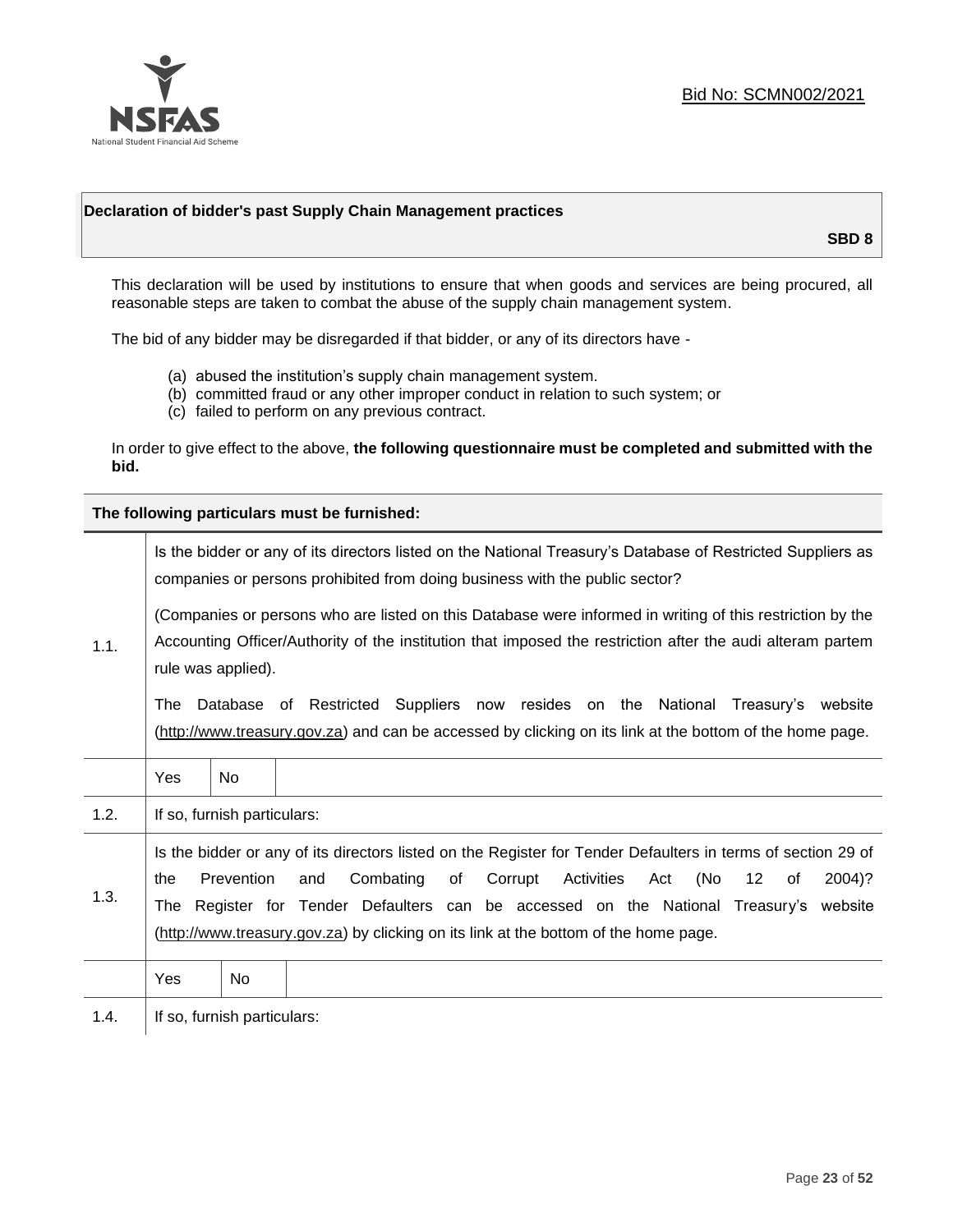Bid No: SCMN002/2021

## Declaration of bidder's past Supply Chain Management practices

**SBD 8**

This declaration will be used by institutions to ensure that when goods and services are being procured, all reasonable steps are taken to combat the abuse of the supply chain management system.

The bid of any bidder may be disregarded if that bidder, or any of its directors have -

(a) abused the institution's supply chain management system.
(b) committed fraud or any other improper conduct in relation to such system; or
(c) failed to perform on any previous contract.

In order to give effect to the above, **the following questionnaire must be completed and submitted with the bid.**

| **The following particulars must be furnished:** | | | |
|---|---|---|---|
| 1.1. | Is the bidder or any of its directors listed on the National Treasury's Database of Restricted Suppliers as companies or persons prohibited from doing business with the public sector?<br><br>(Companies or persons who are listed on this Database were informed in writing of this restriction by the Accounting Officer/Authority of the institution that imposed the restriction after the audi alteram partem rule was applied).<br><br>The Database of Restricted Suppliers now resides on the National Treasury's website (http://www.treasury.gov.za) and can be accessed by clicking on its link at the bottom of the home page. | | |
| | Yes | No | |
| 1.2. | If so, furnish particulars: | | |
| 1.3. | Is the bidder or any of its directors listed on the Register for Tender Defaulters in terms of section 29 of the Prevention and Combating of Corrupt Activities Act (No 12 of 2004)? The Register for Tender Defaulters can be accessed on the National Treasury's website (http://www.treasury.gov.za) by clicking on its link at the bottom of the home page. | | |
| | Yes | No | |
| 1.4. | If so, furnish particulars: | | |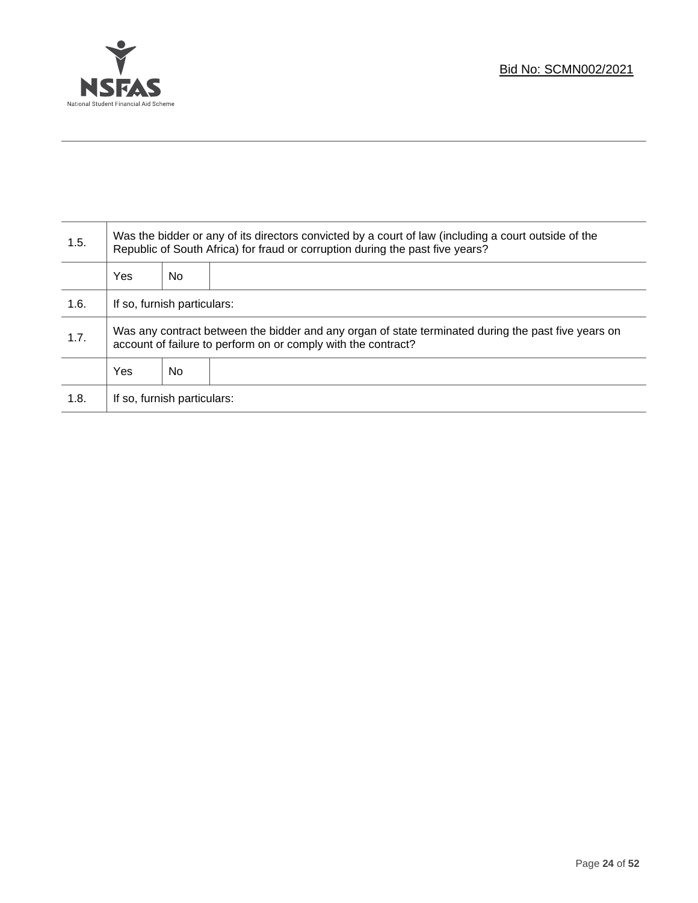| 1.5. | Was the bidder or any of its directors convicted by a court of law (including a court outside of the Republic of South Africa) for fraud or corruption during the past five years? | | |
|---|---|---|---|
| | Yes | No | |
| 1.6. | If so, furnish particulars: | | |
| 1.7. | Was any contract between the bidder and any organ of state terminated during the past five years on account of failure to perform on or comply with the contract? | | |
| | Yes | No | |
| 1.8. | If so, furnish particulars: | | |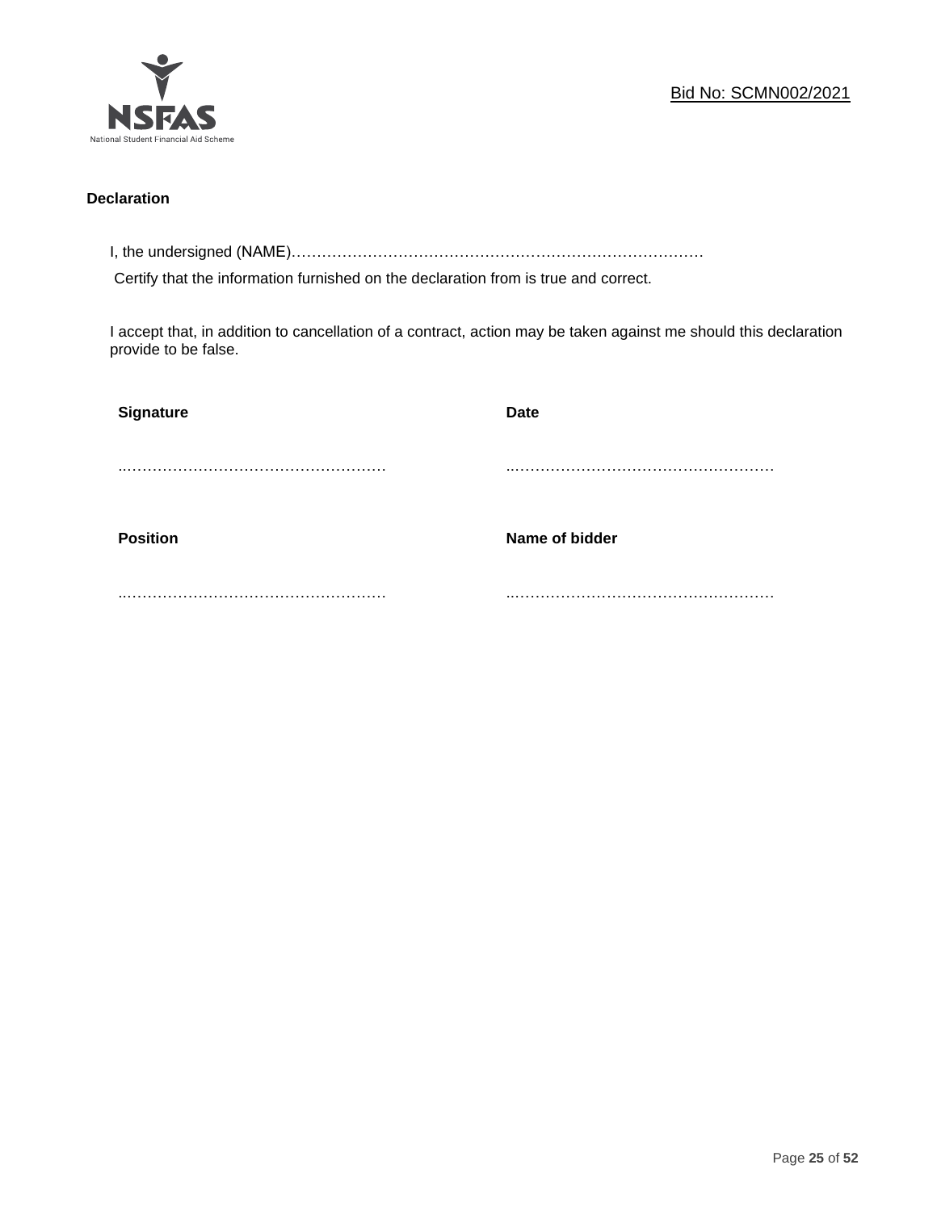**Declaration**

I, the undersigned (NAME)……………………………………………………………………

Certify that the information furnished on the declaration from is true and correct.

I accept that, in addition to cancellation of a contract, action may be taken against me should this declaration provide to be false.

| **Signature** | **Date** |
|---|---|
| …………………………………………… | …………………………………………… |
| **Position** | **Name of bidder** |
| …………………………………………… | …………………………………………… |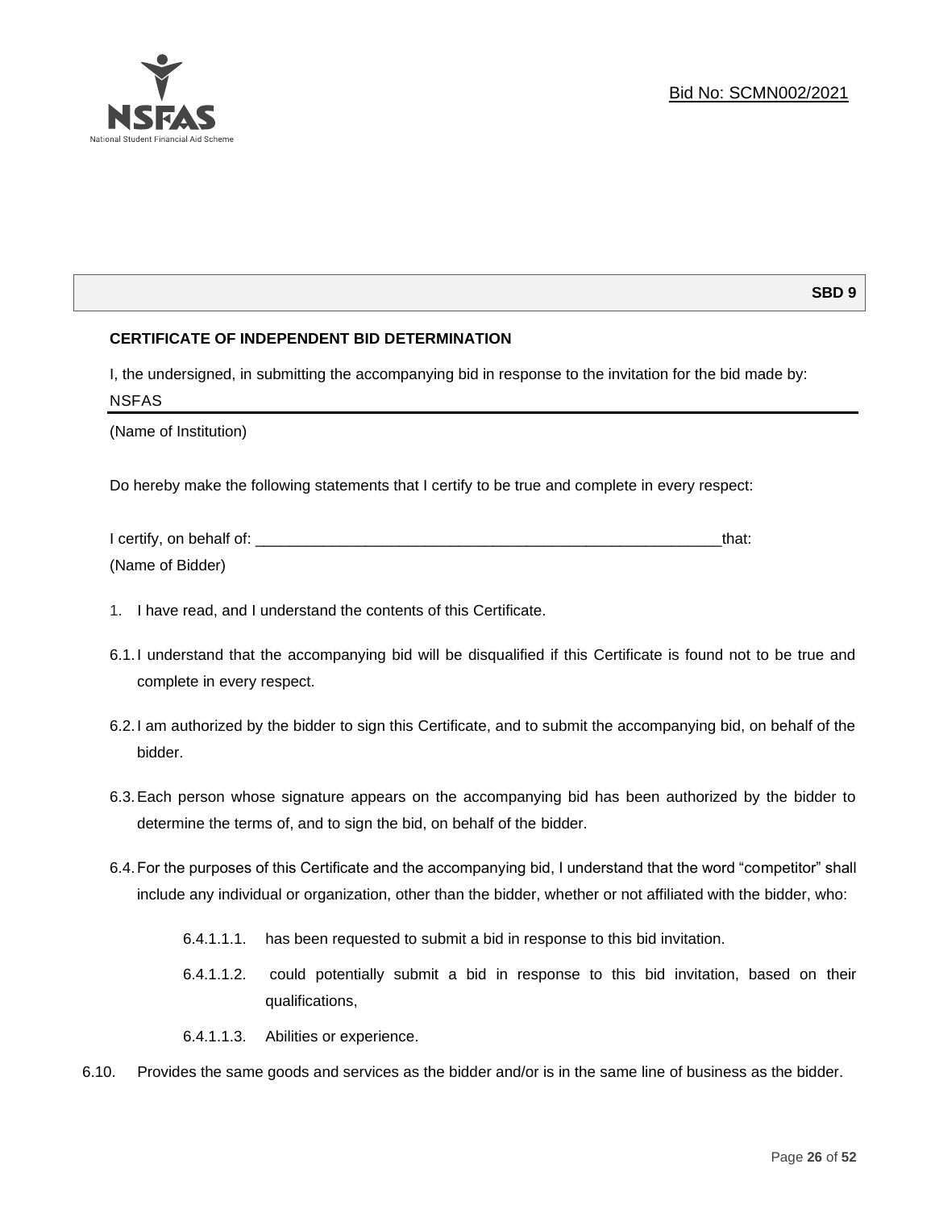Bid No: SCMN002/2021

**SBD 9**

**CERTIFICATE OF INDEPENDENT BID DETERMINATION**

I, the undersigned, in submitting the accompanying bid in response to the invitation for the bid made by:

NSFAS

(Name of Institution)

Do hereby make the following statements that I certify to be true and complete in every respect:

I certify, on behalf of: ___________________________________________________________that:

(Name of Bidder)

1. I have read, and I understand the contents of this Certificate.

6.1. I understand that the accompanying bid will be disqualified if this Certificate is found not to be true and complete in every respect.

6.2. I am authorized by the bidder to sign this Certificate, and to submit the accompanying bid, on behalf of the bidder.

6.3. Each person whose signature appears on the accompanying bid has been authorized by the bidder to determine the terms of, and to sign the bid, on behalf of the bidder.

6.4. For the purposes of this Certificate and the accompanying bid, I understand that the word "competitor" shall include any individual or organization, other than the bidder, whether or not affiliated with the bidder, who:

6.4.1.1.1. has been requested to submit a bid in response to this bid invitation.

6.4.1.1.2. could potentially submit a bid in response to this bid invitation, based on their qualifications,

6.4.1.1.3. Abilities or experience.

6.10. Provides the same goods and services as the bidder and/or is in the same line of business as the bidder.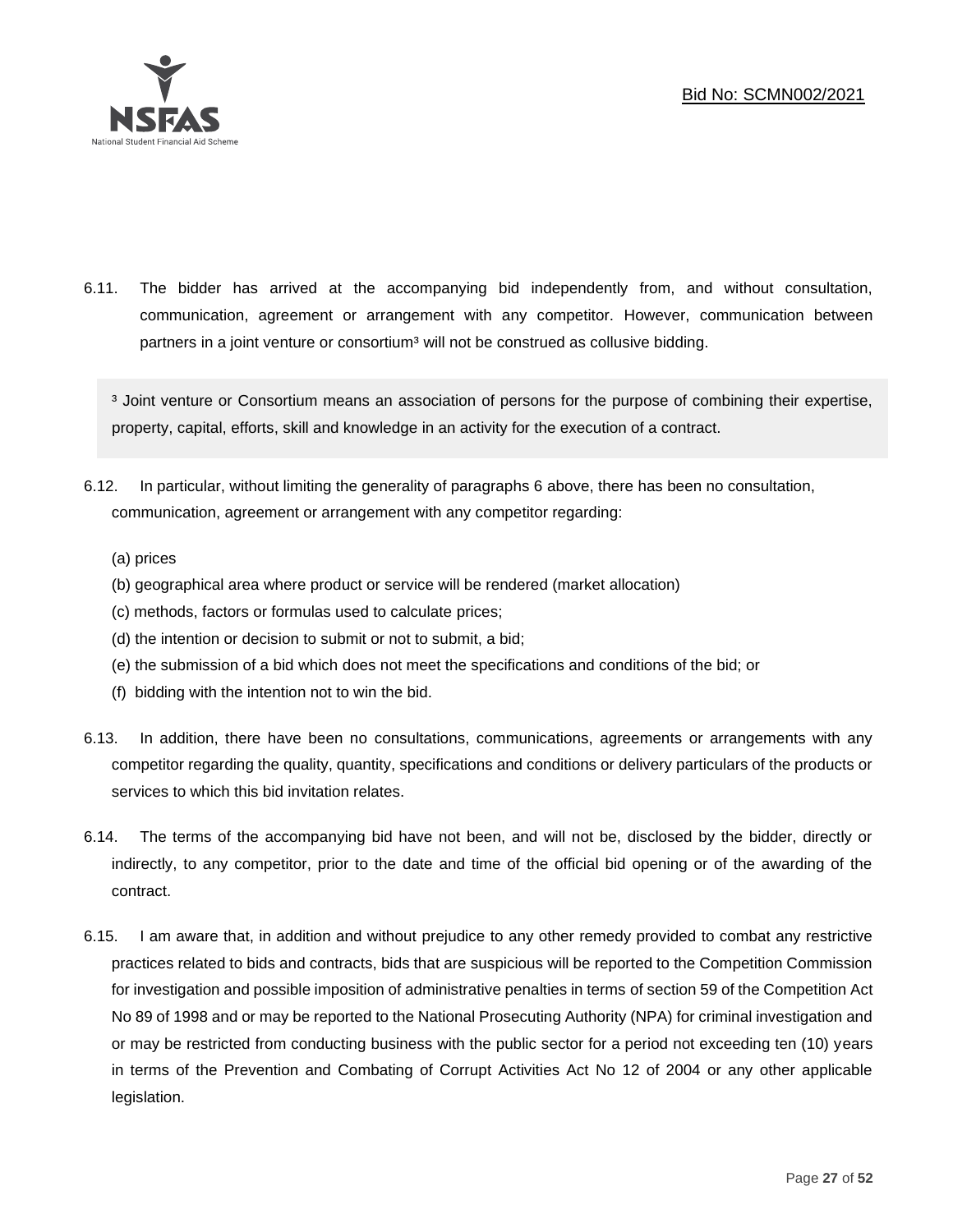6.11. The bidder has arrived at the accompanying bid independently from, and without consultation, communication, agreement or arrangement with any competitor. However, communication between partners in a joint venture or consortium[3] will not be construed as collusive bidding.

> [3] Joint venture or Consortium means an association of persons for the purpose of combining their expertise, property, capital, efforts, skill and knowledge in an activity for the execution of a contract.

6.12. In particular, without limiting the generality of paragraphs 6 above, there has been no consultation, communication, agreement or arrangement with any competitor regarding:

(a) prices
(b) geographical area where product or service will be rendered (market allocation)
(c) methods, factors or formulas used to calculate prices;
(d) the intention or decision to submit or not to submit, a bid;
(e) the submission of a bid which does not meet the specifications and conditions of the bid; or
(f) bidding with the intention not to win the bid.

6.13. In addition, there have been no consultations, communications, agreements or arrangements with any competitor regarding the quality, quantity, specifications and conditions or delivery particulars of the products or services to which this bid invitation relates.

6.14. The terms of the accompanying bid have not been, and will not be, disclosed by the bidder, directly or indirectly, to any competitor, prior to the date and time of the official bid opening or of the awarding of the contract.

6.15. I am aware that, in addition and without prejudice to any other remedy provided to combat any restrictive practices related to bids and contracts, bids that are suspicious will be reported to the Competition Commission for investigation and possible imposition of administrative penalties in terms of section 59 of the Competition Act No 89 of 1998 and or may be reported to the National Prosecuting Authority (NPA) for criminal investigation and or may be restricted from conducting business with the public sector for a period not exceeding ten (10) years in terms of the Prevention and Combating of Corrupt Activities Act No 12 of 2004 or any other applicable legislation.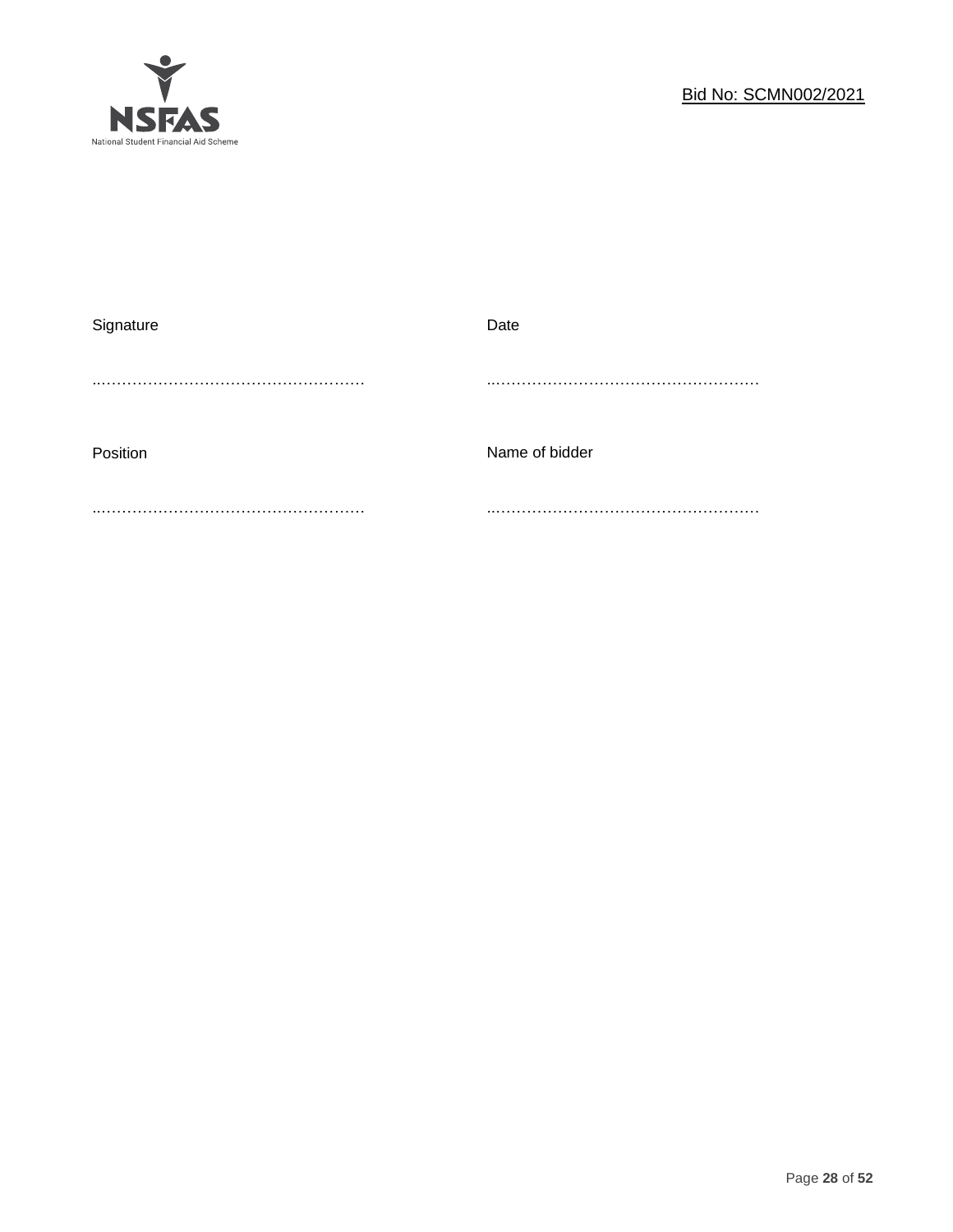| Signature | Date |
| --- | --- |
| ………………………………………………… | ………………………………………………… |
| Position | Name of bidder |
| ………………………………………………… | ………………………………………………… |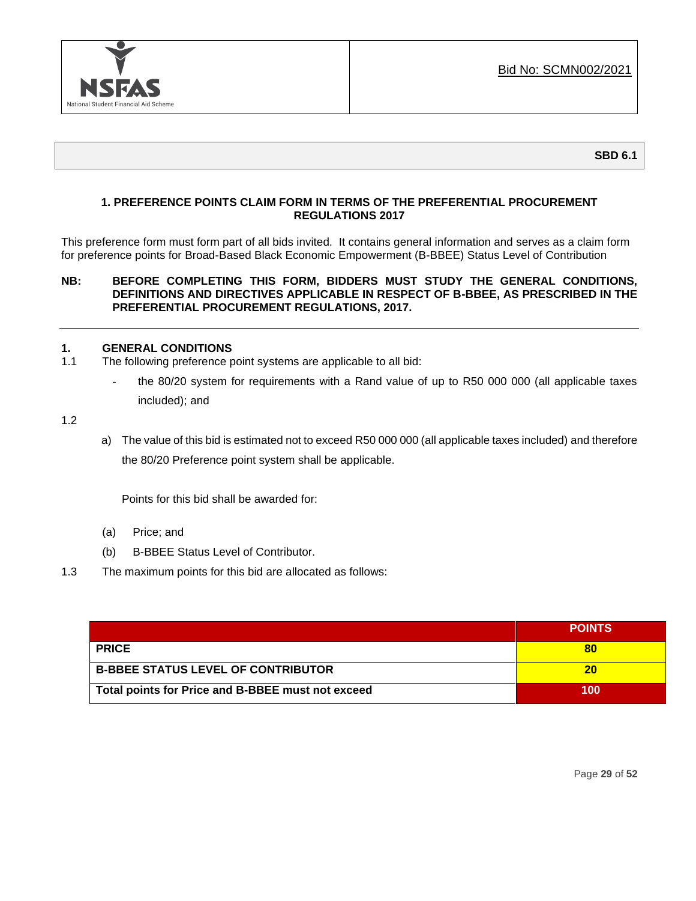NSFAS
National Student Financial Aid Scheme

Bid No: SCMN002/2021

**SBD 6.1**

**1. PREFERENCE POINTS CLAIM FORM IN TERMS OF THE PREFERENTIAL PROCUREMENT REGULATIONS 2017**

This preference form must form part of all bids invited. It contains general information and serves as a claim form for preference points for Broad-Based Black Economic Empowerment (B-BBEE) Status Level of Contribution

**NB: BEFORE COMPLETING THIS FORM, BIDDERS MUST STUDY THE GENERAL CONDITIONS, DEFINITIONS AND DIRECTIVES APPLICABLE IN RESPECT OF B-BBEE, AS PRESCRIBED IN THE PREFERENTIAL PROCUREMENT REGULATIONS, 2017.**

---

**1. GENERAL CONDITIONS**

1.1 The following preference point systems are applicable to all bid:

- the 80/20 system for requirements with a Rand value of up to R50 000 000 (all applicable taxes included); and

1.2

a) The value of this bid is estimated not to exceed R50 000 000 (all applicable taxes included) and therefore the 80/20 Preference point system shall be applicable.

Points for this bid shall be awarded for:

(a) Price; and

(b) B-BBEE Status Level of Contributor.

1.3 The maximum points for this bid are allocated as follows:

| | POINTS |
|---|---|
| **PRICE** | **80** |
| **B-BBEE STATUS LEVEL OF CONTRIBUTOR** | **20** |
| **Total points for Price and B-BBEE must not exceed** | **100** |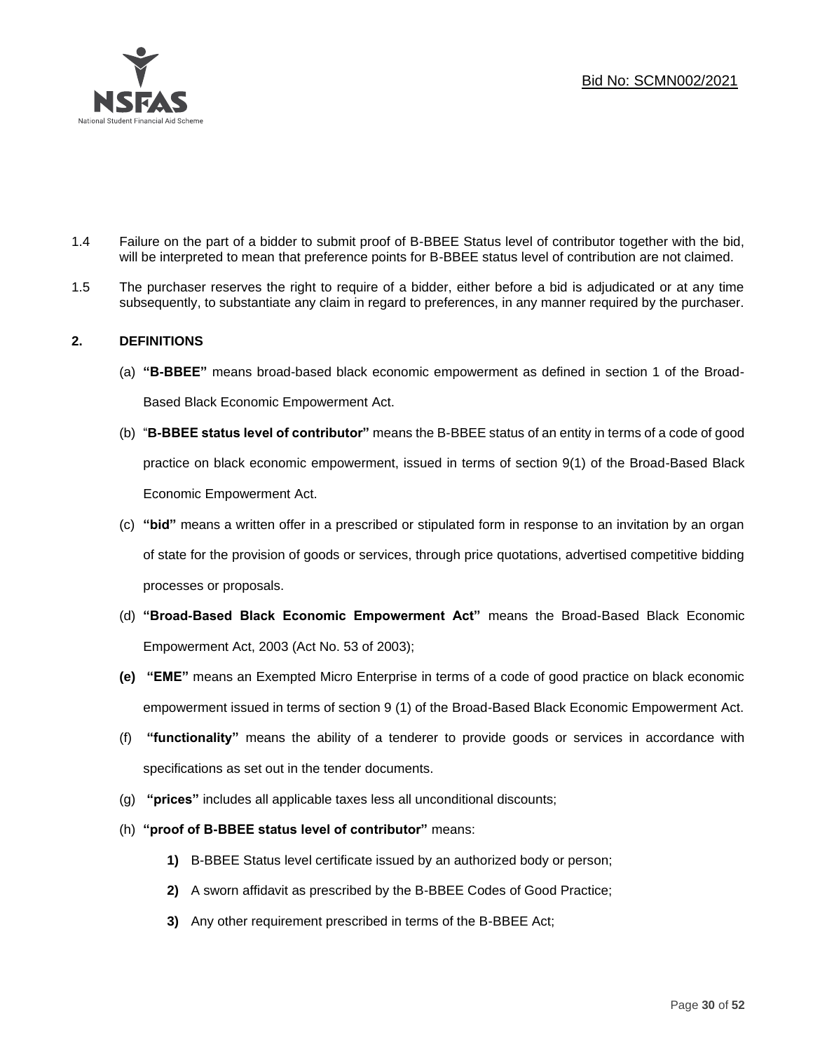1.4 Failure on the part of a bidder to submit proof of B-BBEE Status level of contributor together with the bid, will be interpreted to mean that preference points for B-BBEE status level of contribution are not claimed.

1.5 The purchaser reserves the right to require of a bidder, either before a bid is adjudicated or at any time subsequently, to substantiate any claim in regard to preferences, in any manner required by the purchaser.

## 2. DEFINITIONS

(a) **"B-BBEE"** means broad-based black economic empowerment as defined in section 1 of the Broad-Based Black Economic Empowerment Act.

(b) "**B-BBEE status level of contributor"** means the B-BBEE status of an entity in terms of a code of good practice on black economic empowerment, issued in terms of section 9(1) of the Broad-Based Black Economic Empowerment Act.

(c) **"bid"** means a written offer in a prescribed or stipulated form in response to an invitation by an organ of state for the provision of goods or services, through price quotations, advertised competitive bidding processes or proposals.

(d) **"Broad-Based Black Economic Empowerment Act"** means the Broad-Based Black Economic Empowerment Act, 2003 (Act No. 53 of 2003);

**(e)** **"EME"** means an Exempted Micro Enterprise in terms of a code of good practice on black economic empowerment issued in terms of section 9 (1) of the Broad-Based Black Economic Empowerment Act.

(f) **"functionality"** means the ability of a tenderer to provide goods or services in accordance with specifications as set out in the tender documents.

(g) **"prices"** includes all applicable taxes less all unconditional discounts;

(h) **"proof of B-BBEE status level of contributor"** means:

**1)** B-BBEE Status level certificate issued by an authorized body or person;

**2)** A sworn affidavit as prescribed by the B-BBEE Codes of Good Practice;

**3)** Any other requirement prescribed in terms of the B-BBEE Act;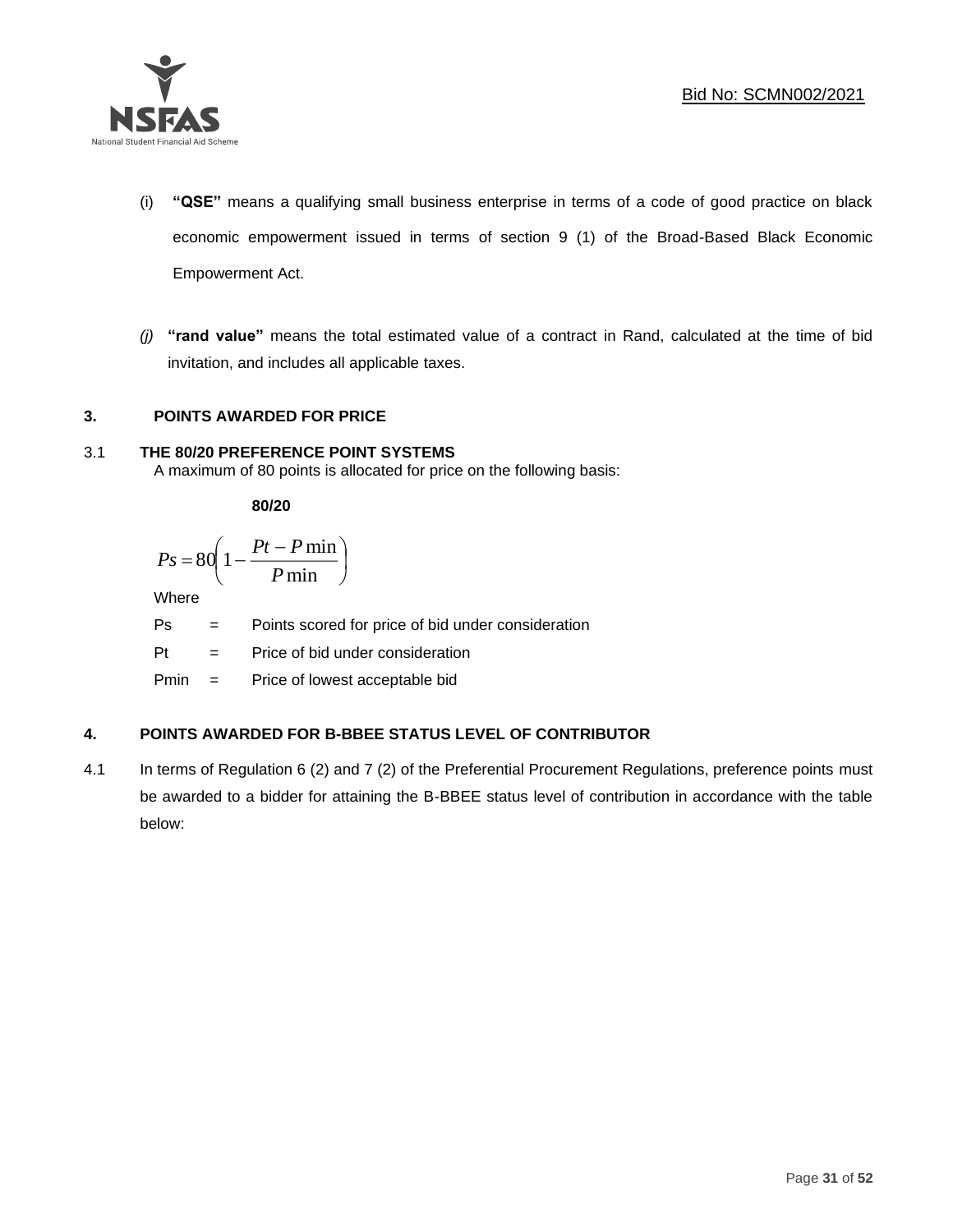(i) **"QSE"** means a qualifying small business enterprise in terms of a code of good practice on black economic empowerment issued in terms of section 9 (1) of the Broad-Based Black Economic Empowerment Act.

*(j)* **"rand value"** means the total estimated value of a contract in Rand, calculated at the time of bid invitation, and includes all applicable taxes.

## 3. POINTS AWARDED FOR PRICE

### 3.1 THE 80/20 PREFERENCE POINT SYSTEMS

A maximum of 80 points is allocated for price on the following basis:

**80/20**

$$Ps = 80\left(1 - \frac{Pt - P\min}{P\min}\right)$$

Where

Ps = Points scored for price of bid under consideration

Pt = Price of bid under consideration

Pmin = Price of lowest acceptable bid

## 4. POINTS AWARDED FOR B-BBEE STATUS LEVEL OF CONTRIBUTOR

4.1 In terms of Regulation 6 (2) and 7 (2) of the Preferential Procurement Regulations, preference points must be awarded to a bidder for attaining the B-BBEE status level of contribution in accordance with the table below: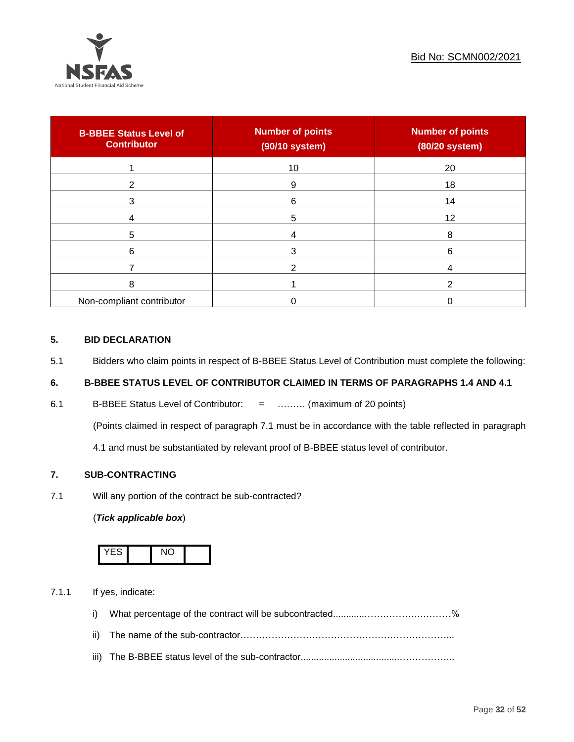| B-BBEE Status Level of Contributor | Number of points (90/10 system) | Number of points (80/20 system) |
|---|---|---|
| 1 | 10 | 20 |
| 2 | 9 | 18 |
| 3 | 6 | 14 |
| 4 | 5 | 12 |
| 5 | 4 | 8 |
| 6 | 3 | 6 |
| 7 | 2 | 4 |
| 8 | 1 | 2 |
| Non-compliant contributor | 0 | 0 |

## 5. BID DECLARATION

5.1 Bidders who claim points in respect of B-BBEE Status Level of Contribution must complete the following:

## 6. B-BBEE STATUS LEVEL OF CONTRIBUTOR CLAIMED IN TERMS OF PARAGRAPHS 1.4 AND 4.1

6.1 B-BBEE Status Level of Contributor: = ……… (maximum of 20 points)

(Points claimed in respect of paragraph 7.1 must be in accordance with the table reflected in paragraph 4.1 and must be substantiated by relevant proof of B-BBEE status level of contributor.

## 7. SUB-CONTRACTING

7.1 Will any portion of the contract be sub-contracted?

(***Tick applicable box***)

| YES | | NO | |
|---|---|---|---|

7.1.1 If yes, indicate:

i) What percentage of the contract will be subcontracted............…………….…………%

ii) The name of the sub-contractor…………………………………………………………..

iii) The B-BBEE status level of the sub-contractor......................................……………..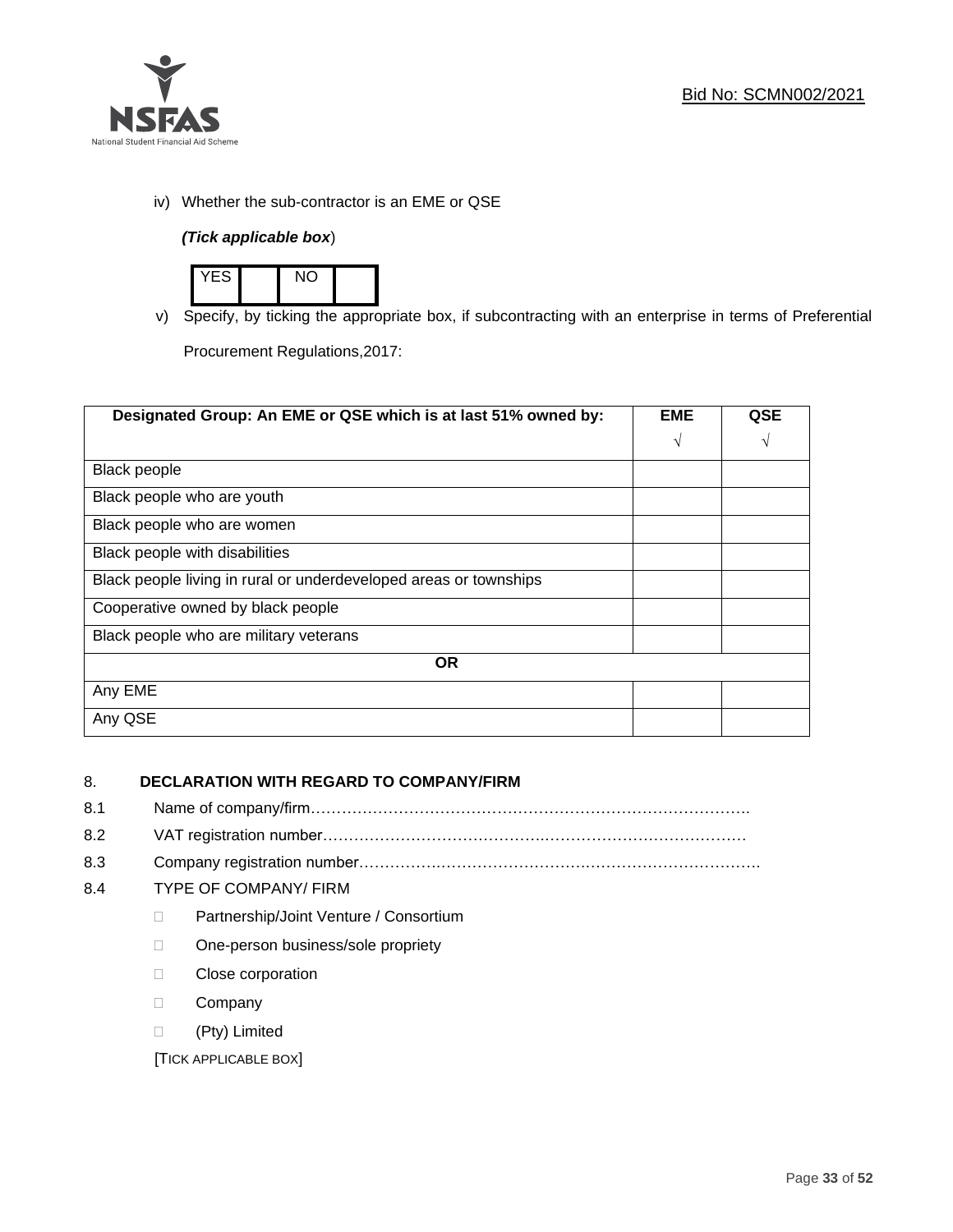iv) Whether the sub-contractor is an EME or QSE

*(Tick applicable box*)

| YES | | NO | |
|---|---|---|---|

v) Specify, by ticking the appropriate box, if subcontracting with an enterprise in terms of Preferential Procurement Regulations,2017:

| **Designated Group: An EME or QSE which is at last 51% owned by:** | **EME** √ | **QSE** √ |
|---|---|---|
| Black people | | |
| Black people who are youth | | |
| Black people who are women | | |
| Black people with disabilities | | |
| Black people living in rural or underdeveloped areas or townships | | |
| Cooperative owned by black people | | |
| Black people who are military veterans | | |
| **OR** | | |
| Any EME | | |
| Any QSE | | |

## 8. DECLARATION WITH REGARD TO COMPANY/FIRM

8.1 Name of company/firm……………………………………………………………………………

8.2 VAT registration number…………………………………………………………………………

8.3 Company registration number……………………………………………………………………

8.4 TYPE OF COMPANY/ FIRM

- Partnership/Joint Venture / Consortium
- One-person business/sole propriety
- Close corporation
- Company
- (Pty) Limited

[TICK APPLICABLE BOX]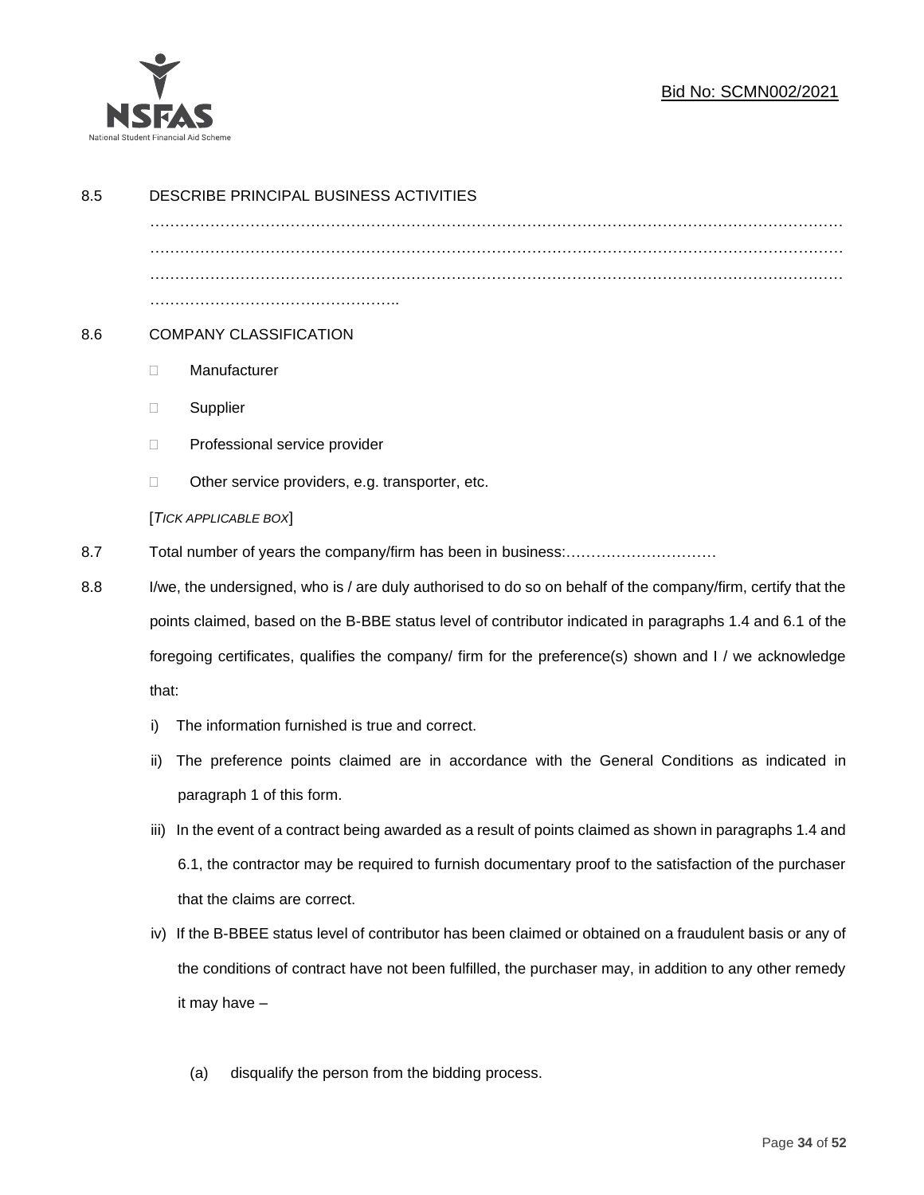8.5 DESCRIBE PRINCIPAL BUSINESS ACTIVITIES

……………………………………………………………………………………………………………………
……………………………………………………………………………………………………………………
……………………………………………………………………………………………………………………
…………………………………………..

8.6 COMPANY CLASSIFICATION

- ☐ Manufacturer
- ☐ Supplier
- ☐ Professional service provider
- ☐ Other service providers, e.g. transporter, etc.

[*TICK APPLICABLE BOX*]

8.7 Total number of years the company/firm has been in business:…………………………

8.8 I/we, the undersigned, who is / are duly authorised to do so on behalf of the company/firm, certify that the points claimed, based on the B-BBE status level of contributor indicated in paragraphs 1.4 and 6.1 of the foregoing certificates, qualifies the company/ firm for the preference(s) shown and I / we acknowledge that:

i) The information furnished is true and correct.

ii) The preference points claimed are in accordance with the General Conditions as indicated in paragraph 1 of this form.

iii) In the event of a contract being awarded as a result of points claimed as shown in paragraphs 1.4 and 6.1, the contractor may be required to furnish documentary proof to the satisfaction of the purchaser that the claims are correct.

iv) If the B-BBEE status level of contributor has been claimed or obtained on a fraudulent basis or any of the conditions of contract have not been fulfilled, the purchaser may, in addition to any other remedy it may have –

(a) disqualify the person from the bidding process.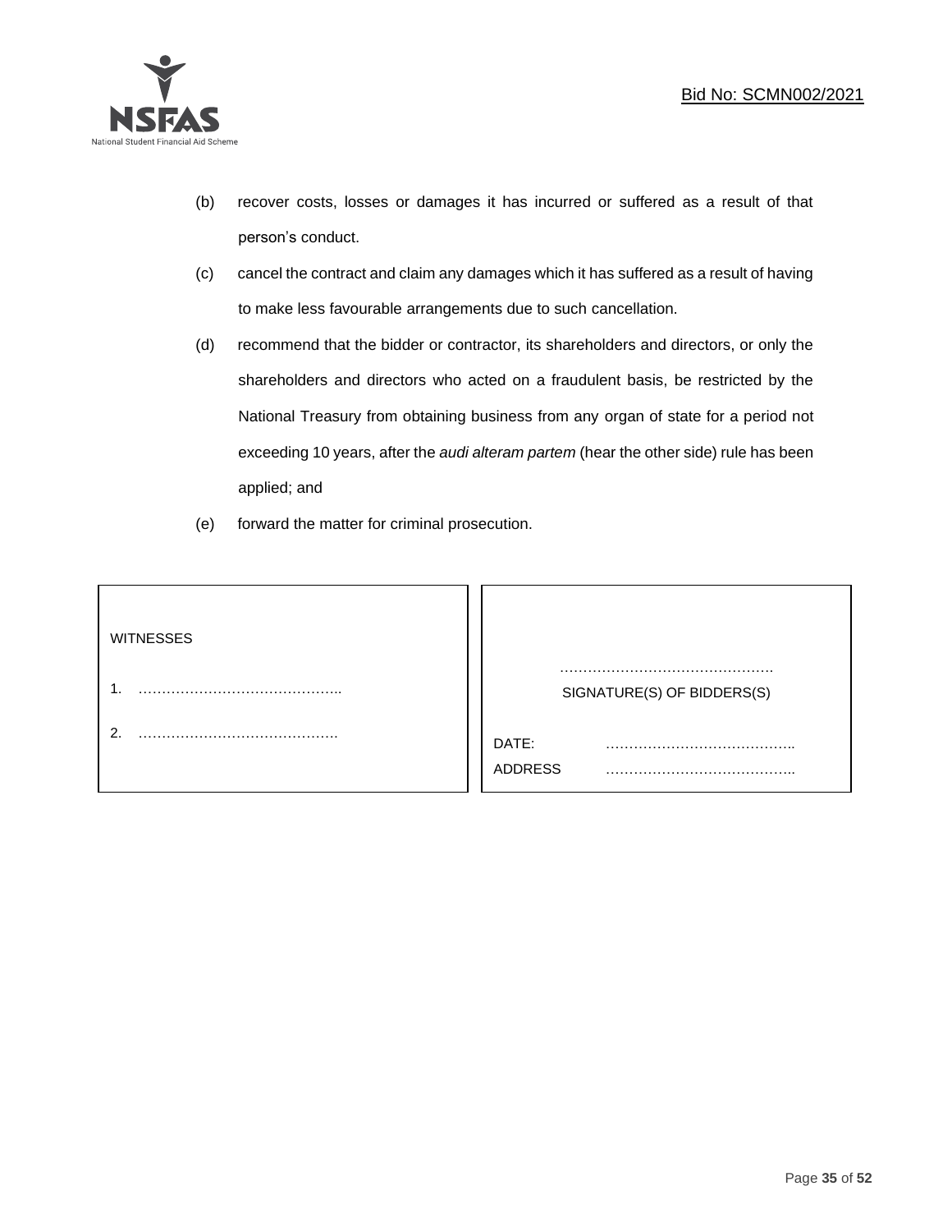(b) recover costs, losses or damages it has incurred or suffered as a result of that person's conduct.

(c) cancel the contract and claim any damages which it has suffered as a result of having to make less favourable arrangements due to such cancellation.

(d) recommend that the bidder or contractor, its shareholders and directors, or only the shareholders and directors who acted on a fraudulent basis, be restricted by the National Treasury from obtaining business from any organ of state for a period not exceeding 10 years, after the *audi alteram partem* (hear the other side) rule has been applied; and

(e) forward the matter for criminal prosecution.

| WITNESSES | |
|---|---|
| 1. …………………………………….. | ………………………………………. SIGNATURE(S) OF BIDDERS(S) |
| 2. ……………………………………. | DATE: ………………………………….. |
| | ADDRESS ………………………………….. |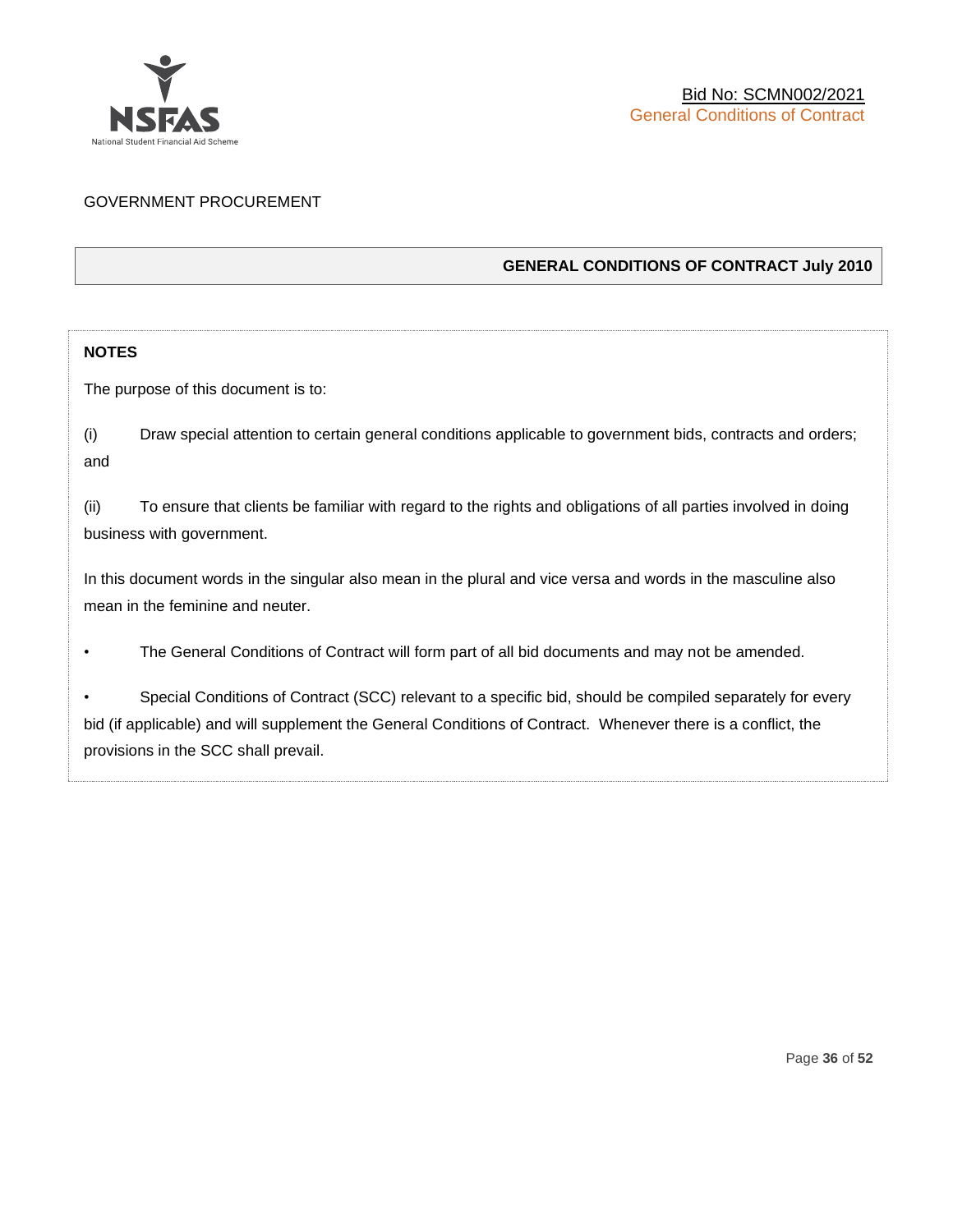GOVERNMENT PROCUREMENT

## GENERAL CONDITIONS OF CONTRACT July 2010

**NOTES**

The purpose of this document is to:

(i) Draw special attention to certain general conditions applicable to government bids, contracts and orders; and

(ii) To ensure that clients be familiar with regard to the rights and obligations of all parties involved in doing business with government.

In this document words in the singular also mean in the plural and vice versa and words in the masculine also mean in the feminine and neuter.

- The General Conditions of Contract will form part of all bid documents and may not be amended.
- Special Conditions of Contract (SCC) relevant to a specific bid, should be compiled separately for every bid (if applicable) and will supplement the General Conditions of Contract. Whenever there is a conflict, the provisions in the SCC shall prevail.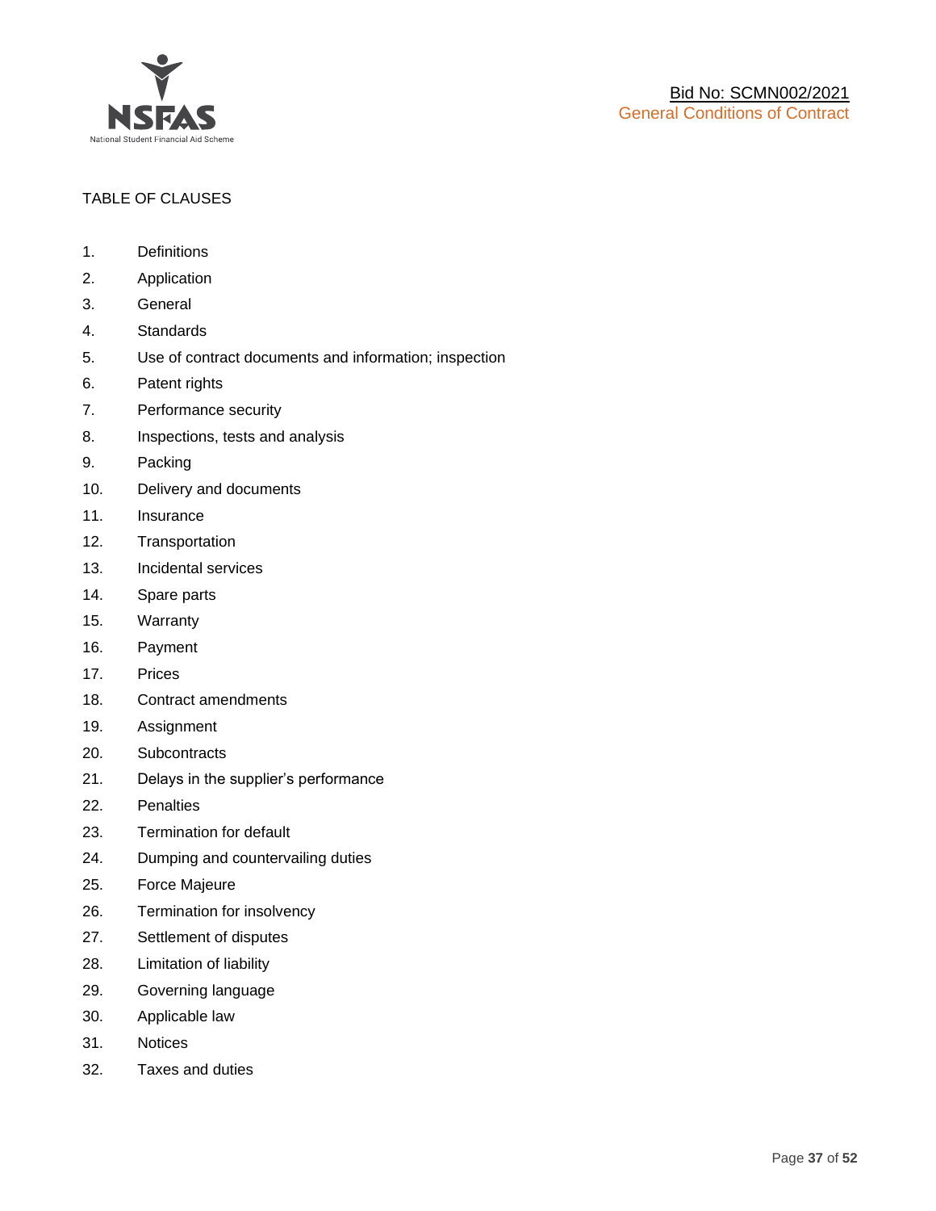TABLE OF CLAUSES

1. Definitions
2. Application
3. General
4. Standards
5. Use of contract documents and information; inspection
6. Patent rights
7. Performance security
8. Inspections, tests and analysis
9. Packing
10. Delivery and documents
11. Insurance
12. Transportation
13. Incidental services
14. Spare parts
15. Warranty
16. Payment
17. Prices
18. Contract amendments
19. Assignment
20. Subcontracts
21. Delays in the supplier's performance
22. Penalties
23. Termination for default
24. Dumping and countervailing duties
25. Force Majeure
26. Termination for insolvency
27. Settlement of disputes
28. Limitation of liability
29. Governing language
30. Applicable law
31. Notices
32. Taxes and duties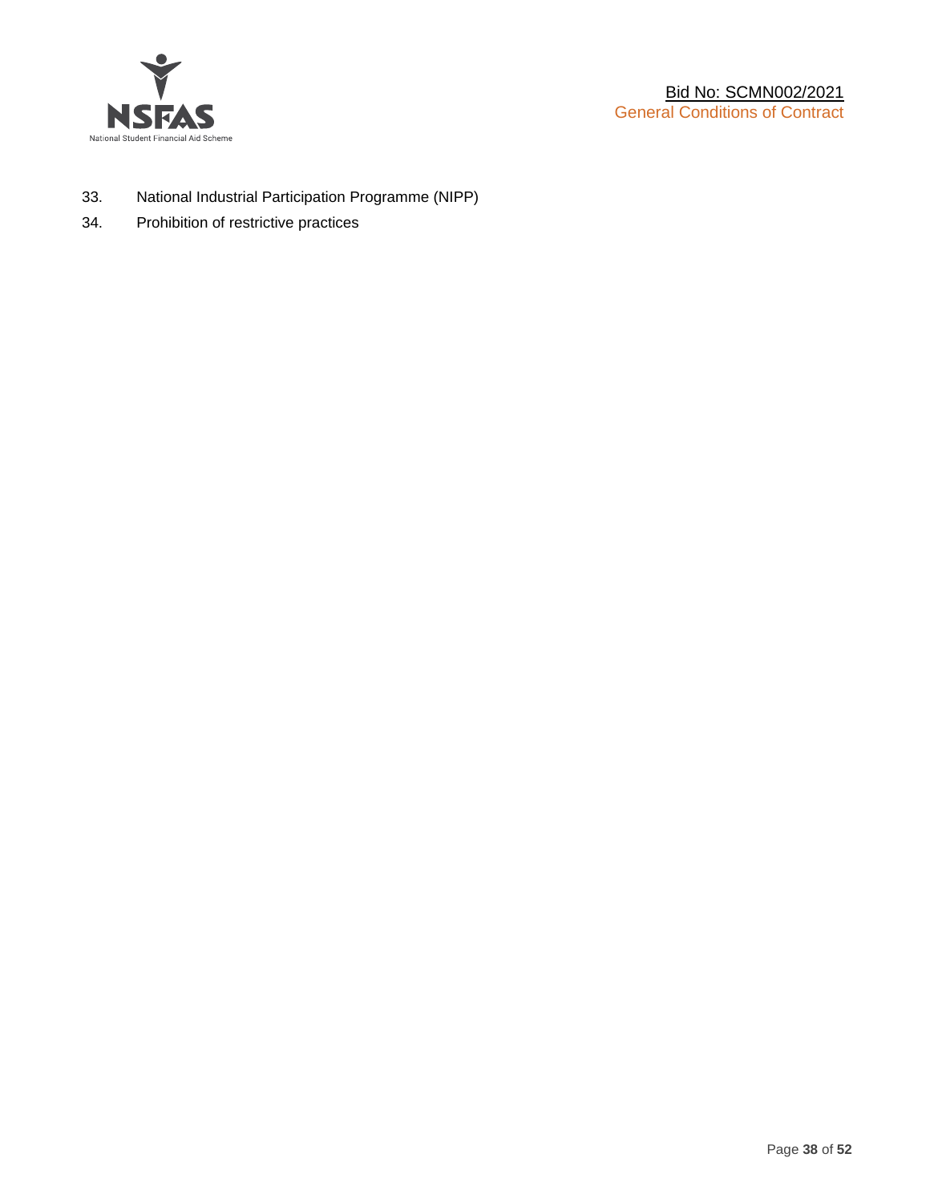33. National Industrial Participation Programme (NIPP)
34. Prohibition of restrictive practices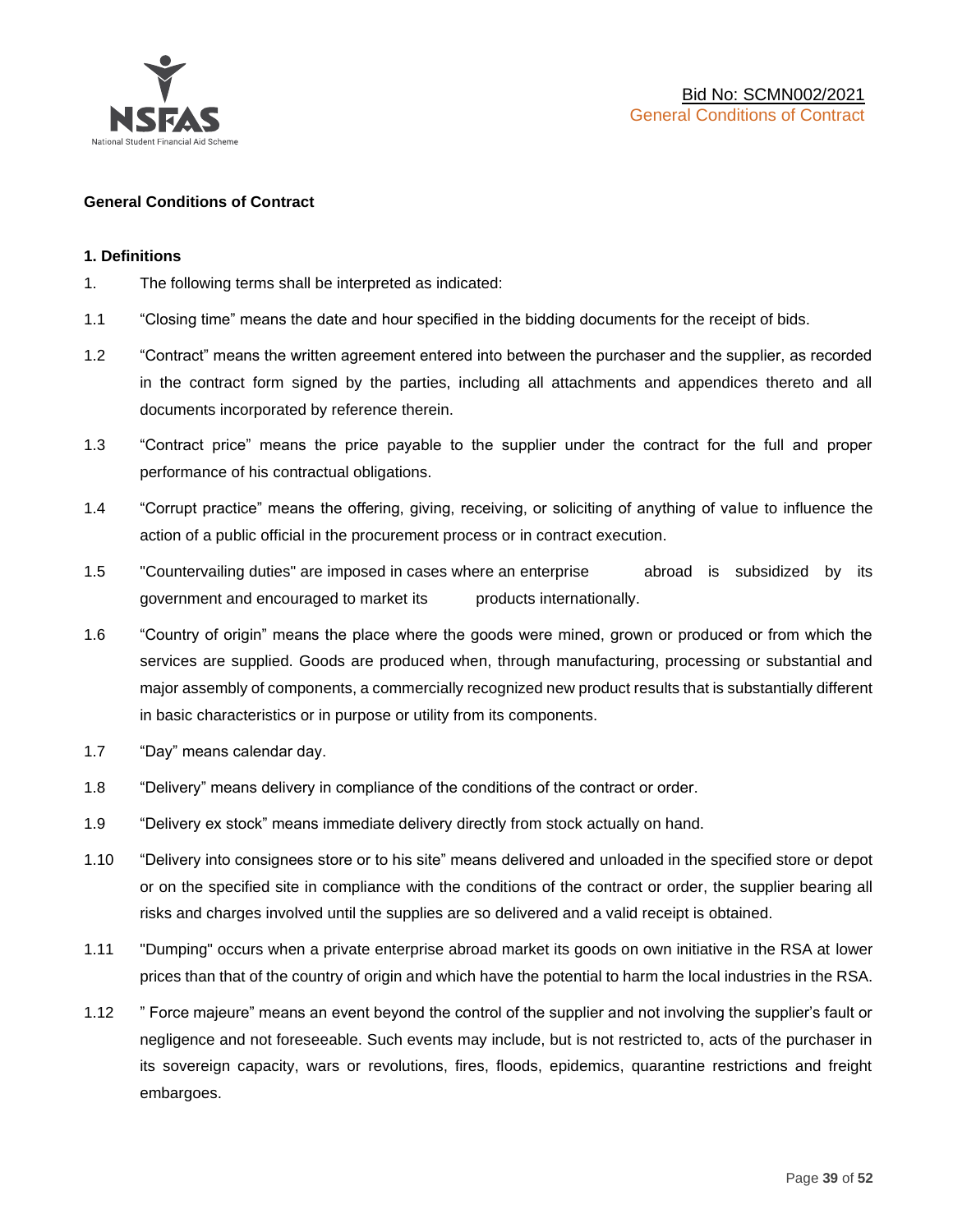**General Conditions of Contract**

**1. Definitions**

1. The following terms shall be interpreted as indicated:

1.1 "Closing time" means the date and hour specified in the bidding documents for the receipt of bids.

1.2 "Contract" means the written agreement entered into between the purchaser and the supplier, as recorded in the contract form signed by the parties, including all attachments and appendices thereto and all documents incorporated by reference therein.

1.3 "Contract price" means the price payable to the supplier under the contract for the full and proper performance of his contractual obligations.

1.4 "Corrupt practice" means the offering, giving, receiving, or soliciting of anything of value to influence the action of a public official in the procurement process or in contract execution.

1.5 "Countervailing duties" are imposed in cases where an enterprise abroad is subsidized by its government and encouraged to market its products internationally.

1.6 "Country of origin" means the place where the goods were mined, grown or produced or from which the services are supplied. Goods are produced when, through manufacturing, processing or substantial and major assembly of components, a commercially recognized new product results that is substantially different in basic characteristics or in purpose or utility from its components.

1.7 "Day" means calendar day.

1.8 "Delivery" means delivery in compliance of the conditions of the contract or order.

1.9 "Delivery ex stock" means immediate delivery directly from stock actually on hand.

1.10 "Delivery into consignees store or to his site" means delivered and unloaded in the specified store or depot or on the specified site in compliance with the conditions of the contract or order, the supplier bearing all risks and charges involved until the supplies are so delivered and a valid receipt is obtained.

1.11 "Dumping" occurs when a private enterprise abroad market its goods on own initiative in the RSA at lower prices than that of the country of origin and which have the potential to harm the local industries in the RSA.

1.12 " Force majeure" means an event beyond the control of the supplier and not involving the supplier's fault or negligence and not foreseeable. Such events may include, but is not restricted to, acts of the purchaser in its sovereign capacity, wars or revolutions, fires, floods, epidemics, quarantine restrictions and freight embargoes.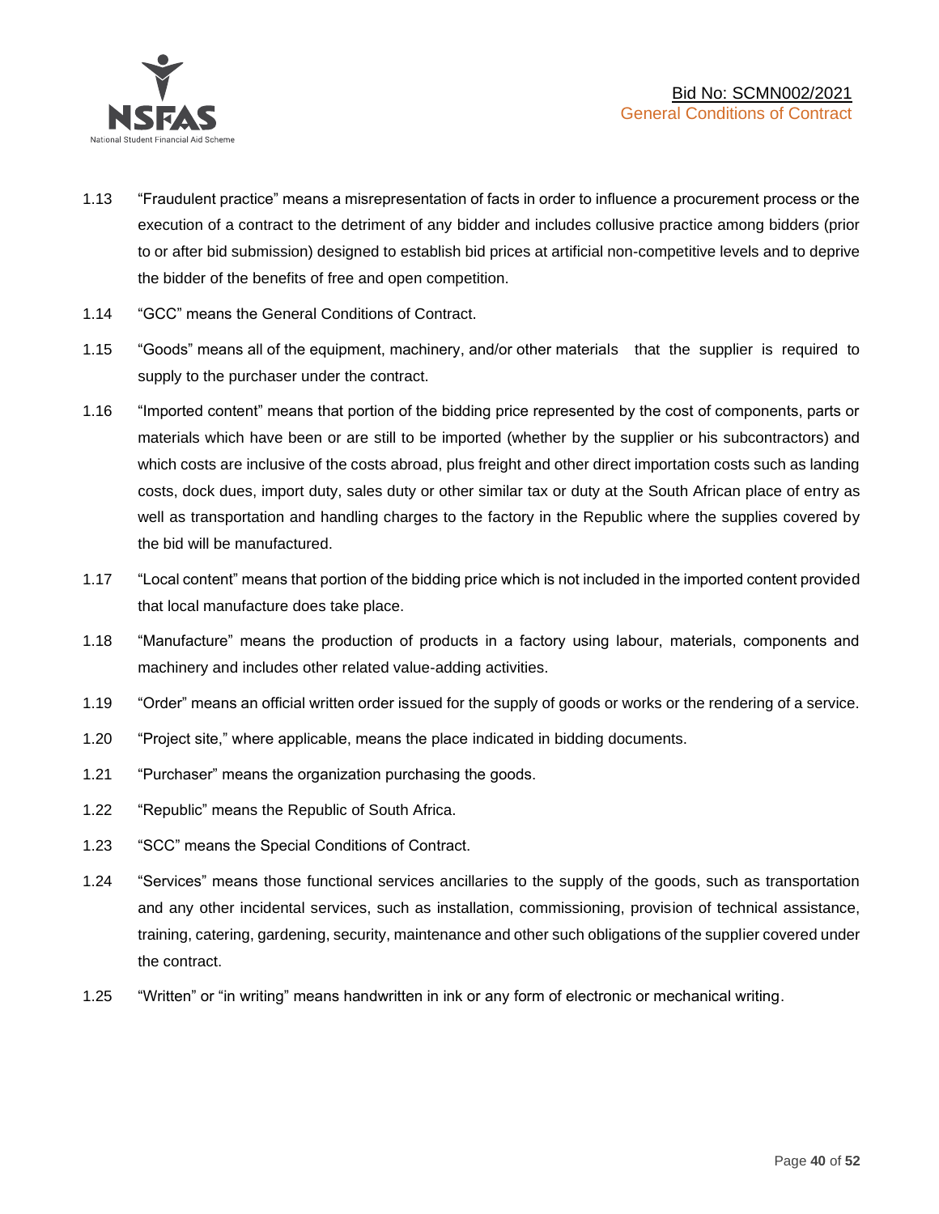1.13 "Fraudulent practice" means a misrepresentation of facts in order to influence a procurement process or the execution of a contract to the detriment of any bidder and includes collusive practice among bidders (prior to or after bid submission) designed to establish bid prices at artificial non-competitive levels and to deprive the bidder of the benefits of free and open competition.

1.14 "GCC" means the General Conditions of Contract.

1.15 "Goods" means all of the equipment, machinery, and/or other materials that the supplier is required to supply to the purchaser under the contract.

1.16 "Imported content" means that portion of the bidding price represented by the cost of components, parts or materials which have been or are still to be imported (whether by the supplier or his subcontractors) and which costs are inclusive of the costs abroad, plus freight and other direct importation costs such as landing costs, dock dues, import duty, sales duty or other similar tax or duty at the South African place of entry as well as transportation and handling charges to the factory in the Republic where the supplies covered by the bid will be manufactured.

1.17 "Local content" means that portion of the bidding price which is not included in the imported content provided that local manufacture does take place.

1.18 "Manufacture" means the production of products in a factory using labour, materials, components and machinery and includes other related value-adding activities.

1.19 "Order" means an official written order issued for the supply of goods or works or the rendering of a service.

1.20 "Project site," where applicable, means the place indicated in bidding documents.

1.21 "Purchaser" means the organization purchasing the goods.

1.22 "Republic" means the Republic of South Africa.

1.23 "SCC" means the Special Conditions of Contract.

1.24 "Services" means those functional services ancillaries to the supply of the goods, such as transportation and any other incidental services, such as installation, commissioning, provision of technical assistance, training, catering, gardening, security, maintenance and other such obligations of the supplier covered under the contract.

1.25 "Written" or "in writing" means handwritten in ink or any form of electronic or mechanical writing.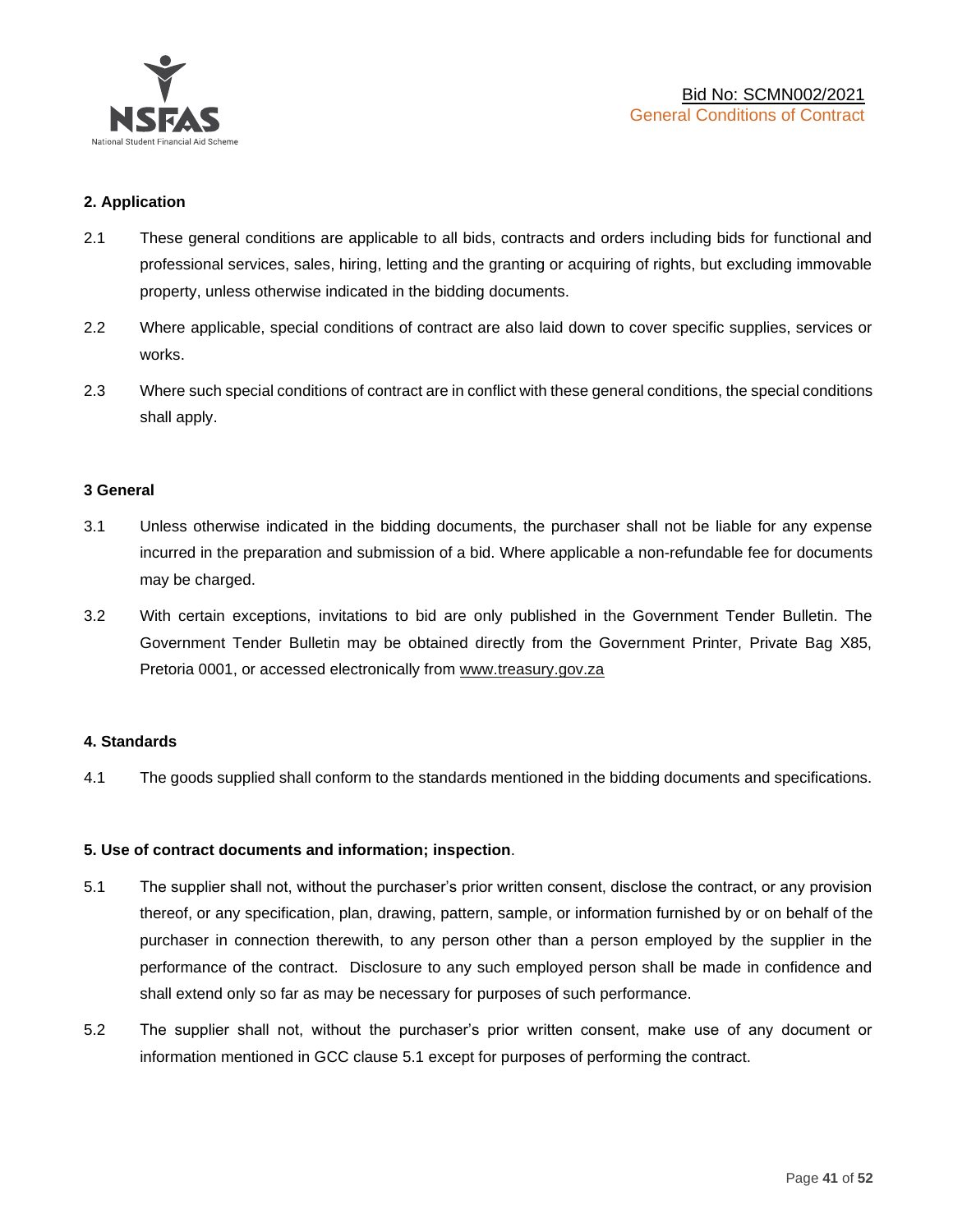## 2. Application

2.1 These general conditions are applicable to all bids, contracts and orders including bids for functional and professional services, sales, hiring, letting and the granting or acquiring of rights, but excluding immovable property, unless otherwise indicated in the bidding documents.

2.2 Where applicable, special conditions of contract are also laid down to cover specific supplies, services or works.

2.3 Where such special conditions of contract are in conflict with these general conditions, the special conditions shall apply.

## 3 General

3.1 Unless otherwise indicated in the bidding documents, the purchaser shall not be liable for any expense incurred in the preparation and submission of a bid. Where applicable a non-refundable fee for documents may be charged.

3.2 With certain exceptions, invitations to bid are only published in the Government Tender Bulletin. The Government Tender Bulletin may be obtained directly from the Government Printer, Private Bag X85, Pretoria 0001, or accessed electronically from www.treasury.gov.za

## 4. Standards

4.1 The goods supplied shall conform to the standards mentioned in the bidding documents and specifications.

## 5. Use of contract documents and information; inspection.

5.1 The supplier shall not, without the purchaser's prior written consent, disclose the contract, or any provision thereof, or any specification, plan, drawing, pattern, sample, or information furnished by or on behalf of the purchaser in connection therewith, to any person other than a person employed by the supplier in the performance of the contract. Disclosure to any such employed person shall be made in confidence and shall extend only so far as may be necessary for purposes of such performance.

5.2 The supplier shall not, without the purchaser's prior written consent, make use of any document or information mentioned in GCC clause 5.1 except for purposes of performing the contract.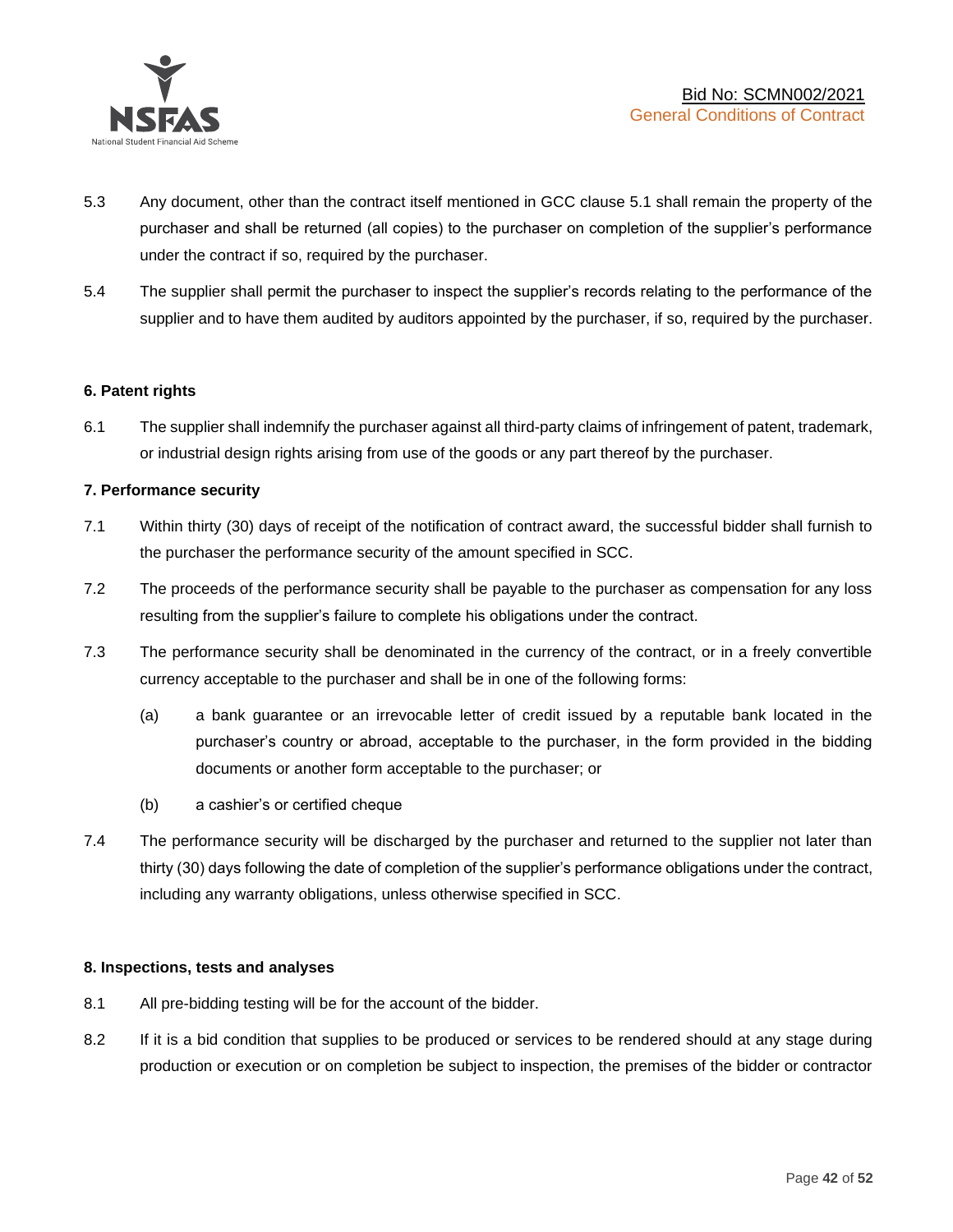5.3 Any document, other than the contract itself mentioned in GCC clause 5.1 shall remain the property of the purchaser and shall be returned (all copies) to the purchaser on completion of the supplier's performance under the contract if so, required by the purchaser.

5.4 The supplier shall permit the purchaser to inspect the supplier's records relating to the performance of the supplier and to have them audited by auditors appointed by the purchaser, if so, required by the purchaser.

**6. Patent rights**

6.1 The supplier shall indemnify the purchaser against all third-party claims of infringement of patent, trademark, or industrial design rights arising from use of the goods or any part thereof by the purchaser.

**7. Performance security**

7.1 Within thirty (30) days of receipt of the notification of contract award, the successful bidder shall furnish to the purchaser the performance security of the amount specified in SCC.

7.2 The proceeds of the performance security shall be payable to the purchaser as compensation for any loss resulting from the supplier's failure to complete his obligations under the contract.

7.3 The performance security shall be denominated in the currency of the contract, or in a freely convertible currency acceptable to the purchaser and shall be in one of the following forms:

(a) a bank guarantee or an irrevocable letter of credit issued by a reputable bank located in the purchaser's country or abroad, acceptable to the purchaser, in the form provided in the bidding documents or another form acceptable to the purchaser; or

(b) a cashier's or certified cheque

7.4 The performance security will be discharged by the purchaser and returned to the supplier not later than thirty (30) days following the date of completion of the supplier's performance obligations under the contract, including any warranty obligations, unless otherwise specified in SCC.

**8. Inspections, tests and analyses**

8.1 All pre-bidding testing will be for the account of the bidder.

8.2 If it is a bid condition that supplies to be produced or services to be rendered should at any stage during production or execution or on completion be subject to inspection, the premises of the bidder or contractor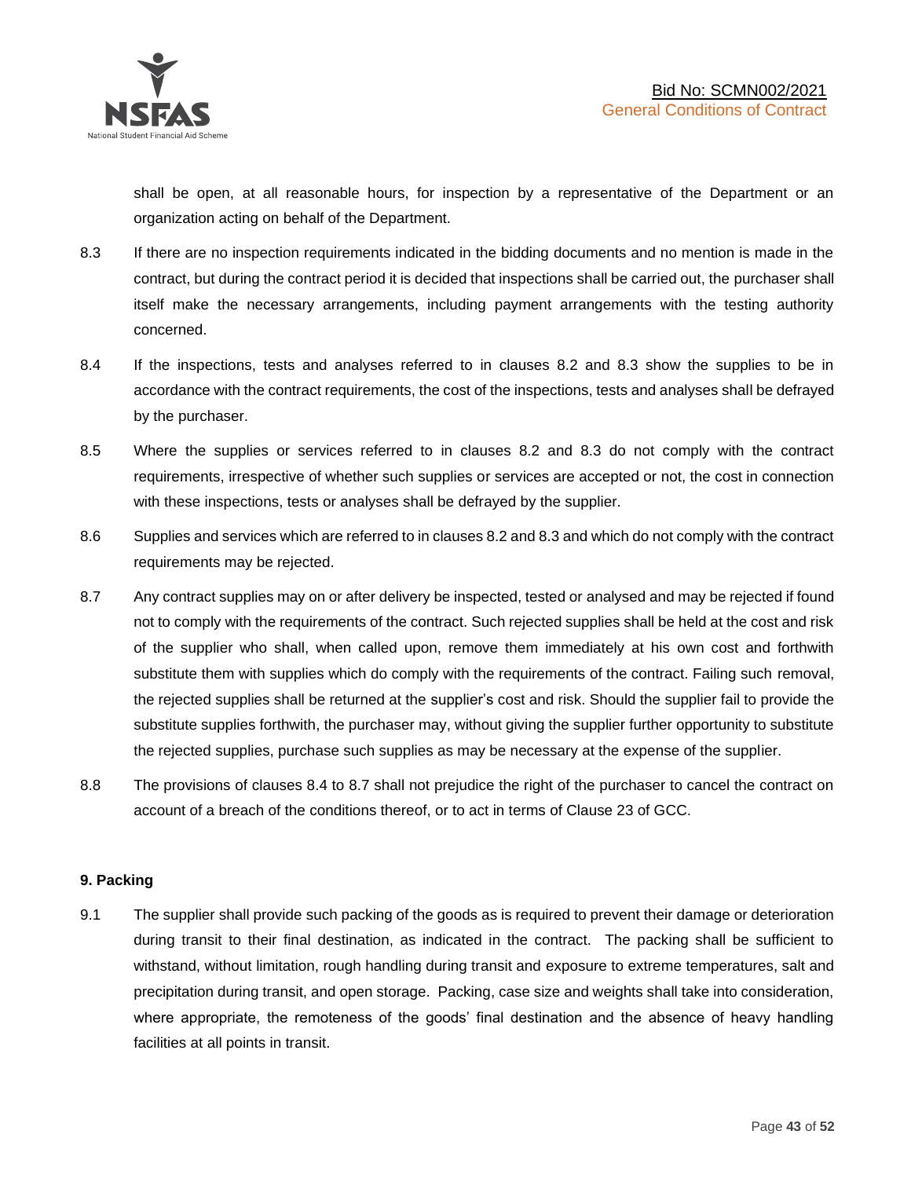shall be open, at all reasonable hours, for inspection by a representative of the Department or an organization acting on behalf of the Department.

8.3 If there are no inspection requirements indicated in the bidding documents and no mention is made in the contract, but during the contract period it is decided that inspections shall be carried out, the purchaser shall itself make the necessary arrangements, including payment arrangements with the testing authority concerned.

8.4 If the inspections, tests and analyses referred to in clauses 8.2 and 8.3 show the supplies to be in accordance with the contract requirements, the cost of the inspections, tests and analyses shall be defrayed by the purchaser.

8.5 Where the supplies or services referred to in clauses 8.2 and 8.3 do not comply with the contract requirements, irrespective of whether such supplies or services are accepted or not, the cost in connection with these inspections, tests or analyses shall be defrayed by the supplier.

8.6 Supplies and services which are referred to in clauses 8.2 and 8.3 and which do not comply with the contract requirements may be rejected.

8.7 Any contract supplies may on or after delivery be inspected, tested or analysed and may be rejected if found not to comply with the requirements of the contract. Such rejected supplies shall be held at the cost and risk of the supplier who shall, when called upon, remove them immediately at his own cost and forthwith substitute them with supplies which do comply with the requirements of the contract. Failing such removal, the rejected supplies shall be returned at the supplier's cost and risk. Should the supplier fail to provide the substitute supplies forthwith, the purchaser may, without giving the supplier further opportunity to substitute the rejected supplies, purchase such supplies as may be necessary at the expense of the supplier.

8.8 The provisions of clauses 8.4 to 8.7 shall not prejudice the right of the purchaser to cancel the contract on account of a breach of the conditions thereof, or to act in terms of Clause 23 of GCC.

**9. Packing**

9.1 The supplier shall provide such packing of the goods as is required to prevent their damage or deterioration during transit to their final destination, as indicated in the contract. The packing shall be sufficient to withstand, without limitation, rough handling during transit and exposure to extreme temperatures, salt and precipitation during transit, and open storage. Packing, case size and weights shall take into consideration, where appropriate, the remoteness of the goods' final destination and the absence of heavy handling facilities at all points in transit.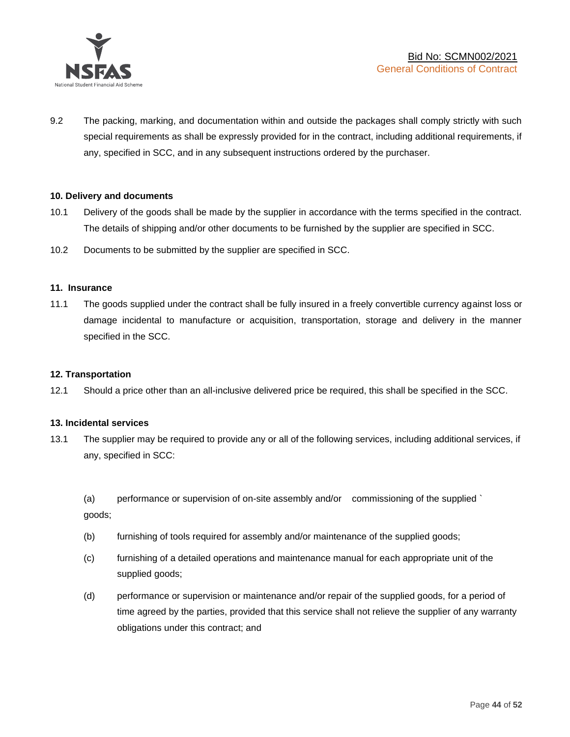9.2 The packing, marking, and documentation within and outside the packages shall comply strictly with such special requirements as shall be expressly provided for in the contract, including additional requirements, if any, specified in SCC, and in any subsequent instructions ordered by the purchaser.

**10. Delivery and documents**

10.1 Delivery of the goods shall be made by the supplier in accordance with the terms specified in the contract. The details of shipping and/or other documents to be furnished by the supplier are specified in SCC.

10.2 Documents to be submitted by the supplier are specified in SCC.

**11. Insurance**

11.1 The goods supplied under the contract shall be fully insured in a freely convertible currency against loss or damage incidental to manufacture or acquisition, transportation, storage and delivery in the manner specified in the SCC.

**12. Transportation**

12.1 Should a price other than an all-inclusive delivered price be required, this shall be specified in the SCC.

**13. Incidental services**

13.1 The supplier may be required to provide any or all of the following services, including additional services, if any, specified in SCC:

(a) performance or supervision of on-site assembly and/or commissioning of the supplied ` goods;

(b) furnishing of tools required for assembly and/or maintenance of the supplied goods;

(c) furnishing of a detailed operations and maintenance manual for each appropriate unit of the supplied goods;

(d) performance or supervision or maintenance and/or repair of the supplied goods, for a period of time agreed by the parties, provided that this service shall not relieve the supplier of any warranty obligations under this contract; and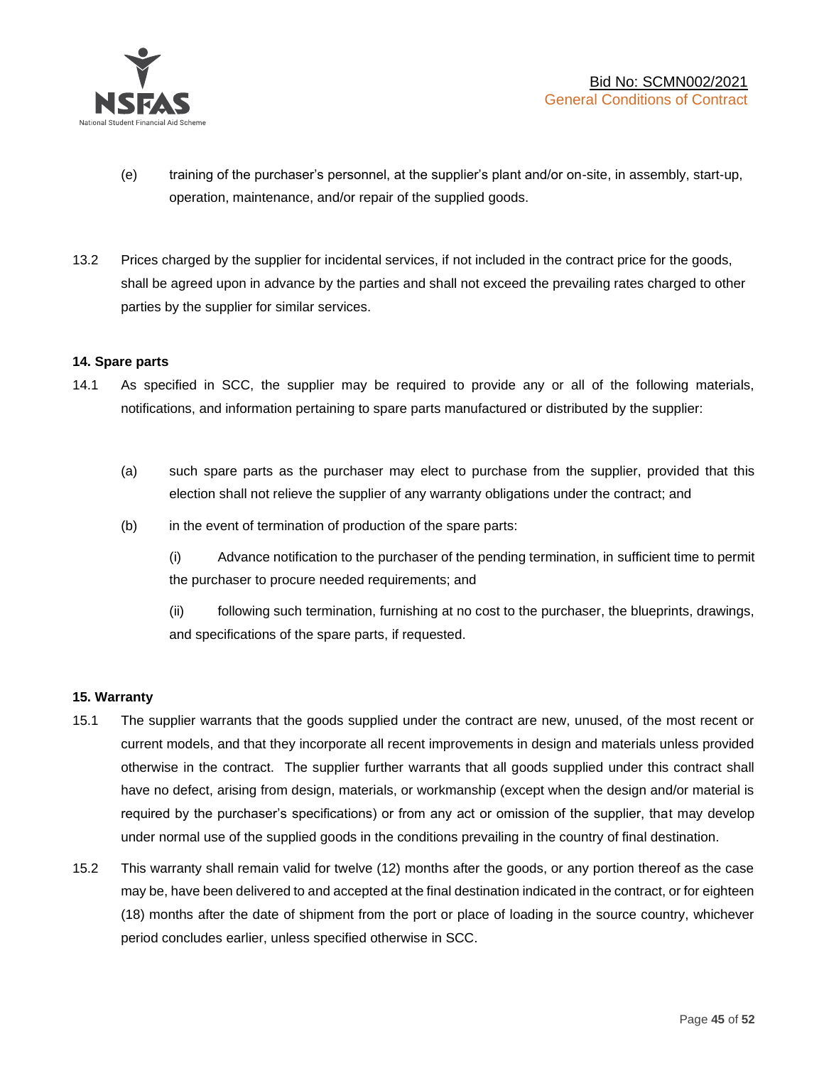(e) training of the purchaser's personnel, at the supplier's plant and/or on-site, in assembly, start-up, operation, maintenance, and/or repair of the supplied goods.

13.2 Prices charged by the supplier for incidental services, if not included in the contract price for the goods, shall be agreed upon in advance by the parties and shall not exceed the prevailing rates charged to other parties by the supplier for similar services.

**14. Spare parts**

14.1 As specified in SCC, the supplier may be required to provide any or all of the following materials, notifications, and information pertaining to spare parts manufactured or distributed by the supplier:

(a) such spare parts as the purchaser may elect to purchase from the supplier, provided that this election shall not relieve the supplier of any warranty obligations under the contract; and

(b) in the event of termination of production of the spare parts:

(i) Advance notification to the purchaser of the pending termination, in sufficient time to permit the purchaser to procure needed requirements; and

(ii) following such termination, furnishing at no cost to the purchaser, the blueprints, drawings, and specifications of the spare parts, if requested.

**15. Warranty**

15.1 The supplier warrants that the goods supplied under the contract are new, unused, of the most recent or current models, and that they incorporate all recent improvements in design and materials unless provided otherwise in the contract. The supplier further warrants that all goods supplied under this contract shall have no defect, arising from design, materials, or workmanship (except when the design and/or material is required by the purchaser's specifications) or from any act or omission of the supplier, that may develop under normal use of the supplied goods in the conditions prevailing in the country of final destination.

15.2 This warranty shall remain valid for twelve (12) months after the goods, or any portion thereof as the case may be, have been delivered to and accepted at the final destination indicated in the contract, or for eighteen (18) months after the date of shipment from the port or place of loading in the source country, whichever period concludes earlier, unless specified otherwise in SCC.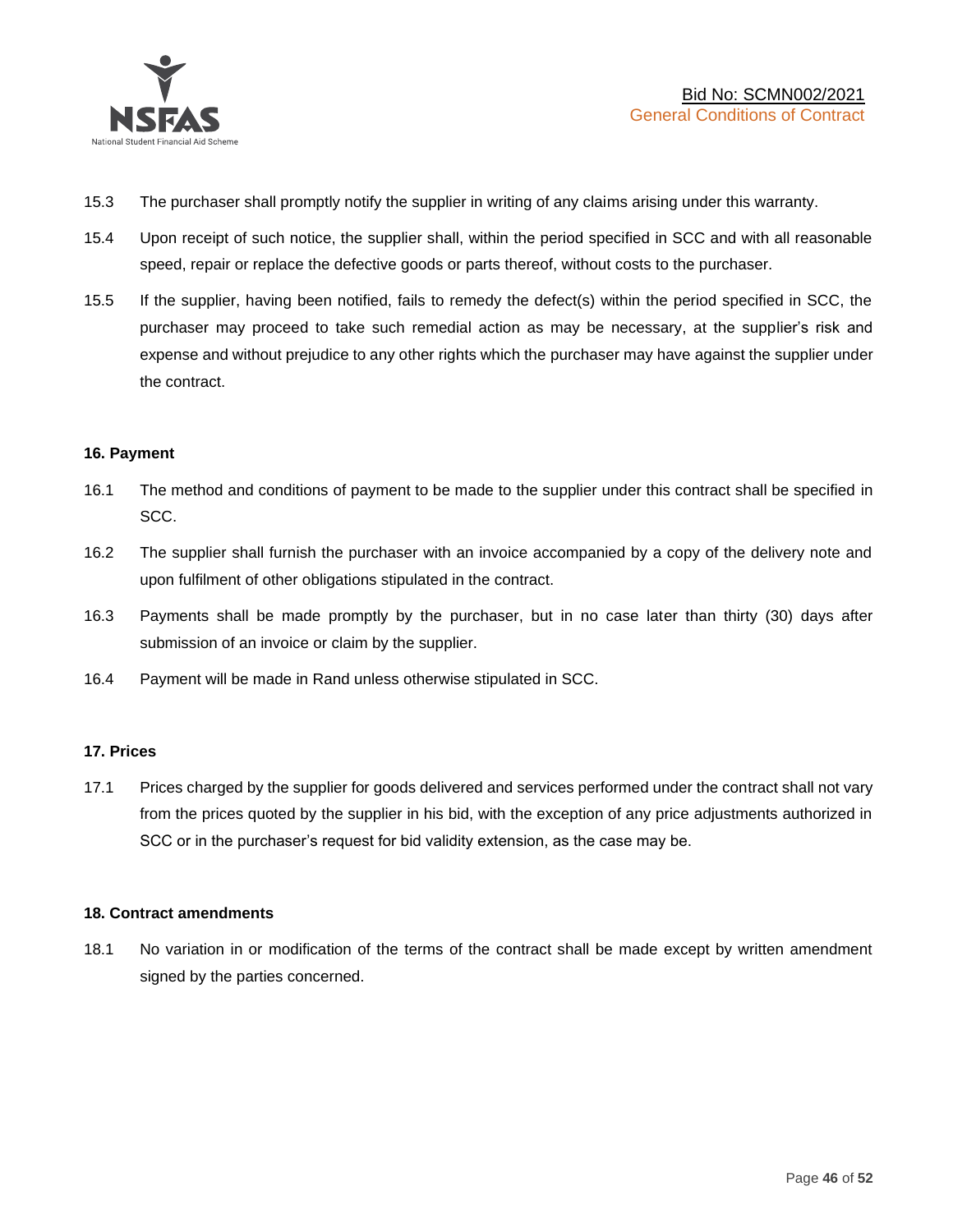15.3 The purchaser shall promptly notify the supplier in writing of any claims arising under this warranty.

15.4 Upon receipt of such notice, the supplier shall, within the period specified in SCC and with all reasonable speed, repair or replace the defective goods or parts thereof, without costs to the purchaser.

15.5 If the supplier, having been notified, fails to remedy the defect(s) within the period specified in SCC, the purchaser may proceed to take such remedial action as may be necessary, at the supplier's risk and expense and without prejudice to any other rights which the purchaser may have against the supplier under the contract.

**16. Payment**

16.1 The method and conditions of payment to be made to the supplier under this contract shall be specified in SCC.

16.2 The supplier shall furnish the purchaser with an invoice accompanied by a copy of the delivery note and upon fulfilment of other obligations stipulated in the contract.

16.3 Payments shall be made promptly by the purchaser, but in no case later than thirty (30) days after submission of an invoice or claim by the supplier.

16.4 Payment will be made in Rand unless otherwise stipulated in SCC.

**17. Prices**

17.1 Prices charged by the supplier for goods delivered and services performed under the contract shall not vary from the prices quoted by the supplier in his bid, with the exception of any price adjustments authorized in SCC or in the purchaser's request for bid validity extension, as the case may be.

**18. Contract amendments**

18.1 No variation in or modification of the terms of the contract shall be made except by written amendment signed by the parties concerned.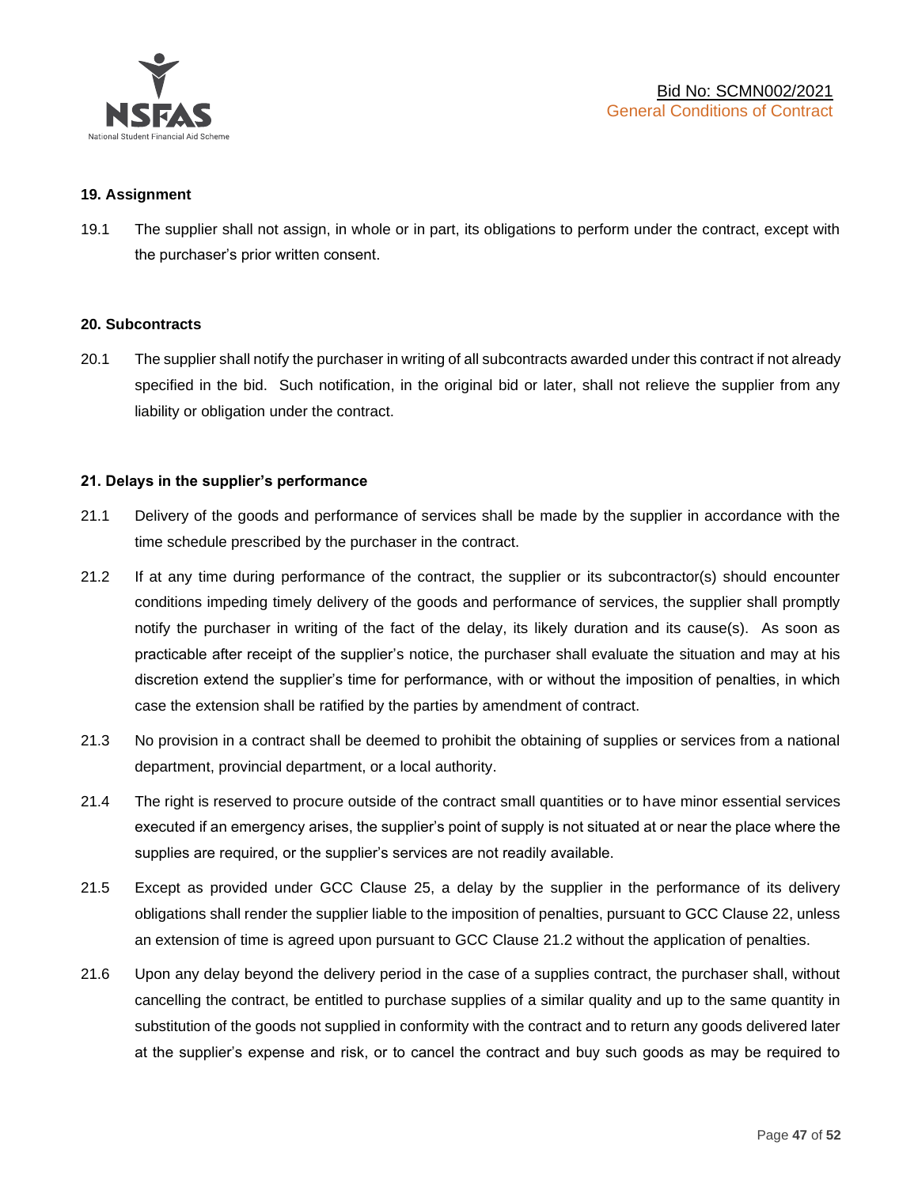### 19. Assignment

19.1 The supplier shall not assign, in whole or in part, its obligations to perform under the contract, except with the purchaser's prior written consent.

### 20. Subcontracts

20.1 The supplier shall notify the purchaser in writing of all subcontracts awarded under this contract if not already specified in the bid. Such notification, in the original bid or later, shall not relieve the supplier from any liability or obligation under the contract.

### 21. Delays in the supplier's performance

21.1 Delivery of the goods and performance of services shall be made by the supplier in accordance with the time schedule prescribed by the purchaser in the contract.

21.2 If at any time during performance of the contract, the supplier or its subcontractor(s) should encounter conditions impeding timely delivery of the goods and performance of services, the supplier shall promptly notify the purchaser in writing of the fact of the delay, its likely duration and its cause(s). As soon as practicable after receipt of the supplier's notice, the purchaser shall evaluate the situation and may at his discretion extend the supplier's time for performance, with or without the imposition of penalties, in which case the extension shall be ratified by the parties by amendment of contract.

21.3 No provision in a contract shall be deemed to prohibit the obtaining of supplies or services from a national department, provincial department, or a local authority.

21.4 The right is reserved to procure outside of the contract small quantities or to have minor essential services executed if an emergency arises, the supplier's point of supply is not situated at or near the place where the supplies are required, or the supplier's services are not readily available.

21.5 Except as provided under GCC Clause 25, a delay by the supplier in the performance of its delivery obligations shall render the supplier liable to the imposition of penalties, pursuant to GCC Clause 22, unless an extension of time is agreed upon pursuant to GCC Clause 21.2 without the application of penalties.

21.6 Upon any delay beyond the delivery period in the case of a supplies contract, the purchaser shall, without cancelling the contract, be entitled to purchase supplies of a similar quality and up to the same quantity in substitution of the goods not supplied in conformity with the contract and to return any goods delivered later at the supplier's expense and risk, or to cancel the contract and buy such goods as may be required to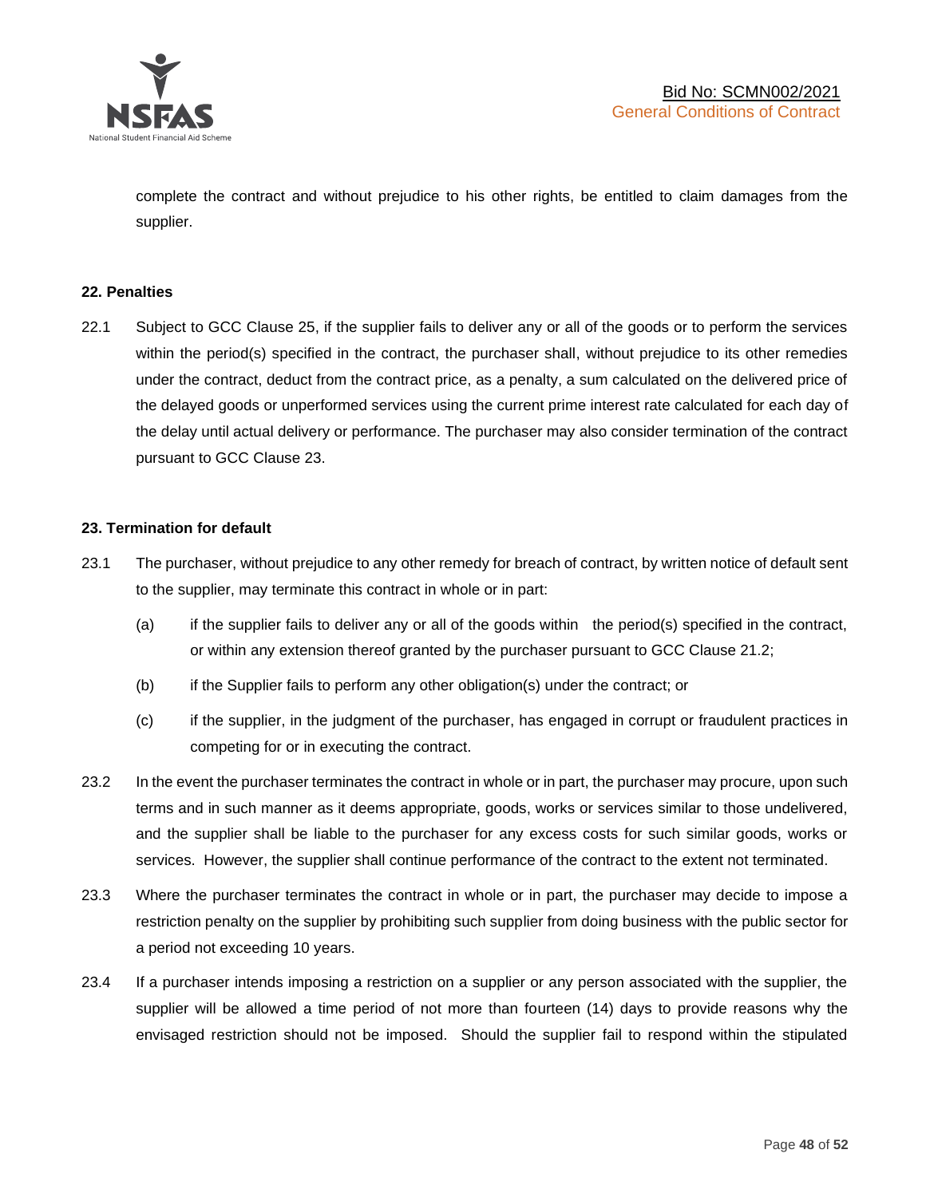complete the contract and without prejudice to his other rights, be entitled to claim damages from the supplier.

**22. Penalties**

22.1 Subject to GCC Clause 25, if the supplier fails to deliver any or all of the goods or to perform the services within the period(s) specified in the contract, the purchaser shall, without prejudice to its other remedies under the contract, deduct from the contract price, as a penalty, a sum calculated on the delivered price of the delayed goods or unperformed services using the current prime interest rate calculated for each day of the delay until actual delivery or performance. The purchaser may also consider termination of the contract pursuant to GCC Clause 23.

**23. Termination for default**

23.1 The purchaser, without prejudice to any other remedy for breach of contract, by written notice of default sent to the supplier, may terminate this contract in whole or in part:

(a) if the supplier fails to deliver any or all of the goods within the period(s) specified in the contract, or within any extension thereof granted by the purchaser pursuant to GCC Clause 21.2;

(b) if the Supplier fails to perform any other obligation(s) under the contract; or

(c) if the supplier, in the judgment of the purchaser, has engaged in corrupt or fraudulent practices in competing for or in executing the contract.

23.2 In the event the purchaser terminates the contract in whole or in part, the purchaser may procure, upon such terms and in such manner as it deems appropriate, goods, works or services similar to those undelivered, and the supplier shall be liable to the purchaser for any excess costs for such similar goods, works or services. However, the supplier shall continue performance of the contract to the extent not terminated.

23.3 Where the purchaser terminates the contract in whole or in part, the purchaser may decide to impose a restriction penalty on the supplier by prohibiting such supplier from doing business with the public sector for a period not exceeding 10 years.

23.4 If a purchaser intends imposing a restriction on a supplier or any person associated with the supplier, the supplier will be allowed a time period of not more than fourteen (14) days to provide reasons why the envisaged restriction should not be imposed. Should the supplier fail to respond within the stipulated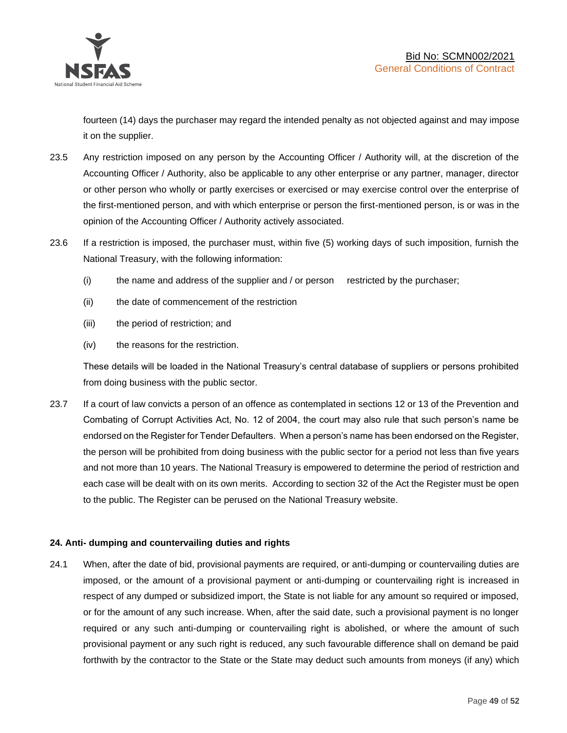fourteen (14) days the purchaser may regard the intended penalty as not objected against and may impose it on the supplier.

23.5 Any restriction imposed on any person by the Accounting Officer / Authority will, at the discretion of the Accounting Officer / Authority, also be applicable to any other enterprise or any partner, manager, director or other person who wholly or partly exercises or exercised or may exercise control over the enterprise of the first-mentioned person, and with which enterprise or person the first-mentioned person, is or was in the opinion of the Accounting Officer / Authority actively associated.

23.6 If a restriction is imposed, the purchaser must, within five (5) working days of such imposition, furnish the National Treasury, with the following information:

(i) the name and address of the supplier and / or person restricted by the purchaser;

(ii) the date of commencement of the restriction

(iii) the period of restriction; and

(iv) the reasons for the restriction.

These details will be loaded in the National Treasury's central database of suppliers or persons prohibited from doing business with the public sector.

23.7 If a court of law convicts a person of an offence as contemplated in sections 12 or 13 of the Prevention and Combating of Corrupt Activities Act, No. 12 of 2004, the court may also rule that such person's name be endorsed on the Register for Tender Defaulters. When a person's name has been endorsed on the Register, the person will be prohibited from doing business with the public sector for a period not less than five years and not more than 10 years. The National Treasury is empowered to determine the period of restriction and each case will be dealt with on its own merits. According to section 32 of the Act the Register must be open to the public. The Register can be perused on the National Treasury website.

**24. Anti- dumping and countervailing duties and rights**

24.1 When, after the date of bid, provisional payments are required, or anti-dumping or countervailing duties are imposed, or the amount of a provisional payment or anti-dumping or countervailing right is increased in respect of any dumped or subsidized import, the State is not liable for any amount so required or imposed, or for the amount of any such increase. When, after the said date, such a provisional payment is no longer required or any such anti-dumping or countervailing right is abolished, or where the amount of such provisional payment or any such right is reduced, any such favourable difference shall on demand be paid forthwith by the contractor to the State or the State may deduct such amounts from moneys (if any) which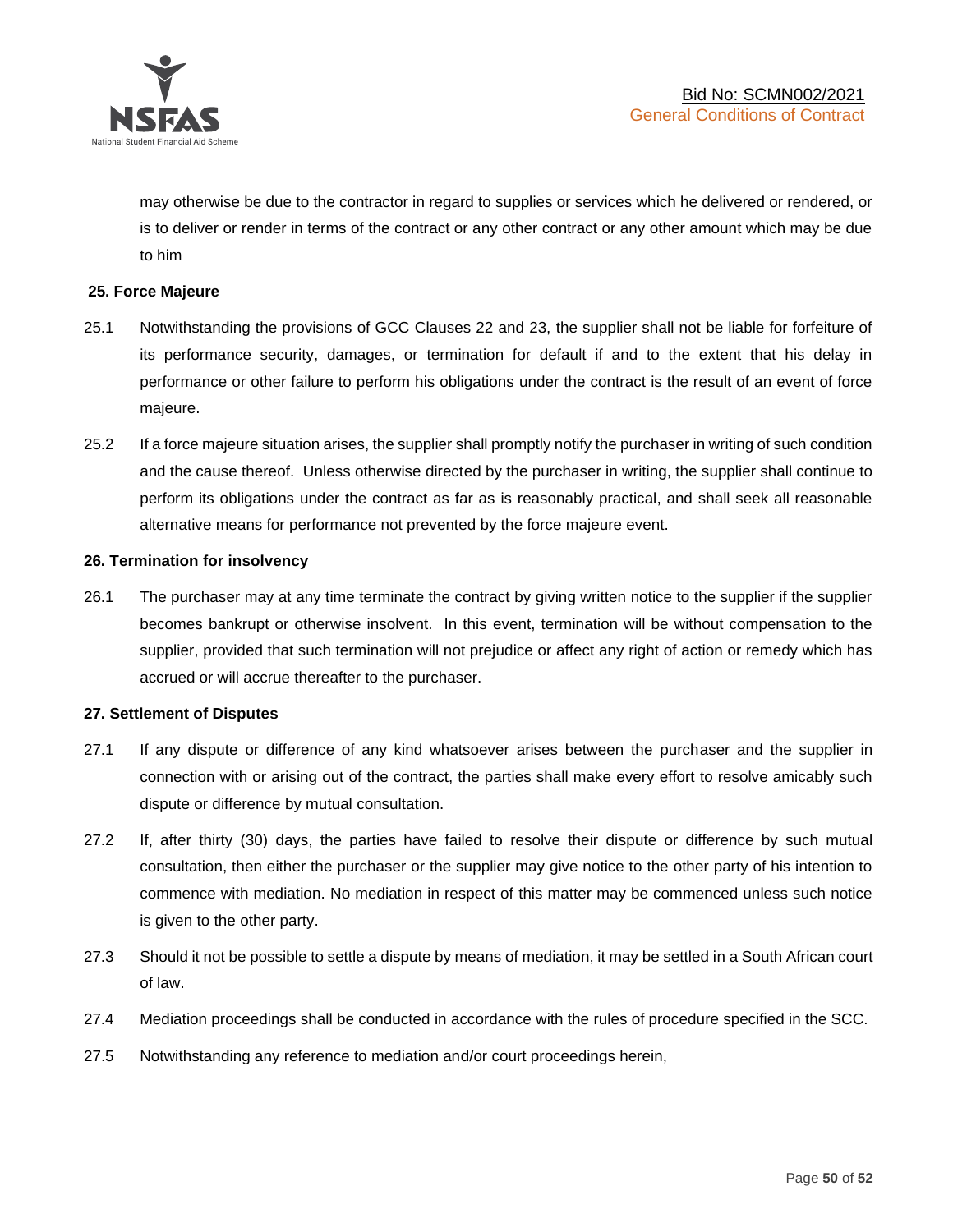may otherwise be due to the contractor in regard to supplies or services which he delivered or rendered, or is to deliver or render in terms of the contract or any other contract or any other amount which may be due to him

**25. Force Majeure**

25.1 Notwithstanding the provisions of GCC Clauses 22 and 23, the supplier shall not be liable for forfeiture of its performance security, damages, or termination for default if and to the extent that his delay in performance or other failure to perform his obligations under the contract is the result of an event of force majeure.

25.2 If a force majeure situation arises, the supplier shall promptly notify the purchaser in writing of such condition and the cause thereof. Unless otherwise directed by the purchaser in writing, the supplier shall continue to perform its obligations under the contract as far as is reasonably practical, and shall seek all reasonable alternative means for performance not prevented by the force majeure event.

**26. Termination for insolvency**

26.1 The purchaser may at any time terminate the contract by giving written notice to the supplier if the supplier becomes bankrupt or otherwise insolvent. In this event, termination will be without compensation to the supplier, provided that such termination will not prejudice or affect any right of action or remedy which has accrued or will accrue thereafter to the purchaser.

**27. Settlement of Disputes**

27.1 If any dispute or difference of any kind whatsoever arises between the purchaser and the supplier in connection with or arising out of the contract, the parties shall make every effort to resolve amicably such dispute or difference by mutual consultation.

27.2 If, after thirty (30) days, the parties have failed to resolve their dispute or difference by such mutual consultation, then either the purchaser or the supplier may give notice to the other party of his intention to commence with mediation. No mediation in respect of this matter may be commenced unless such notice is given to the other party.

27.3 Should it not be possible to settle a dispute by means of mediation, it may be settled in a South African court of law.

27.4 Mediation proceedings shall be conducted in accordance with the rules of procedure specified in the SCC.

27.5 Notwithstanding any reference to mediation and/or court proceedings herein,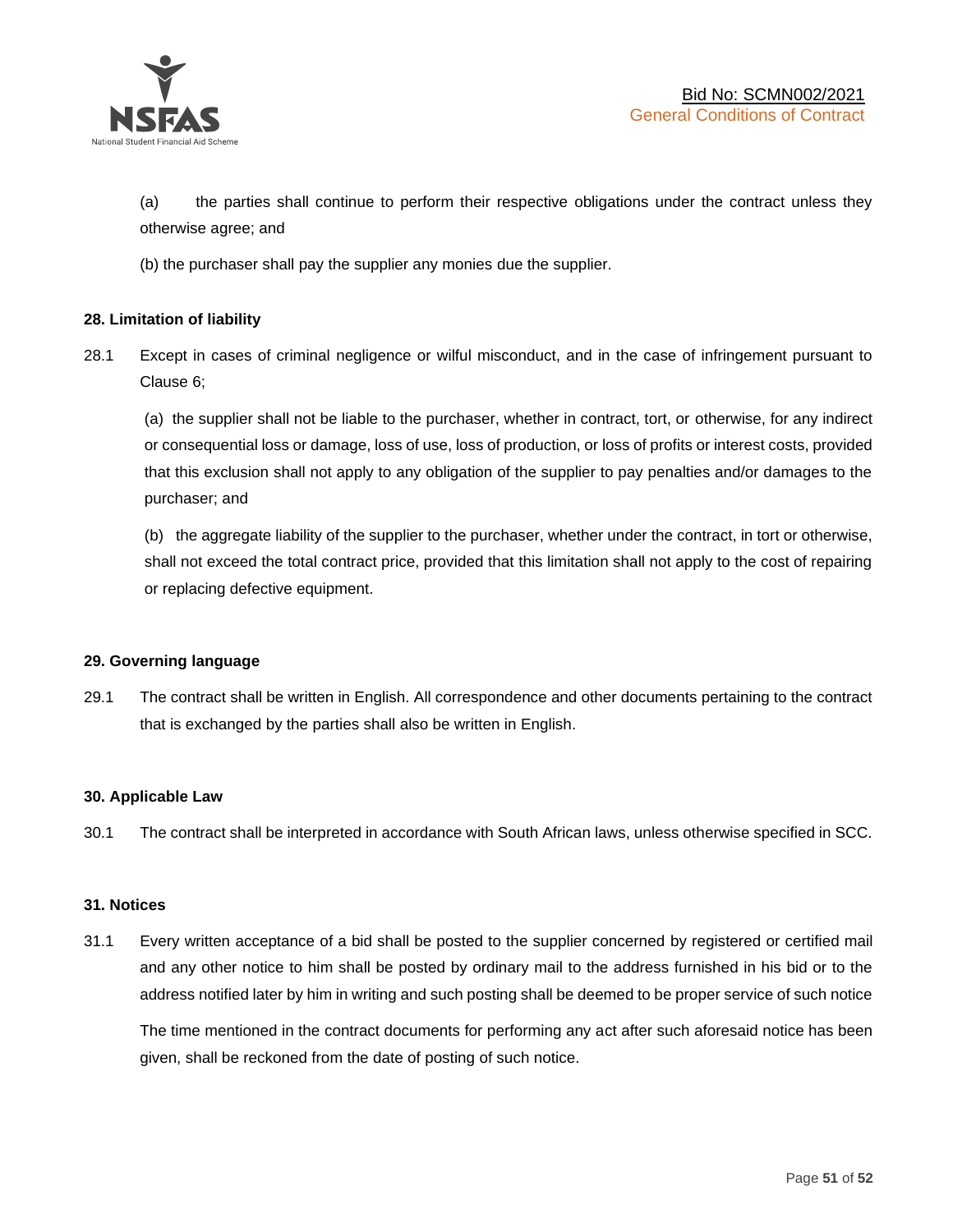(a) the parties shall continue to perform their respective obligations under the contract unless they otherwise agree; and

(b) the purchaser shall pay the supplier any monies due the supplier.

**28. Limitation of liability**

28.1 Except in cases of criminal negligence or wilful misconduct, and in the case of infringement pursuant to Clause 6;

(a) the supplier shall not be liable to the purchaser, whether in contract, tort, or otherwise, for any indirect or consequential loss or damage, loss of use, loss of production, or loss of profits or interest costs, provided that this exclusion shall not apply to any obligation of the supplier to pay penalties and/or damages to the purchaser; and

(b) the aggregate liability of the supplier to the purchaser, whether under the contract, in tort or otherwise, shall not exceed the total contract price, provided that this limitation shall not apply to the cost of repairing or replacing defective equipment.

**29. Governing language**

29.1 The contract shall be written in English. All correspondence and other documents pertaining to the contract that is exchanged by the parties shall also be written in English.

**30. Applicable Law**

30.1 The contract shall be interpreted in accordance with South African laws, unless otherwise specified in SCC.

**31. Notices**

31.1 Every written acceptance of a bid shall be posted to the supplier concerned by registered or certified mail and any other notice to him shall be posted by ordinary mail to the address furnished in his bid or to the address notified later by him in writing and such posting shall be deemed to be proper service of such notice

The time mentioned in the contract documents for performing any act after such aforesaid notice has been given, shall be reckoned from the date of posting of such notice.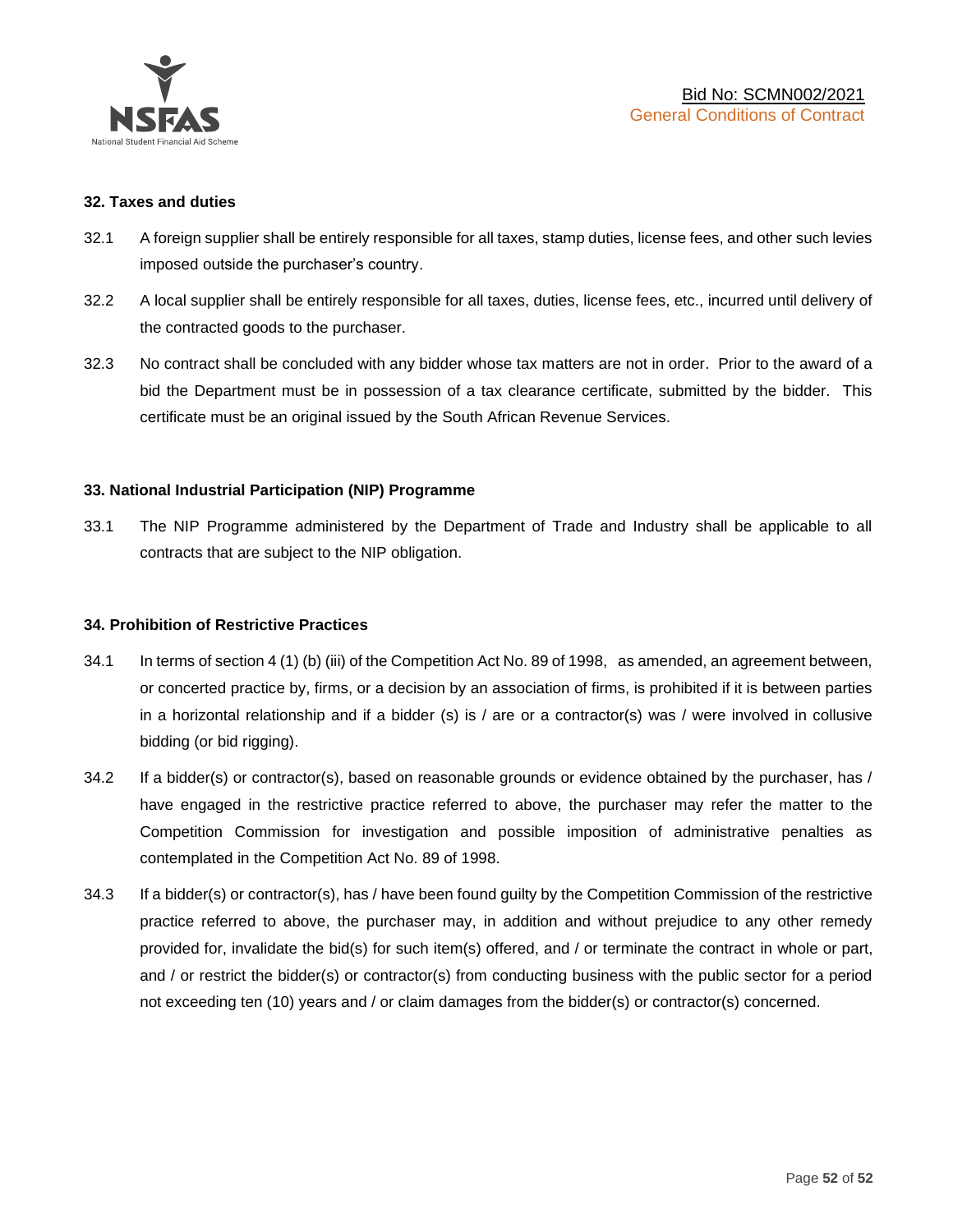### 32. Taxes and duties

32.1 A foreign supplier shall be entirely responsible for all taxes, stamp duties, license fees, and other such levies imposed outside the purchaser's country.

32.2 A local supplier shall be entirely responsible for all taxes, duties, license fees, etc., incurred until delivery of the contracted goods to the purchaser.

32.3 No contract shall be concluded with any bidder whose tax matters are not in order. Prior to the award of a bid the Department must be in possession of a tax clearance certificate, submitted by the bidder. This certificate must be an original issued by the South African Revenue Services.

### 33. National Industrial Participation (NIP) Programme

33.1 The NIP Programme administered by the Department of Trade and Industry shall be applicable to all contracts that are subject to the NIP obligation.

### 34. Prohibition of Restrictive Practices

34.1 In terms of section 4 (1) (b) (iii) of the Competition Act No. 89 of 1998, as amended, an agreement between, or concerted practice by, firms, or a decision by an association of firms, is prohibited if it is between parties in a horizontal relationship and if a bidder (s) is / are or a contractor(s) was / were involved in collusive bidding (or bid rigging).

34.2 If a bidder(s) or contractor(s), based on reasonable grounds or evidence obtained by the purchaser, has / have engaged in the restrictive practice referred to above, the purchaser may refer the matter to the Competition Commission for investigation and possible imposition of administrative penalties as contemplated in the Competition Act No. 89 of 1998.

34.3 If a bidder(s) or contractor(s), has / have been found guilty by the Competition Commission of the restrictive practice referred to above, the purchaser may, in addition and without prejudice to any other remedy provided for, invalidate the bid(s) for such item(s) offered, and / or terminate the contract in whole or part, and / or restrict the bidder(s) or contractor(s) from conducting business with the public sector for a period not exceeding ten (10) years and / or claim damages from the bidder(s) or contractor(s) concerned.